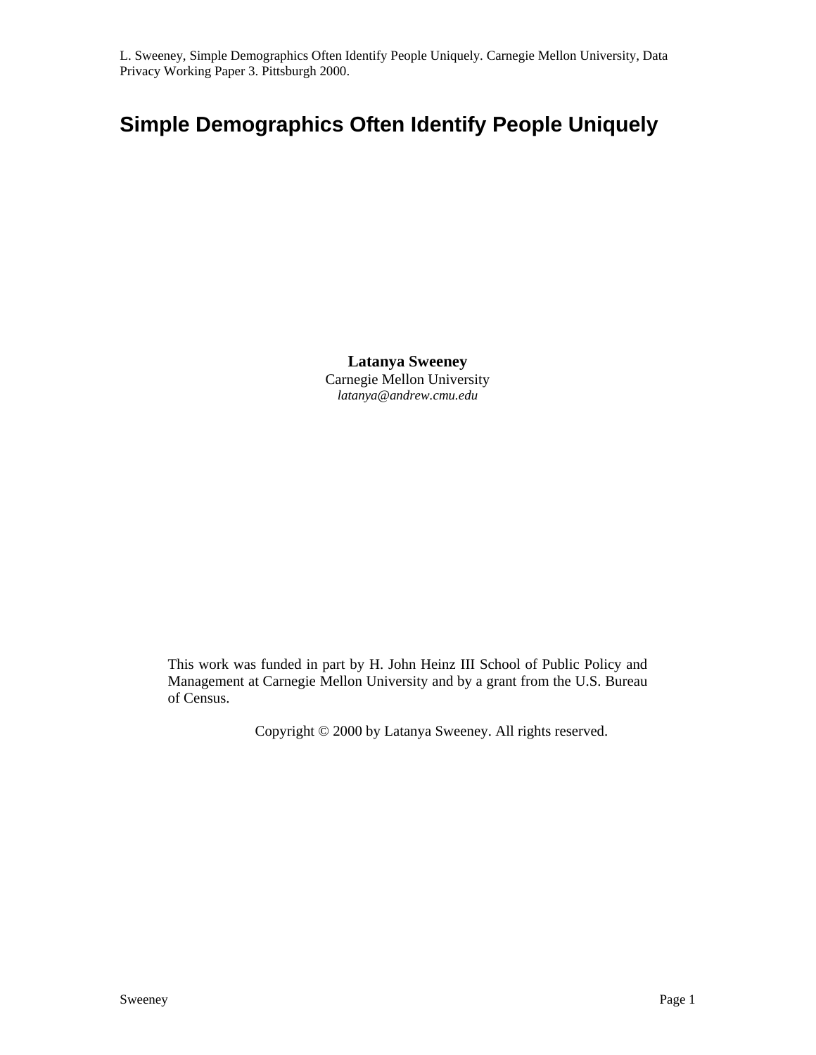L. Sweeney, Simple Demographics Often Identify People Uniquely. Carnegie Mellon University, Data Privacy Working Paper 3. Pittsburgh 2000.

# Simple Demographics Often Identify People Uniquely

**Latanya Sweeney**
Carnegie Mellon University
*latanya@andrew.cmu.edu*

This work was funded in part by H. John Heinz III School of Public Policy and Management at Carnegie Mellon University and by a grant from the U.S. Bureau of Census.

Copyright © 2000 by Latanya Sweeney. All rights reserved.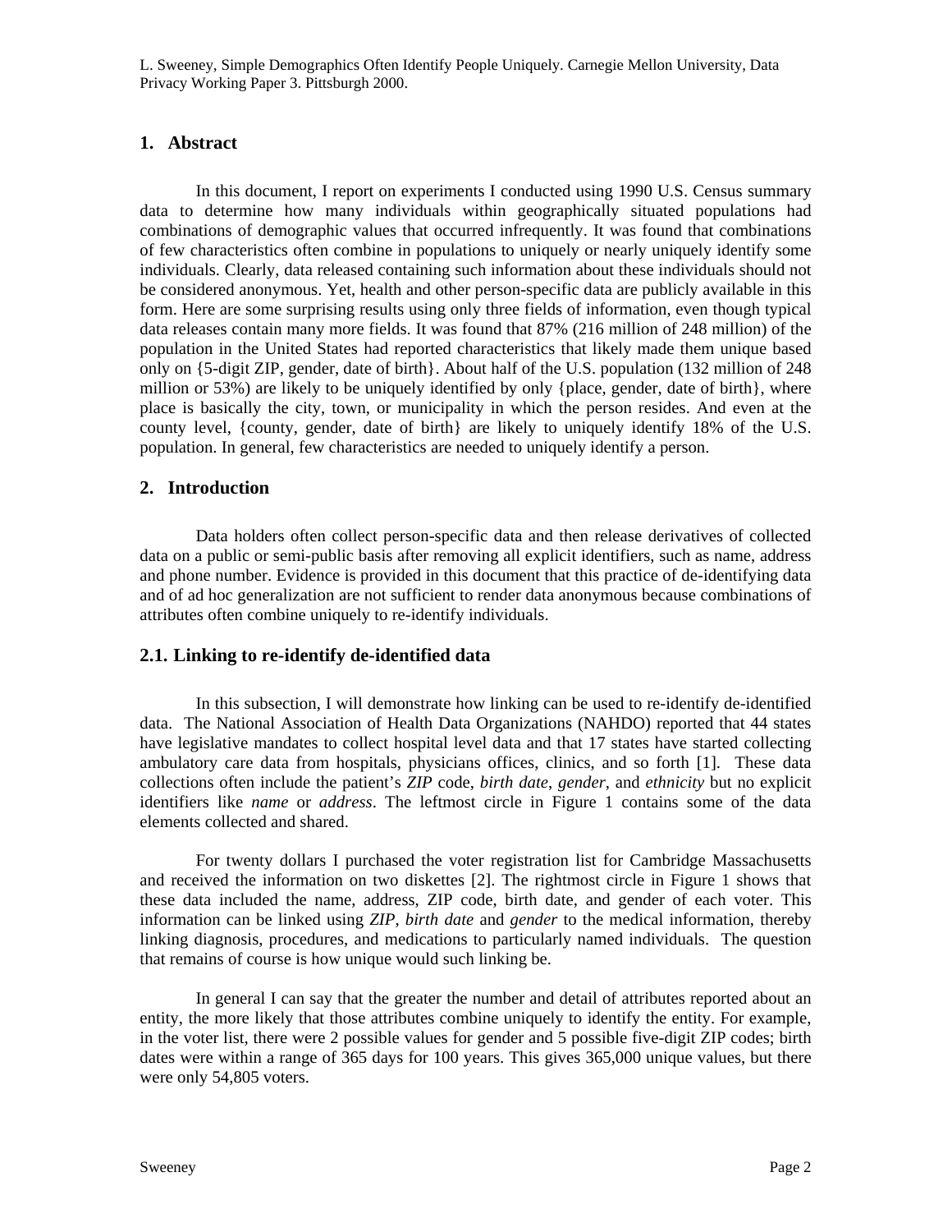## 1. Abstract

In this document, I report on experiments I conducted using 1990 U.S. Census summary data to determine how many individuals within geographically situated populations had combinations of demographic values that occurred infrequently. It was found that combinations of few characteristics often combine in populations to uniquely or nearly uniquely identify some individuals. Clearly, data released containing such information about these individuals should not be considered anonymous. Yet, health and other person-specific data are publicly available in this form. Here are some surprising results using only three fields of information, even though typical data releases contain many more fields. It was found that 87% (216 million of 248 million) of the population in the United States had reported characteristics that likely made them unique based only on {5-digit ZIP, gender, date of birth}. About half of the U.S. population (132 million of 248 million or 53%) are likely to be uniquely identified by only {place, gender, date of birth}, where place is basically the city, town, or municipality in which the person resides. And even at the county level, {county, gender, date of birth} are likely to uniquely identify 18% of the U.S. population. In general, few characteristics are needed to uniquely identify a person.

## 2. Introduction

Data holders often collect person-specific data and then release derivatives of collected data on a public or semi-public basis after removing all explicit identifiers, such as name, address and phone number. Evidence is provided in this document that this practice of de-identifying data and of ad hoc generalization are not sufficient to render data anonymous because combinations of attributes often combine uniquely to re-identify individuals.

### 2.1. Linking to re-identify de-identified data

In this subsection, I will demonstrate how linking can be used to re-identify de-identified data. The National Association of Health Data Organizations (NAHDO) reported that 44 states have legislative mandates to collect hospital level data and that 17 states have started collecting ambulatory care data from hospitals, physicians offices, clinics, and so forth [1]. These data collections often include the patient's *ZIP* code, *birth date*, *gender*, and *ethnicity* but no explicit identifiers like *name* or *address*. The leftmost circle in Figure 1 contains some of the data elements collected and shared.

For twenty dollars I purchased the voter registration list for Cambridge Massachusetts and received the information on two diskettes [2]. The rightmost circle in Figure 1 shows that these data included the name, address, ZIP code, birth date, and gender of each voter. This information can be linked using *ZIP*, *birth date* and *gender* to the medical information, thereby linking diagnosis, procedures, and medications to particularly named individuals. The question that remains of course is how unique would such linking be.

In general I can say that the greater the number and detail of attributes reported about an entity, the more likely that those attributes combine uniquely to identify the entity. For example, in the voter list, there were 2 possible values for gender and 5 possible five-digit ZIP codes; birth dates were within a range of 365 days for 100 years. This gives 365,000 unique values, but there were only 54,805 voters.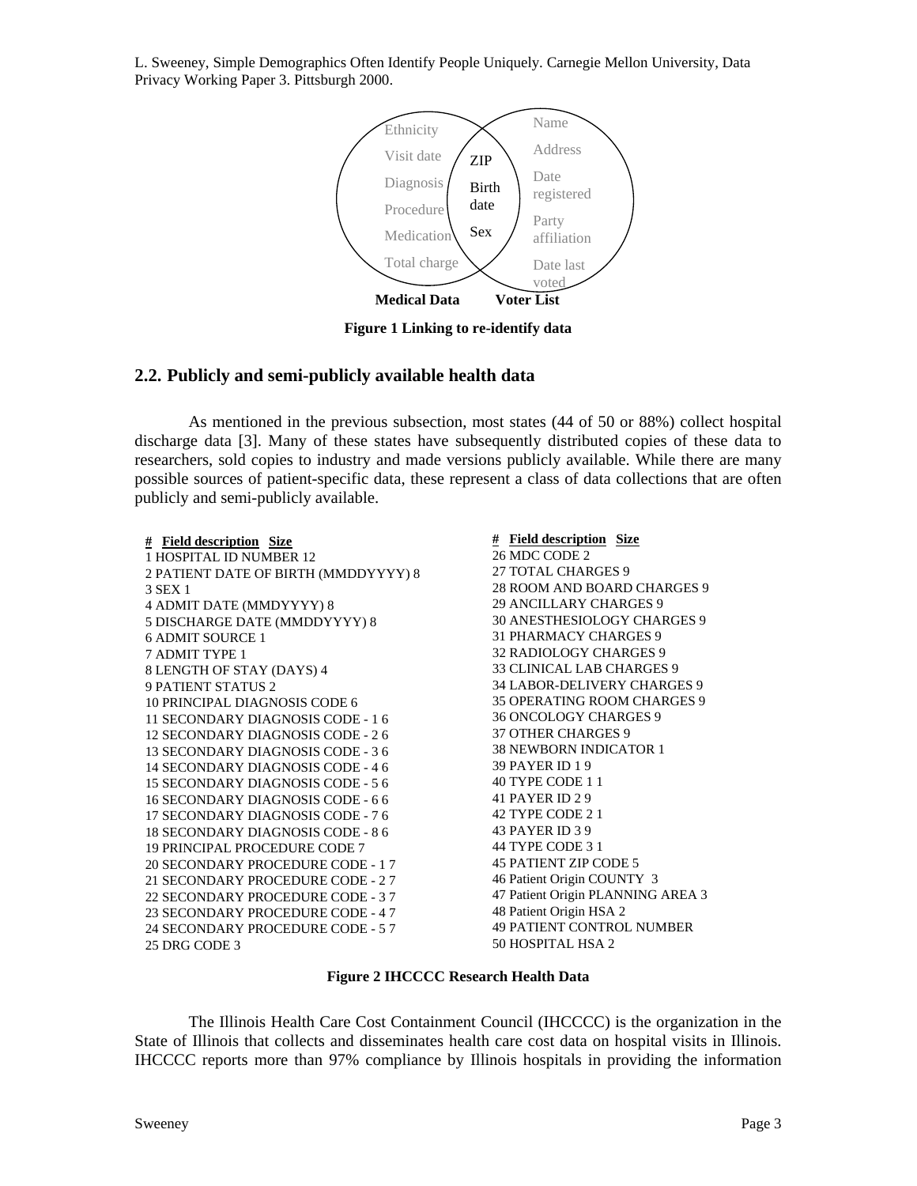Ethnicity
Visit date
Diagnosis
Procedure
Medication
Total charge

ZIP
Birth date
Sex

Name
Address
Date registered
Party affiliation
Date last voted

**Medical Data** **Voter List**

**Figure 1 Linking to re-identify data**

## 2.2. Publicly and semi-publicly available health data

As mentioned in the previous subsection, most states (44 of 50 or 88%) collect hospital discharge data [3]. Many of these states have subsequently distributed copies of these data to researchers, sold copies to industry and made versions publicly available. While there are many possible sources of patient-specific data, these represent a class of data collections that are often publicly and semi-publicly available.

| # | Field description | Size |
|---|---|---|
| 1 | HOSPITAL ID NUMBER | 12 |
| 2 | PATIENT DATE OF BIRTH (MMDDYYYY) | 8 |
| 3 | SEX | 1 |
| 4 | ADMIT DATE (MMDYYYY) | 8 |
| 5 | DISCHARGE DATE (MMDDYYYY) | 8 |
| 6 | ADMIT SOURCE | 1 |
| 7 | ADMIT TYPE | 1 |
| 8 | LENGTH OF STAY (DAYS) | 4 |
| 9 | PATIENT STATUS | 2 |
| 10 | PRINCIPAL DIAGNOSIS CODE | 6 |
| 11 | SECONDARY DIAGNOSIS CODE - 1 | 6 |
| 12 | SECONDARY DIAGNOSIS CODE - 2 | 6 |
| 13 | SECONDARY DIAGNOSIS CODE - 3 | 6 |
| 14 | SECONDARY DIAGNOSIS CODE - 4 | 6 |
| 15 | SECONDARY DIAGNOSIS CODE - 5 | 6 |
| 16 | SECONDARY DIAGNOSIS CODE - 6 | 6 |
| 17 | SECONDARY DIAGNOSIS CODE - 7 | 6 |
| 18 | SECONDARY DIAGNOSIS CODE - 8 | 6 |
| 19 | PRINCIPAL PROCEDURE CODE | 7 |
| 20 | SECONDARY PROCEDURE CODE - 1 | 7 |
| 21 | SECONDARY PROCEDURE CODE - 2 | 7 |
| 22 | SECONDARY PROCEDURE CODE - 3 | 7 |
| 23 | SECONDARY PROCEDURE CODE - 4 | 7 |
| 24 | SECONDARY PROCEDURE CODE - 5 | 7 |
| 25 | DRG CODE | 3 |
| 26 | MDC CODE | 2 |
| 27 | TOTAL CHARGES | 9 |
| 28 | ROOM AND BOARD CHARGES | 9 |
| 29 | ANCILLARY CHARGES | 9 |
| 30 | ANESTHESIOLOGY CHARGES | 9 |
| 31 | PHARMACY CHARGES | 9 |
| 32 | RADIOLOGY CHARGES | 9 |
| 33 | CLINICAL LAB CHARGES | 9 |
| 34 | LABOR-DELIVERY CHARGES | 9 |
| 35 | OPERATING ROOM CHARGES | 9 |
| 36 | ONCOLOGY CHARGES | 9 |
| 37 | OTHER CHARGES | 9 |
| 38 | NEWBORN INDICATOR | 1 |
| 39 | PAYER ID 1 | 9 |
| 40 | TYPE CODE 1 | 1 |
| 41 | PAYER ID 2 | 9 |
| 42 | TYPE CODE 2 | 1 |
| 43 | PAYER ID 3 | 9 |
| 44 | TYPE CODE 3 | 1 |
| 45 | PATIENT ZIP CODE | 5 |
| 46 | Patient Origin COUNTY | 3 |
| 47 | Patient Origin PLANNING AREA | 3 |
| 48 | Patient Origin HSA | 2 |
| 49 | PATIENT CONTROL NUMBER | |
| 50 | HOSPITAL HSA | 2 |

**Figure 2 IHCCCC Research Health Data**

The Illinois Health Care Cost Containment Council (IHCCCC) is the organization in the State of Illinois that collects and disseminates health care cost data on hospital visits in Illinois. IHCCCC reports more than 97% compliance by Illinois hospitals in providing the information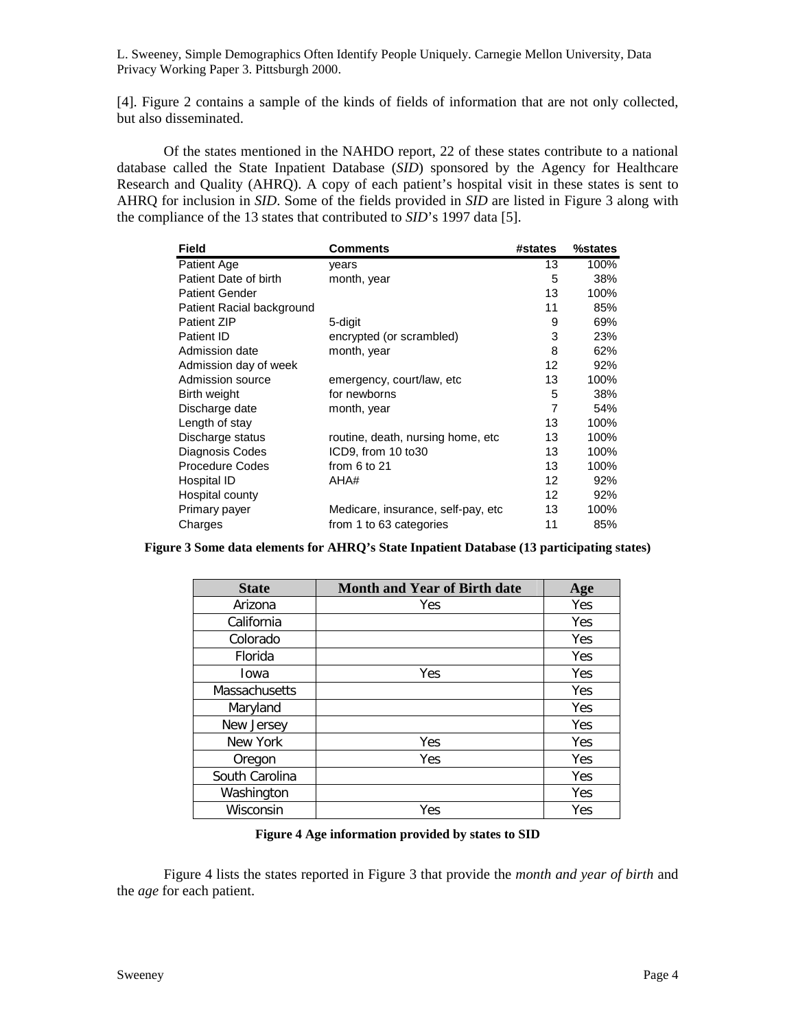[4]. Figure 2 contains a sample of the kinds of fields of information that are not only collected, but also disseminated.

Of the states mentioned in the NAHDO report, 22 of these states contribute to a national database called the State Inpatient Database (*SID*) sponsored by the Agency for Healthcare Research and Quality (AHRQ). A copy of each patient's hospital visit in these states is sent to AHRQ for inclusion in *SID*. Some of the fields provided in *SID* are listed in Figure 3 along with the compliance of the 13 states that contributed to *SID*'s 1997 data [5].

| Field | Comments | #states | %states |
|---|---|---|---|
| Patient Age | years | 13 | 100% |
| Patient Date of birth | month, year | 5 | 38% |
| Patient Gender | | 13 | 100% |
| Patient Racial background | | 11 | 85% |
| Patient ZIP | 5-digit | 9 | 69% |
| Patient ID | encrypted (or scrambled) | 3 | 23% |
| Admission date | month, year | 8 | 62% |
| Admission day of week | | 12 | 92% |
| Admission source | emergency, court/law, etc | 13 | 100% |
| Birth weight | for newborns | 5 | 38% |
| Discharge date | month, year | 7 | 54% |
| Length of stay | | 13 | 100% |
| Discharge status | routine, death, nursing home, etc | 13 | 100% |
| Diagnosis Codes | ICD9, from 10 to30 | 13 | 100% |
| Procedure Codes | from 6 to 21 | 13 | 100% |
| Hospital ID | AHA# | 12 | 92% |
| Hospital county | | 12 | 92% |
| Primary payer | Medicare, insurance, self-pay, etc | 13 | 100% |
| Charges | from 1 to 63 categories | 11 | 85% |

**Figure 3 Some data elements for AHRQ's State Inpatient Database (13 participating states)**

| State | Month and Year of Birth date | Age |
|---|---|---|
| Arizona | Yes | Yes |
| California | | Yes |
| Colorado | | Yes |
| Florida | | Yes |
| Iowa | Yes | Yes |
| Massachusetts | | Yes |
| Maryland | | Yes |
| New Jersey | | Yes |
| New York | Yes | Yes |
| Oregon | Yes | Yes |
| South Carolina | | Yes |
| Washington | | Yes |
| Wisconsin | Yes | Yes |

**Figure 4 Age information provided by states to SID**

Figure 4 lists the states reported in Figure 3 that provide the *month and year of birth* and the *age* for each patient.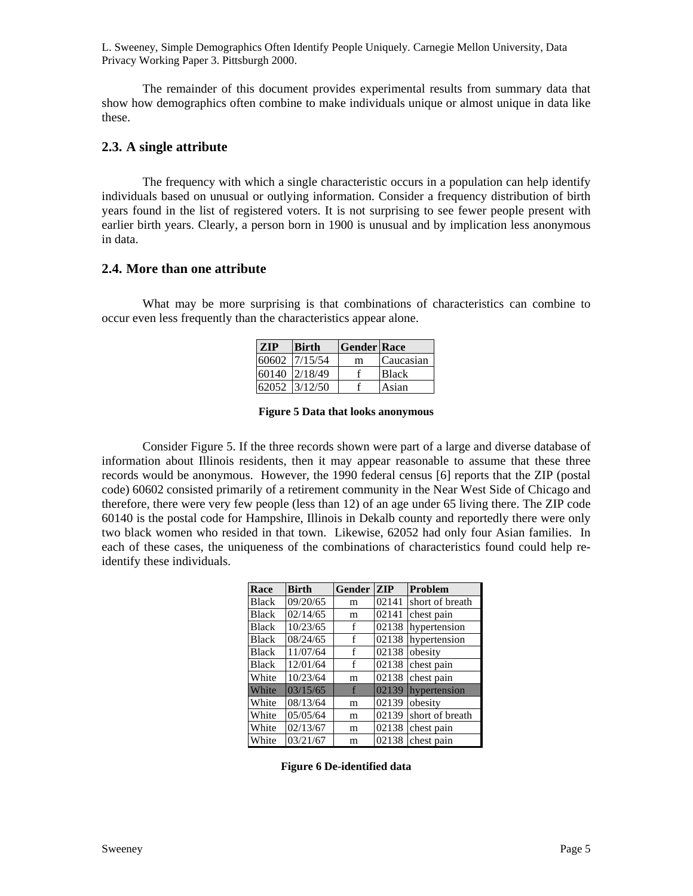The remainder of this document provides experimental results from summary data that show how demographics often combine to make individuals unique or almost unique in data like these.

## 2.3. A single attribute

The frequency with which a single characteristic occurs in a population can help identify individuals based on unusual or outlying information. Consider a frequency distribution of birth years found in the list of registered voters. It is not surprising to see fewer people present with earlier birth years. Clearly, a person born in 1900 is unusual and by implication less anonymous in data.

## 2.4. More than one attribute

What may be more surprising is that combinations of characteristics can combine to occur even less frequently than the characteristics appear alone.

| ZIP | Birth | Gender | Race |
|---|---|---|---|
| 60602 | 7/15/54 | m | Caucasian |
| 60140 | 2/18/49 | f | Black |
| 62052 | 3/12/50 | f | Asian |

**Figure 5 Data that looks anonymous**

Consider Figure 5. If the three records shown were part of a large and diverse database of information about Illinois residents, then it may appear reasonable to assume that these three records would be anonymous. However, the 1990 federal census [6] reports that the ZIP (postal code) 60602 consisted primarily of a retirement community in the Near West Side of Chicago and therefore, there were very few people (less than 12) of an age under 65 living there. The ZIP code 60140 is the postal code for Hampshire, Illinois in Dekalb county and reportedly there were only two black women who resided in that town. Likewise, 62052 had only four Asian families. In each of these cases, the uniqueness of the combinations of characteristics found could help re-identify these individuals.

| Race | Birth | Gender | ZIP | Problem |
|---|---|---|---|---|
| Black | 09/20/65 | m | 02141 | short of breath |
| Black | 02/14/65 | m | 02141 | chest pain |
| Black | 10/23/65 | f | 02138 | hypertension |
| Black | 08/24/65 | f | 02138 | hypertension |
| Black | 11/07/64 | f | 02138 | obesity |
| Black | 12/01/64 | f | 02138 | chest pain |
| White | 10/23/64 | m | 02138 | chest pain |
| White | 03/15/65 | f | 02139 | hypertension |
| White | 08/13/64 | m | 02139 | obesity |
| White | 05/05/64 | m | 02139 | short of breath |
| White | 02/13/67 | m | 02138 | chest pain |
| White | 03/21/67 | m | 02138 | chest pain |

**Figure 6 De-identified data**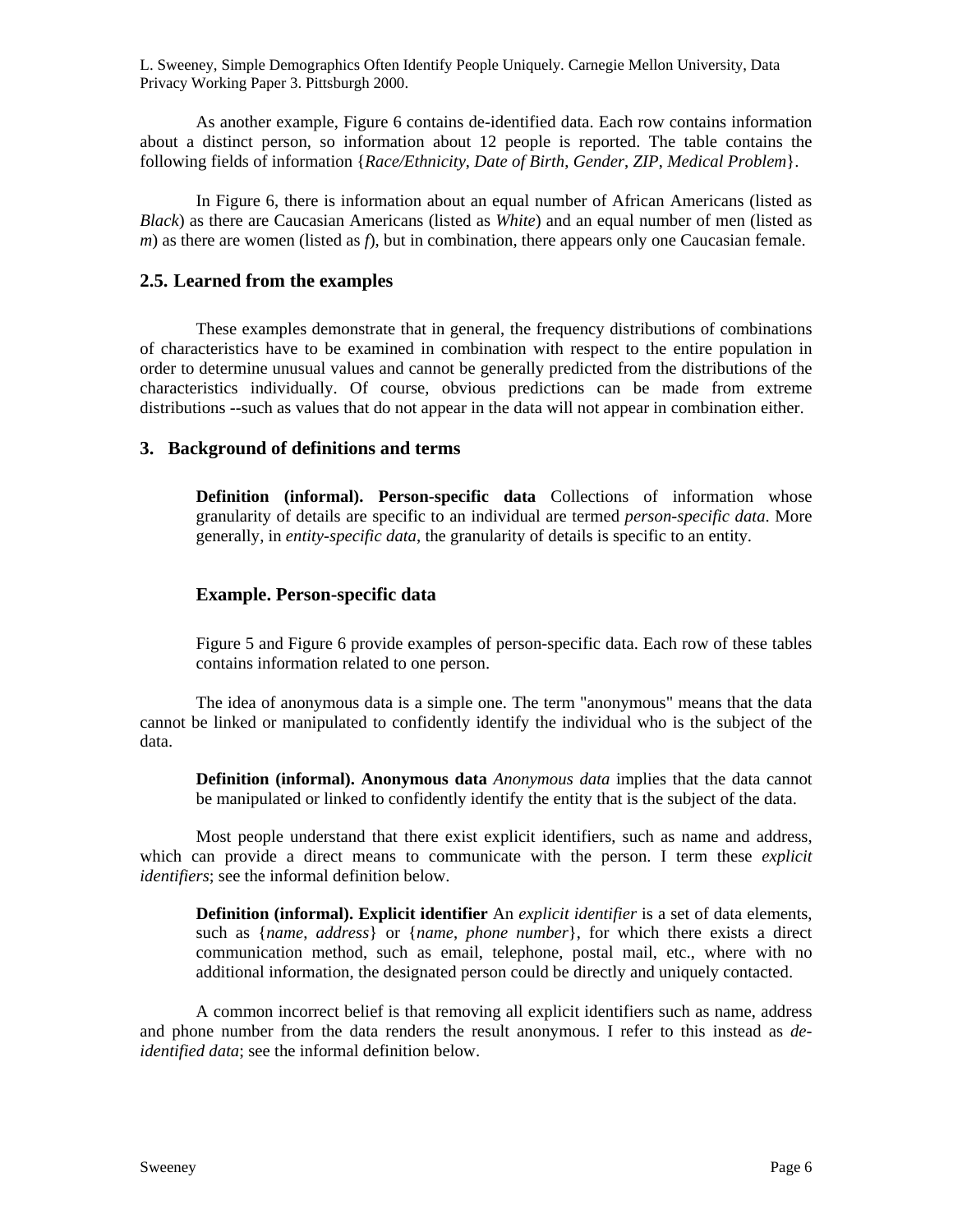As another example, Figure 6 contains de-identified data. Each row contains information about a distinct person, so information about 12 people is reported. The table contains the following fields of information {*Race/Ethnicity*, *Date of Birth*, *Gender*, *ZIP*, *Medical Problem*}.

In Figure 6, there is information about an equal number of African Americans (listed as *Black*) as there are Caucasian Americans (listed as *White*) and an equal number of men (listed as *m*) as there are women (listed as *f*), but in combination, there appears only one Caucasian female.

## 2.5. Learned from the examples

These examples demonstrate that in general, the frequency distributions of combinations of characteristics have to be examined in combination with respect to the entire population in order to determine unusual values and cannot be generally predicted from the distributions of the characteristics individually. Of course, obvious predictions can be made from extreme distributions --such as values that do not appear in the data will not appear in combination either.

## 3. Background of definitions and terms

> **Definition (informal). Person-specific data** Collections of information whose granularity of details are specific to an individual are termed *person-specific data*. More generally, in *entity-specific data*, the granularity of details is specific to an entity.

> ### Example. Person-specific data
>
> Figure 5 and Figure 6 provide examples of person-specific data. Each row of these tables contains information related to one person.

The idea of anonymous data is a simple one. The term "anonymous" means that the data cannot be linked or manipulated to confidently identify the individual who is the subject of the data.

> **Definition (informal). Anonymous data** *Anonymous data* implies that the data cannot be manipulated or linked to confidently identify the entity that is the subject of the data.

Most people understand that there exist explicit identifiers, such as name and address, which can provide a direct means to communicate with the person. I term these *explicit identifiers*; see the informal definition below.

> **Definition (informal). Explicit identifier** An *explicit identifier* is a set of data elements, such as {*name*, *address*} or {*name*, *phone number*}, for which there exists a direct communication method, such as email, telephone, postal mail, etc., where with no additional information, the designated person could be directly and uniquely contacted.

A common incorrect belief is that removing all explicit identifiers such as name, address and phone number from the data renders the result anonymous. I refer to this instead as *de-identified data*; see the informal definition below.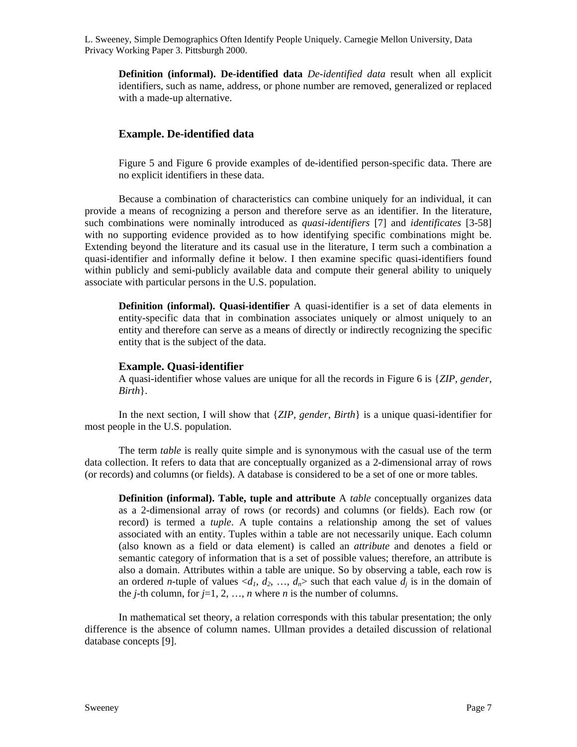**Definition (informal). De-identified data** *De-identified data* result when all explicit identifiers, such as name, address, or phone number are removed, generalized or replaced with a made-up alternative.

### Example. De-identified data

Figure 5 and Figure 6 provide examples of de-identified person-specific data. There are no explicit identifiers in these data.

Because a combination of characteristics can combine uniquely for an individual, it can provide a means of recognizing a person and therefore serve as an identifier. In the literature, such combinations were nominally introduced as *quasi-identifiers* [7] and *identificates* [3-58] with no supporting evidence provided as to how identifying specific combinations might be. Extending beyond the literature and its casual use in the literature, I term such a combination a quasi-identifier and informally define it below. I then examine specific quasi-identifiers found within publicly and semi-publicly available data and compute their general ability to uniquely associate with particular persons in the U.S. population.

**Definition (informal). Quasi-identifier** A quasi-identifier is a set of data elements in entity-specific data that in combination associates uniquely or almost uniquely to an entity and therefore can serve as a means of directly or indirectly recognizing the specific entity that is the subject of the data.

### Example. Quasi-identifier

A quasi-identifier whose values are unique for all the records in Figure 6 is {*ZIP*, *gender*, *Birth*}.

In the next section, I will show that {*ZIP*, *gender*, *Birth*} is a unique quasi-identifier for most people in the U.S. population.

The term *table* is really quite simple and is synonymous with the casual use of the term data collection. It refers to data that are conceptually organized as a 2-dimensional array of rows (or records) and columns (or fields). A database is considered to be a set of one or more tables.

**Definition (informal). Table, tuple and attribute** A *table* conceptually organizes data as a 2-dimensional array of rows (or records) and columns (or fields). Each row (or record) is termed a *tuple*. A tuple contains a relationship among the set of values associated with an entity. Tuples within a table are not necessarily unique. Each column (also known as a field or data element) is called an *attribute* and denotes a field or semantic category of information that is a set of possible values; therefore, an attribute is also a domain. Attributes within a table are unique. So by observing a table, each row is an ordered $n$-tuple of values $<d_1, d_2, \ldots, d_n>$ such that each value $d_j$ is in the domain of the $j$-th column, for $j$=1, 2, …, $n$ where $n$ is the number of columns.

In mathematical set theory, a relation corresponds with this tabular presentation; the only difference is the absence of column names. Ullman provides a detailed discussion of relational database concepts [9].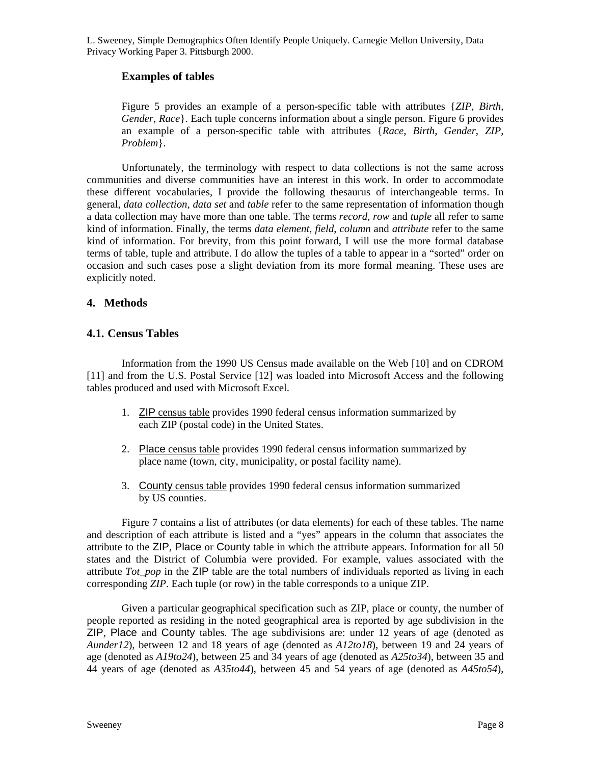### Examples of tables

Figure 5 provides an example of a person-specific table with attributes {*ZIP*, *Birth*, *Gender*, *Race*}. Each tuple concerns information about a single person. Figure 6 provides an example of a person-specific table with attributes {*Race*, *Birth*, *Gender*, *ZIP*, *Problem*}.

Unfortunately, the terminology with respect to data collections is not the same across communities and diverse communities have an interest in this work. In order to accommodate these different vocabularies, I provide the following thesaurus of interchangeable terms. In general, *data collection*, *data set* and *table* refer to the same representation of information though a data collection may have more than one table. The terms *record*, *row* and *tuple* all refer to same kind of information. Finally, the terms *data element*, *field*, *column* and *attribute* refer to the same kind of information. For brevity, from this point forward, I will use the more formal database terms of table, tuple and attribute. I do allow the tuples of a table to appear in a "sorted" order on occasion and such cases pose a slight deviation from its more formal meaning. These uses are explicitly noted.

## 4. Methods

### 4.1. Census Tables

Information from the 1990 US Census made available on the Web [10] and on CDROM [11] and from the U.S. Postal Service [12] was loaded into Microsoft Access and the following tables produced and used with Microsoft Excel.

1. ZIP census table provides 1990 federal census information summarized by each ZIP (postal code) in the United States.

2. Place census table provides 1990 federal census information summarized by place name (town, city, municipality, or postal facility name).

3. County census table provides 1990 federal census information summarized by US counties.

Figure 7 contains a list of attributes (or data elements) for each of these tables. The name and description of each attribute is listed and a "yes" appears in the column that associates the attribute to the ZIP, Place or County table in which the attribute appears. Information for all 50 states and the District of Columbia were provided. For example, values associated with the attribute *Tot_pop* in the ZIP table are the total numbers of individuals reported as living in each corresponding *ZIP*. Each tuple (or row) in the table corresponds to a unique ZIP.

Given a particular geographical specification such as ZIP, place or county, the number of people reported as residing in the noted geographical area is reported by age subdivision in the ZIP, Place and County tables. The age subdivisions are: under 12 years of age (denoted as *Aunder12*), between 12 and 18 years of age (denoted as *A12to18*), between 19 and 24 years of age (denoted as *A19to24*), between 25 and 34 years of age (denoted as *A25to34*), between 35 and 44 years of age (denoted as *A35to44*), between 45 and 54 years of age (denoted as *A45to54*),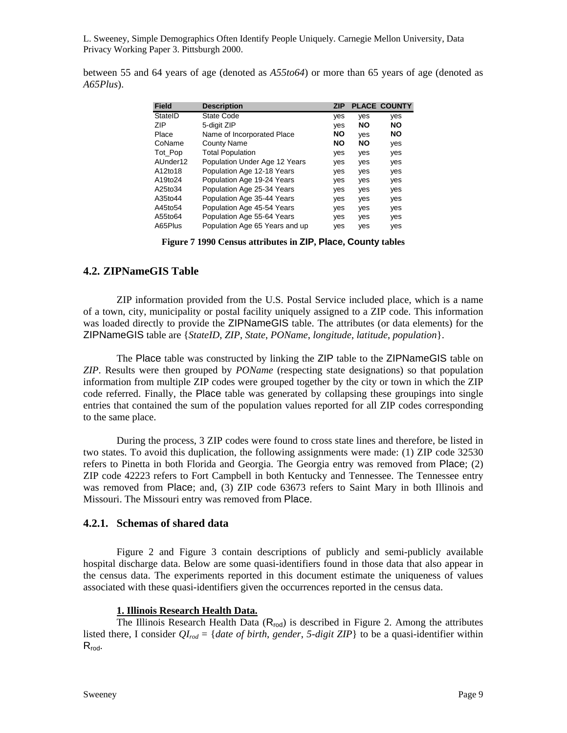between 55 and 64 years of age (denoted as *A55to64*) or more than 65 years of age (denoted as *A65Plus*).

| Field | Description | ZIP | PLACE | COUNTY |
|---|---|---|---|---|
| StateID | State Code | yes | yes | yes |
| ZIP | 5-digit ZIP | yes | **NO** | **NO** |
| Place | Name of Incorporated Place | **NO** | yes | **NO** |
| CoName | County Name | **NO** | **NO** | yes |
| Tot_Pop | Total Population | yes | yes | yes |
| AUnder12 | Population Under Age 12 Years | yes | yes | yes |
| A12to18 | Population Age 12-18 Years | yes | yes | yes |
| A19to24 | Population Age 19-24 Years | yes | yes | yes |
| A25to34 | Population Age 25-34 Years | yes | yes | yes |
| A35to44 | Population Age 35-44 Years | yes | yes | yes |
| A45to54 | Population Age 45-54 Years | yes | yes | yes |
| A55to64 | Population Age 55-64 Years | yes | yes | yes |
| A65Plus | Population Age 65 Years and up | yes | yes | yes |

**Figure 7 1990 Census attributes in ZIP, Place, County tables**

## 4.2. ZIPNameGIS Table

ZIP information provided from the U.S. Postal Service included place, which is a name of a town, city, municipality or postal facility uniquely assigned to a ZIP code. This information was loaded directly to provide the ZIPNameGIS table. The attributes (or data elements) for the ZIPNameGIS table are {*StateID*, *ZIP*, *State*, *POName*, *longitude*, *latitude*, *population*}.

The Place table was constructed by linking the ZIP table to the ZIPNameGIS table on *ZIP*. Results were then grouped by *POName* (respecting state designations) so that population information from multiple ZIP codes were grouped together by the city or town in which the ZIP code referred. Finally, the Place table was generated by collapsing these groupings into single entries that contained the sum of the population values reported for all ZIP codes corresponding to the same place.

During the process, 3 ZIP codes were found to cross state lines and therefore, be listed in two states. To avoid this duplication, the following assignments were made: (1) ZIP code 32530 refers to Pinetta in both Florida and Georgia. The Georgia entry was removed from Place; (2) ZIP code 42223 refers to Fort Campbell in both Kentucky and Tennessee. The Tennessee entry was removed from Place; and, (3) ZIP code 63673 refers to Saint Mary in both Illinois and Missouri. The Missouri entry was removed from Place.

### 4.2.1. Schemas of shared data

Figure 2 and Figure 3 contain descriptions of publicly and semi-publicly available hospital discharge data. Below are some quasi-identifiers found in those data that also appear in the census data. The experiments reported in this document estimate the uniqueness of values associated with these quasi-identifiers given the occurrences reported in the census data.

**1. Illinois Research Health Data.**

The Illinois Research Health Data ($R_{rod}$) is described in Figure 2. Among the attributes listed there, I consider $QI_{rod}$ = {*date of birth*, *gender*, *5-digit ZIP*} to be a quasi-identifier within $R_{rod}$.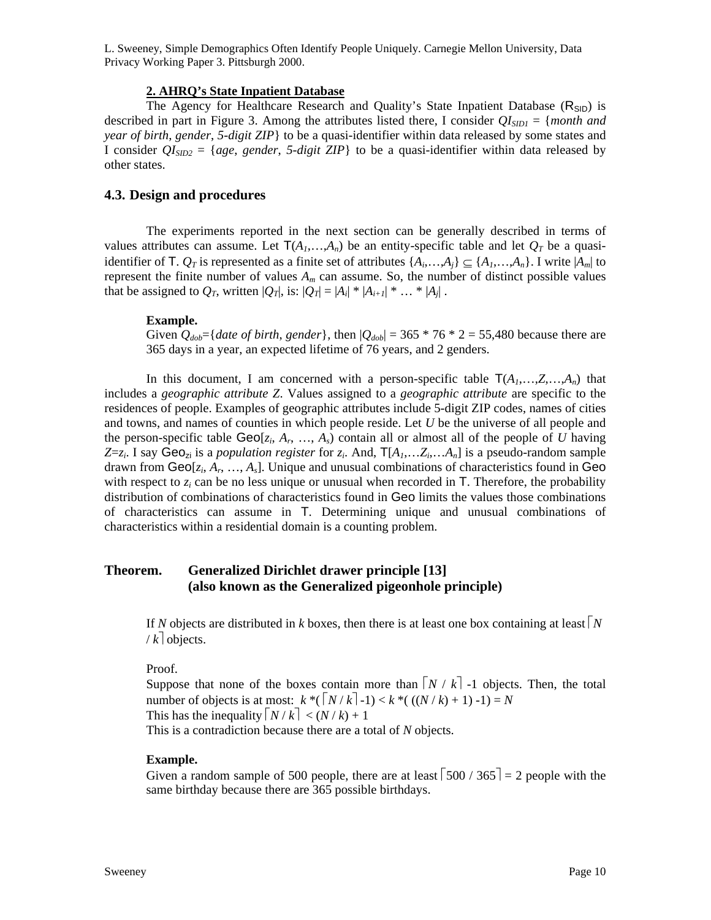**2. AHRQ's State Inpatient Database**

The Agency for Healthcare Research and Quality's State Inpatient Database ($R_{SID}$) is described in part in Figure 3. Among the attributes listed there, I consider $QI_{SID1}$ = {*month and year of birth*, *gender*, *5-digit ZIP*} to be a quasi-identifier within data released by some states and I consider $QI_{SID2}$ = {*age*, *gender*, *5-digit ZIP*} to be a quasi-identifier within data released by other states.

### 4.3. Design and procedures

The experiments reported in the next section can be generally described in terms of values attributes can assume. Let $T(A_1,\ldots,A_n)$ be an entity-specific table and let $Q_T$ be a quasi-identifier of T. $Q_T$ is represented as a finite set of attributes $\{A_i,\ldots,A_j\} \subseteq \{A_1,\ldots,A_n\}$. I write $|A_m|$ to represent the finite number of values $A_m$ can assume. So, the number of distinct possible values that be assigned to $Q_T$, written $|Q_T|$, is: $|Q_T| = |A_i| * |A_{i+1}| * \ldots * |A_j|$ .

**Example.**
Given $Q_{dob}$={*date of birth*, *gender*}, then $|Q_{dob}|$ = 365 * 76 * 2 = 55,480 because there are 365 days in a year, an expected lifetime of 76 years, and 2 genders.

In this document, I am concerned with a person-specific table $T(A_1,\ldots,Z,\ldots,A_n)$ that includes a *geographic attribute Z*. Values assigned to a *geographic attribute* are specific to the residences of people. Examples of geographic attributes include 5-digit ZIP codes, names of cities and towns, and names of counties in which people reside. Let *U* be the universe of all people and the person-specific table $Geo[z_i, A_r, \ldots, A_s]$ contain all or almost all of the people of *U* having $Z=z_i$. I say $Geo_{zi}$ is a *population register* for $z_i$. And, $T[A_1,\ldots Z_i,\ldots A_n]$ is a pseudo-random sample drawn from $Geo[z_i, A_r, \ldots, A_s]$. Unique and unusual combinations of characteristics found in Geo with respect to $z_i$ can be no less unique or unusual when recorded in T. Therefore, the probability distribution of combinations of characteristics found in Geo limits the values those combinations of characteristics can assume in T. Determining unique and unusual combinations of characteristics within a residential domain is a counting problem.

**Theorem. Generalized Dirichlet drawer principle [13] (also known as the Generalized pigeonhole principle)**

If *N* objects are distributed in *k* boxes, then there is at least one box containing at least $\lceil N / k \rceil$ objects.

Proof.
Suppose that none of the boxes contain more than $\lceil N / k \rceil$ -1 objects. Then, the total number of objects is at most: $k *(\lceil N / k \rceil -1) < k *( ((N / k) + 1) -1) = N$
This has the inequality $\lceil N / k \rceil < (N / k) + 1$
This is a contradiction because there are a total of *N* objects.

**Example.**
Given a random sample of 500 people, there are at least $\lceil 500 / 365 \rceil = 2$ people with the same birthday because there are 365 possible birthdays.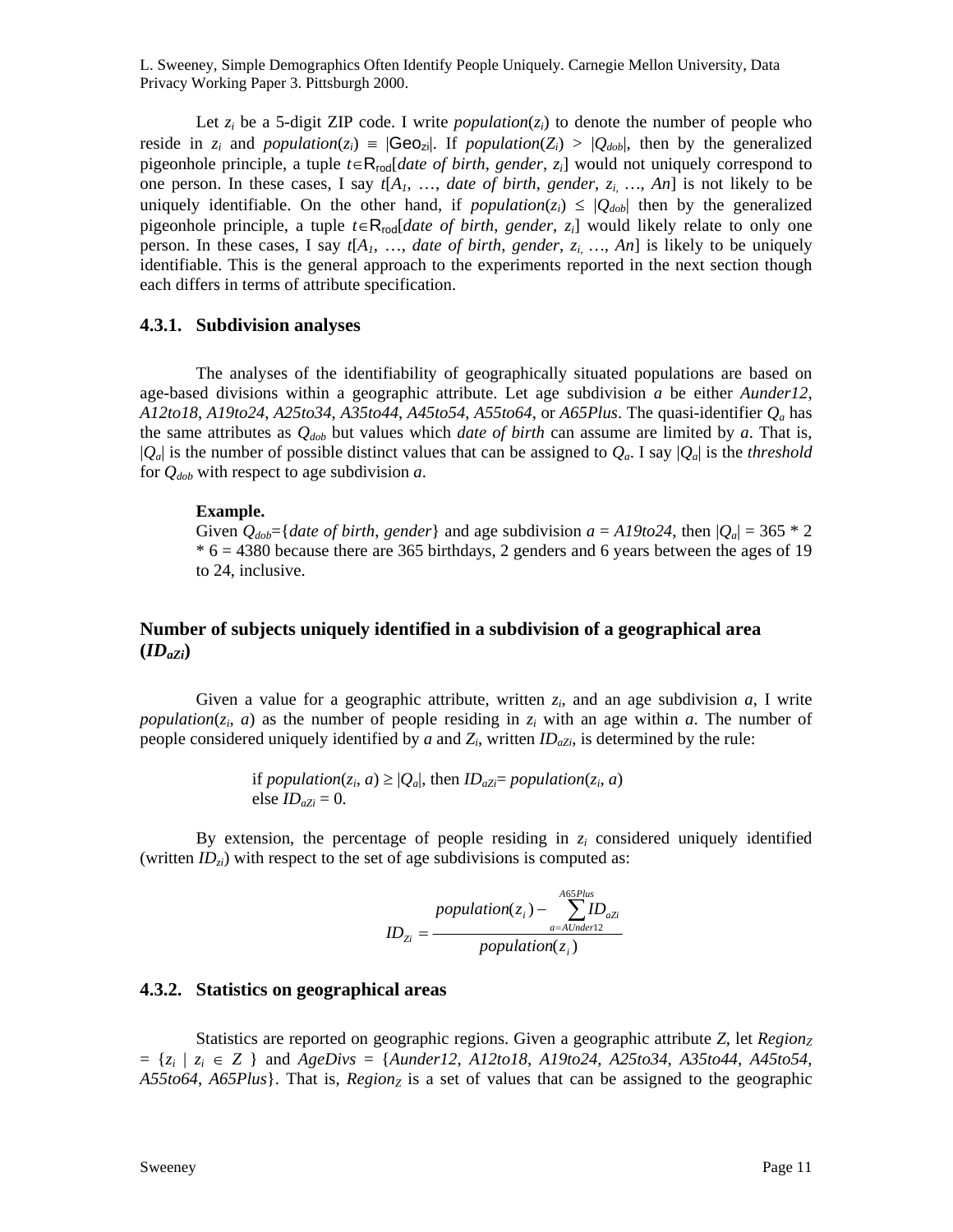Let $z_i$ be a 5-digit ZIP code. I write *population*($z_i$) to denote the number of people who reside in $z_i$ and *population*($z_i$) ≡ |$Geo_{zi}$|. If *population*($Z_i$) > |$Q_{dob}$|, then by the generalized pigeonhole principle, a tuple $t \in R_{rod}$[*date of birth*, *gender*, $z_i$] would not uniquely correspond to one person. In these cases, I say $t$[$A_1$, …, *date of birth*, *gender*, $z_i$, …, *An*] is not likely to be uniquely identifiable. On the other hand, if *population*($z_i$) ≤ |$Q_{dob}$| then by the generalized pigeonhole principle, a tuple $t \in R_{rod}$[*date of birth*, *gender*, $z_i$] would likely relate to only one person. In these cases, I say $t$[$A_1$, …, *date of birth*, *gender*, $z_i$, …, *An*] is likely to be uniquely identifiable. This is the general approach to the experiments reported in the next section though each differs in terms of attribute specification.

### 4.3.1. Subdivision analyses

The analyses of the identifiability of geographically situated populations are based on age-based divisions within a geographic attribute. Let age subdivision ***a*** be either *Aunder12*, *A12to18*, *A19to24*, *A25to34*, *A35to44*, *A45to54*, *A55to64*, or *A65Plus*. The quasi-identifier $Q_a$ has the same attributes as $Q_{dob}$ but values which *date of birth* can assume are limited by ***a***. That is, |$Q_a$| is the number of possible distinct values that can be assigned to $Q_a$. I say |$Q_a$| is the *threshold* for $Q_{dob}$ with respect to age subdivision ***a***.

**Example.**
Given $Q_{dob}$={*date of birth*, *gender*} and age subdivision *a = A19to24*, then |$Q_a$| = 365 * 2 * 6 = 4380 because there are 365 birthdays, 2 genders and 6 years between the ages of 19 to 24, inclusive.

### Number of subjects uniquely identified in a subdivision of a geographical area ($ID_{aZi}$)

Given a value for a geographic attribute, written $z_i$, and an age subdivision ***a***, I write *population*($z_i$, *a*) as the number of people residing in $z_i$ with an age within ***a***. The number of people considered uniquely identified by ***a*** and $Z_i$, written $ID_{aZi}$, is determined by the rule:

if *population*($z_i$, *a*) ≥ |$Q_a$|, then $ID_{aZi}$= *population*($z_i$, *a*)
else $ID_{aZi}$ = 0.

By extension, the percentage of people residing in $z_i$ considered uniquely identified (written $ID_{zi}$) with respect to the set of age subdivisions is computed as:

$$ID_{Zi} = \frac{population(z_i) - \sum_{a=AUnder12}^{A65Plus} ID_{aZi}}{population(z_i)}$$

### 4.3.2. Statistics on geographical areas

Statistics are reported on geographic regions. Given a geographic attribute *Z*, let $Region_Z$ = {$z_i$ | $z_i \in Z$ } and *AgeDivs* = {*Aunder12*, *A12to18*, *A19to24*, *A25to34*, *A35to44*, *A45to54*, *A55to64*, *A65Plus*}. That is, $Region_Z$ is a set of values that can be assigned to the geographic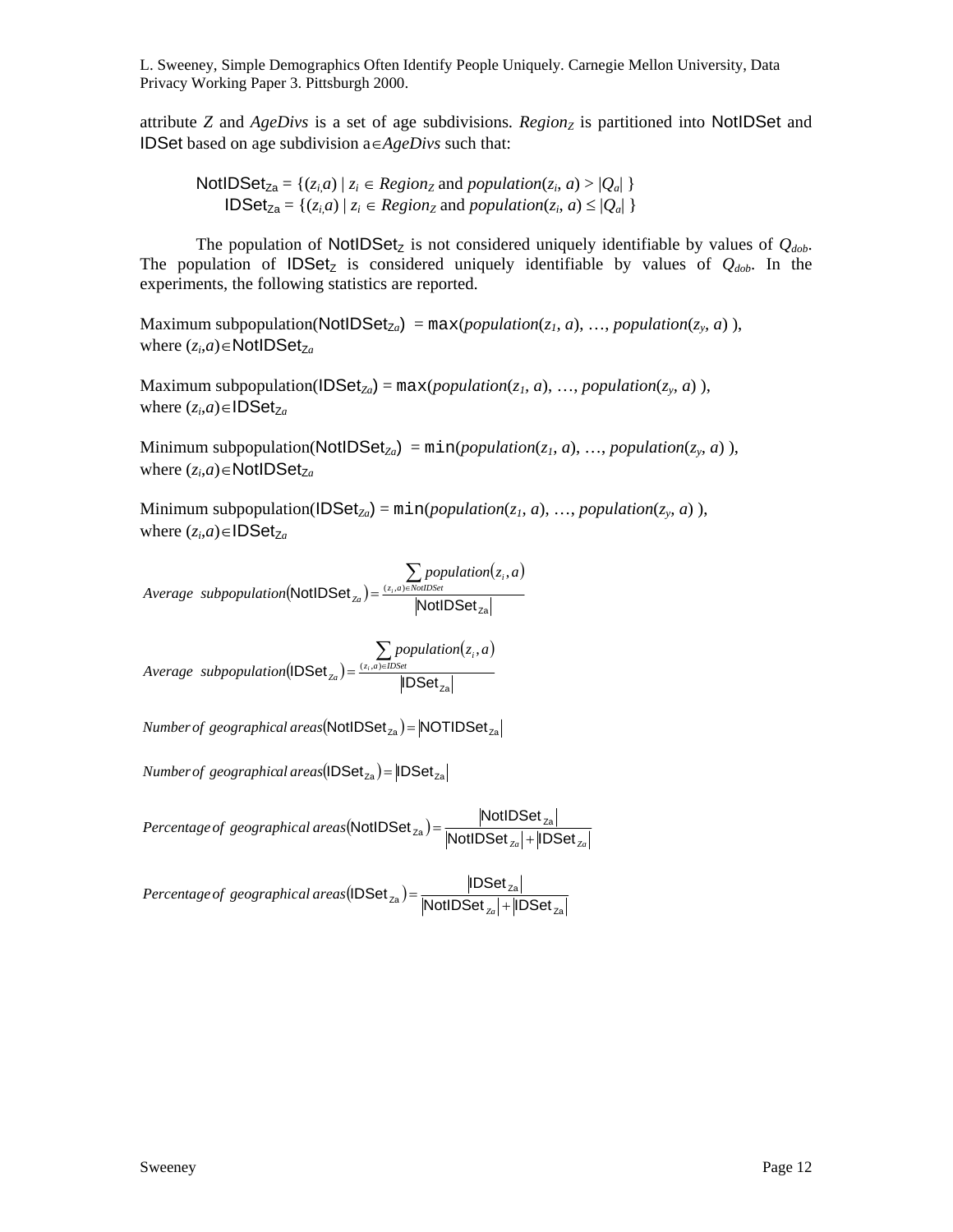attribute $Z$ and *AgeDivs* is a set of age subdivisions. $Region_Z$ is partitioned into NotIDSet and IDSet based on age subdivision $a \in AgeDivs$ such that:

$$\text{NotIDSet}_{Za} = \{(z_i, a) \mid z_i \in Region_Z \text{ and } population(z_i, a) > |Q_a| \}$$

$$\text{IDSet}_{Za} = \{(z_i, a) \mid z_i \in Region_Z \text{ and } population(z_i, a) \leq |Q_a| \}$$

The population of $\text{NotIDSet}_Z$ is not considered uniquely identifiable by values of $Q_{dob}$. The population of $\text{IDSet}_Z$ is considered uniquely identifiable by values of $Q_{dob}$. In the experiments, the following statistics are reported.

Maximum subpopulation($\text{NotIDSet}_{Za}$) = $\max(population(z_1, a), \ldots, population(z_y, a))$, where $(z_i,a) \in \text{NotIDSet}_{Za}$

Maximum subpopulation($\text{IDSet}_{Za}$) = $\max(population(z_1, a), \ldots, population(z_y, a))$, where $(z_i,a) \in \text{IDSet}_{Za}$

Minimum subpopulation($\text{NotIDSet}_{Za}$) = $\min(population(z_1, a), \ldots, population(z_y, a))$, where $(z_i,a) \in \text{NotIDSet}_{Za}$

Minimum subpopulation($\text{IDSet}_{Za}$) = $\min(population(z_1, a), \ldots, population(z_y, a))$, where $(z_i,a) \in \text{IDSet}_{Za}$

$$Average\ \ subpopulation(\text{NotIDSet}_{Za}) = \frac{\sum_{(z_i,a) \in NotIDSet} population(z_i, a)}{|\text{NotIDSet}_{Za}|}$$

$$Average\ \ subpopulation(\text{IDSet}_{Za}) = \frac{\sum_{(z_i,a) \in IDSet} population(z_i, a)}{|\text{IDSet}_{Za}|}$$

$$Number\ of\ \ geographical\ areas(\text{NotIDSet}_{Za}) = |\text{NOTIDSet}_{Za}|$$

$$Number\ of\ \ geographical\ areas(\text{IDSet}_{Za}) = |\text{IDSet}_{Za}|$$

$$Percentage\ of\ \ geographical\ areas(\text{NotIDSet}_{Za}) = \frac{|\text{NotIDSet}_{Za}|}{|\text{NotIDSet}_{Za}| + |\text{IDSet}_{Za}|}$$

$$Percentage\ of\ \ geographical\ areas(\text{IDSet}_{Za}) = \frac{|\text{IDSet}_{Za}|}{|\text{NotIDSet}_{Za}| + |\text{IDSet}_{Za}|}$$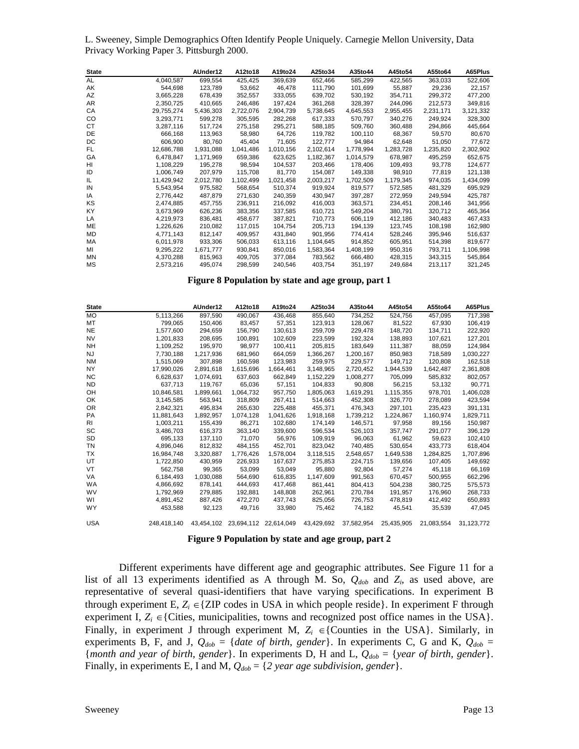| State | | AUnder12 | A12to18 | A19to24 | A25to34 | A35to44 | A45to54 | A55to64 | A65Plus |
|---|---|---|---|---|---|---|---|---|---|
| AL | 4,040,587 | 699,554 | 425,425 | 369,639 | 652,466 | 585,299 | 422,565 | 363,033 | 522,606 |
| AK | 544,698 | 123,789 | 53,662 | 46,478 | 111,790 | 101,699 | 55,887 | 29,236 | 22,157 |
| AZ | 3,665,228 | 678,439 | 352,557 | 333,055 | 639,702 | 530,192 | 354,711 | 299,372 | 477,200 |
| AR | 2,350,725 | 410,665 | 246,486 | 197,424 | 361,268 | 328,397 | 244,096 | 212,573 | 349,816 |
| CA | 29,755,274 | 5,436,303 | 2,722,076 | 2,904,739 | 5,738,645 | 4,645,553 | 2,955,455 | 2,231,171 | 3,121,332 |
| CO | 3,293,771 | 599,278 | 305,595 | 282,268 | 617,333 | 570,797 | 340,276 | 249,924 | 328,300 |
| CT | 3,287,116 | 517,724 | 275,158 | 295,271 | 588,185 | 509,760 | 360,488 | 294,866 | 445,664 |
| DE | 666,168 | 113,963 | 58,980 | 64,726 | 119,782 | 100,110 | 68,367 | 59,570 | 80,670 |
| DC | 606,900 | 80,760 | 45,404 | 71,605 | 122,777 | 94,984 | 62,648 | 51,050 | 77,672 |
| FL | 12,686,788 | 1,931,088 | 1,041,486 | 1,010,156 | 2,102,614 | 1,778,994 | 1,283,728 | 1,235,820 | 2,302,902 |
| GA | 6,478,847 | 1,171,969 | 659,386 | 623,625 | 1,182,367 | 1,014,579 | 678,987 | 495,259 | 652,675 |
| HI | 1,108,229 | 195,278 | 98,594 | 104,537 | 203,466 | 178,406 | 109,493 | 93,778 | 124,677 |
| ID | 1,006,749 | 207,979 | 115,708 | 81,770 | 154,087 | 149,338 | 98,910 | 77,819 | 121,138 |
| IL | 11,429,942 | 2,012,780 | 1,102,499 | 1,021,458 | 2,003,217 | 1,702,509 | 1,179,345 | 974,035 | 1,434,099 |
| IN | 5,543,954 | 975,582 | 568,654 | 510,374 | 919,924 | 819,577 | 572,585 | 481,329 | 695,929 |
| IA | 2,776,442 | 487,879 | 271,630 | 240,359 | 430,947 | 397,287 | 272,959 | 249,594 | 425,787 |
| KS | 2,474,885 | 457,755 | 236,911 | 216,092 | 416,003 | 363,571 | 234,451 | 208,146 | 341,956 |
| KY | 3,673,969 | 626,236 | 383,356 | 337,585 | 610,721 | 549,204 | 380,791 | 320,712 | 465,364 |
| LA | 4,219,973 | 836,481 | 458,677 | 387,821 | 710,773 | 606,119 | 412,186 | 340,483 | 467,433 |
| ME | 1,226,626 | 210,082 | 117,015 | 104,754 | 205,713 | 194,139 | 123,745 | 108,198 | 162,980 |
| MD | 4,771,143 | 812,147 | 409,957 | 431,840 | 901,956 | 774,414 | 528,246 | 395,946 | 516,637 |
| MA | 6,011,978 | 933,306 | 506,033 | 613,116 | 1,104,645 | 914,852 | 605,951 | 514,398 | 819,677 |
| MI | 9,295,222 | 1,671,777 | 930,841 | 850,016 | 1,583,364 | 1,408,199 | 950,316 | 793,711 | 1,106,998 |
| MN | 4,370,288 | 815,963 | 409,705 | 377,084 | 783,562 | 666,480 | 428,315 | 343,315 | 545,864 |
| MS | 2,573,216 | 495,074 | 298,599 | 240,546 | 403,754 | 351,197 | 249,684 | 213,117 | 321,245 |

**Figure 8 Population by state and age group, part 1**

| State | | AUnder12 | A12to18 | A19to24 | A25to34 | A35to44 | A45to54 | A55to64 | A65Plus |
|---|---|---|---|---|---|---|---|---|---|
| MO | 5,113,266 | 897,590 | 490,067 | 436,468 | 855,640 | 734,252 | 524,756 | 457,095 | 717,398 |
| MT | 799,065 | 150,406 | 83,457 | 57,351 | 123,913 | 128,067 | 81,522 | 67,930 | 106,419 |
| NE | 1,577,600 | 294,659 | 156,790 | 130,613 | 259,709 | 229,478 | 148,720 | 134,711 | 222,920 |
| NV | 1,201,833 | 208,695 | 100,891 | 102,609 | 223,599 | 192,324 | 138,893 | 107,621 | 127,201 |
| NH | 1,109,252 | 195,970 | 98,977 | 100,411 | 205,815 | 183,649 | 111,387 | 88,059 | 124,984 |
| NJ | 7,730,188 | 1,217,936 | 681,960 | 664,059 | 1,366,267 | 1,200,167 | 850,983 | 718,589 | 1,030,227 |
| NM | 1,515,069 | 307,898 | 160,598 | 123,983 | 259,975 | 229,577 | 149,712 | 120,808 | 162,518 |
| NY | 17,990,026 | 2,891,618 | 1,615,696 | 1,664,461 | 3,148,965 | 2,720,452 | 1,944,539 | 1,642,487 | 2,361,808 |
| NC | 6,628,637 | 1,074,691 | 637,603 | 662,849 | 1,152,229 | 1,008,277 | 705,099 | 585,832 | 802,057 |
| ND | 637,713 | 119,767 | 65,036 | 57,151 | 104,833 | 90,808 | 56,215 | 53,132 | 90,771 |
| OH | 10,846,581 | 1,899,661 | 1,064,732 | 957,750 | 1,805,063 | 1,619,291 | 1,115,355 | 978,701 | 1,406,028 |
| OK | 3,145,585 | 563,941 | 318,809 | 267,411 | 514,663 | 452,308 | 326,770 | 278,089 | 423,594 |
| OR | 2,842,321 | 495,834 | 265,630 | 225,488 | 455,371 | 476,343 | 297,101 | 235,423 | 391,131 |
| PA | 11,881,643 | 1,892,957 | 1,074,128 | 1,041,626 | 1,918,168 | 1,739,212 | 1,224,867 | 1,160,974 | 1,829,711 |
| RI | 1,003,211 | 155,439 | 86,271 | 102,680 | 174,149 | 146,571 | 97,958 | 89,156 | 150,987 |
| SC | 3,486,703 | 616,373 | 363,140 | 339,600 | 596,534 | 526,103 | 357,747 | 291,077 | 396,129 |
| SD | 695,133 | 137,110 | 71,070 | 56,976 | 109,919 | 96,063 | 61,962 | 59,623 | 102,410 |
| TN | 4,896,046 | 812,832 | 484,155 | 452,701 | 823,042 | 740,485 | 530,654 | 433,773 | 618,404 |
| TX | 16,984,748 | 3,320,887 | 1,776,426 | 1,578,004 | 3,118,515 | 2,548,657 | 1,649,538 | 1,284,825 | 1,707,896 |
| UT | 1,722,850 | 430,959 | 226,933 | 167,637 | 275,853 | 224,715 | 139,656 | 107,405 | 149,692 |
| VT | 562,758 | 99,365 | 53,099 | 53,049 | 95,880 | 92,804 | 57,274 | 45,118 | 66,169 |
| VA | 6,184,493 | 1,030,088 | 564,690 | 616,835 | 1,147,609 | 991,563 | 670,457 | 500,955 | 662,296 |
| WA | 4,866,692 | 878,141 | 444,693 | 417,468 | 861,441 | 804,413 | 504,238 | 380,725 | 575,573 |
| WV | 1,792,969 | 279,885 | 192,881 | 148,808 | 262,961 | 270,784 | 191,957 | 176,960 | 268,733 |
| WI | 4,891,452 | 887,426 | 472,270 | 437,743 | 825,056 | 726,753 | 478,819 | 412,492 | 650,893 |
| WY | 453,588 | 92,123 | 49,716 | 33,980 | 75,462 | 74,182 | 45,541 | 35,539 | 47,045 |
| USA | 248,418,140 | 43,454,102 | 23,694,112 | 22,614,049 | 43,429,692 | 37,582,954 | 25,435,905 | 21,083,554 | 31,123,772 |

**Figure 9 Population by state and age group, part 2**

Different experiments have different age and geographic attributes. See Figure 11 for a list of all 13 experiments identified as A through M. So, $Q_{dob}$ and $Z_i$, as used above, are representative of several quasi-identifiers that have varying specifications. In experiment B through experiment E, $Z_i \in$ {ZIP codes in USA in which people reside}. In experiment F through experiment I, $Z_i \in$ {Cities, municipalities, towns and recognized post office names in the USA}. Finally, in experiment J through experiment M, $Z_i \in$ {Counties in the USA}. Similarly, in experiments B, F, and J, $Q_{dob}$ = {*date of birth*, *gender*}. In experiments C, G and K, $Q_{dob}$ = {*month and year of birth*, *gender*}. In experiments D, H and L, $Q_{dob}$ = {*year of birth*, *gender*}. Finally, in experiments E, I and M, $Q_{dob}$ = {*2 year age subdivision*, *gender*}.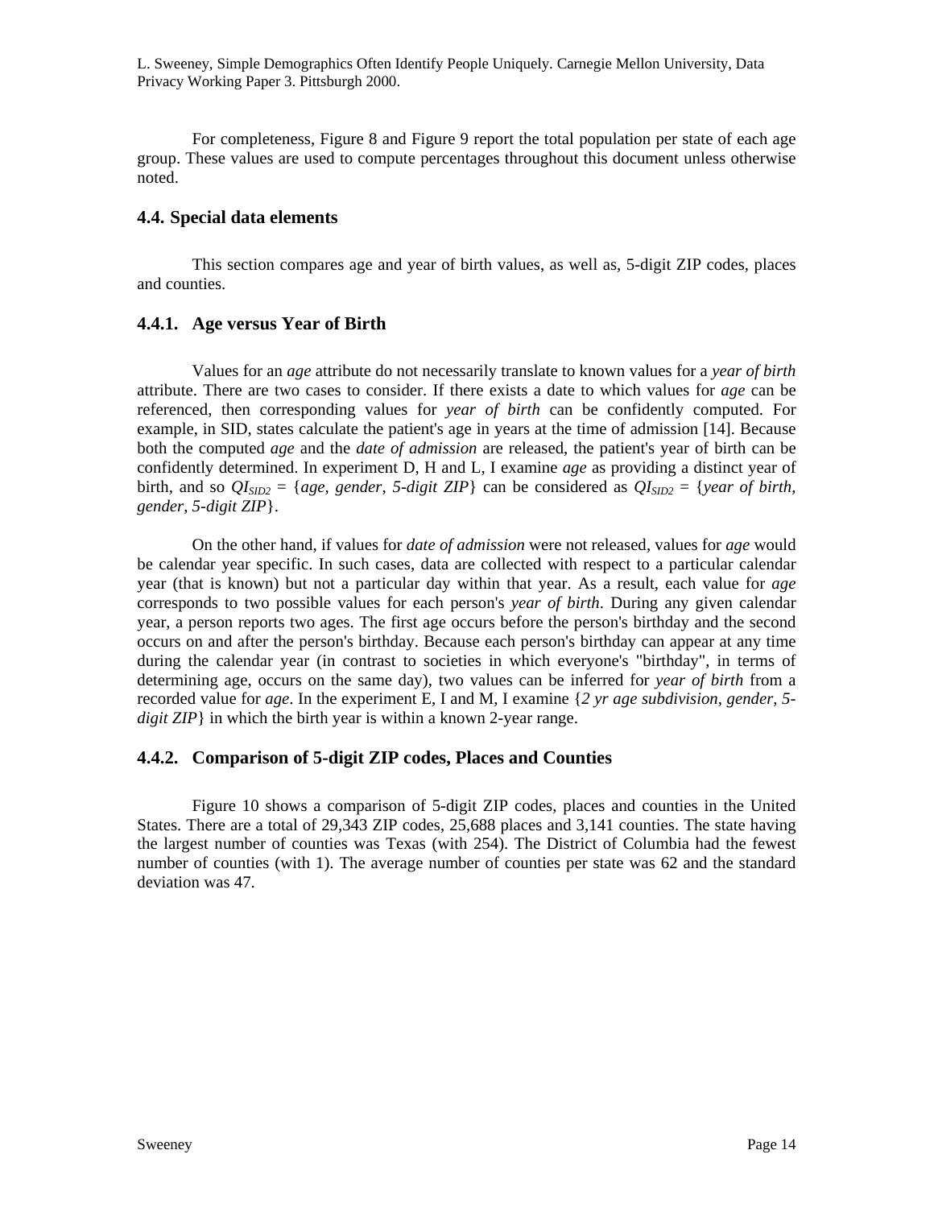For completeness, Figure 8 and Figure 9 report the total population per state of each age group. These values are used to compute percentages throughout this document unless otherwise noted.

### 4.4. Special data elements

This section compares age and year of birth values, as well as, 5-digit ZIP codes, places and counties.

#### 4.4.1. Age versus Year of Birth

Values for an *age* attribute do not necessarily translate to known values for a *year of birth* attribute. There are two cases to consider. If there exists a date to which values for *age* can be referenced, then corresponding values for *year of birth* can be confidently computed. For example, in SID, states calculate the patient's age in years at the time of admission [14]. Because both the computed *age* and the *date of admission* are released, the patient's year of birth can be confidently determined. In experiment D, H and L, I examine *age* as providing a distinct year of birth, and so $QI_{SID2}$ = {*age*, *gender*, *5-digit ZIP*} can be considered as $QI_{SID2}$ = {*year of birth*, *gender*, *5-digit ZIP*}.

On the other hand, if values for *date of admission* were not released, values for *age* would be calendar year specific. In such cases, data are collected with respect to a particular calendar year (that is known) but not a particular day within that year. As a result, each value for *age* corresponds to two possible values for each person's *year of birth*. During any given calendar year, a person reports two ages. The first age occurs before the person's birthday and the second occurs on and after the person's birthday. Because each person's birthday can appear at any time during the calendar year (in contrast to societies in which everyone's "birthday", in terms of determining age, occurs on the same day), two values can be inferred for *year of birth* from a recorded value for *age*. In the experiment E, I and M, I examine {*2 yr age subdivision*, *gender*, *5-digit ZIP*} in which the birth year is within a known 2-year range.

#### 4.4.2. Comparison of 5-digit ZIP codes, Places and Counties

Figure 10 shows a comparison of 5-digit ZIP codes, places and counties in the United States. There are a total of 29,343 ZIP codes, 25,688 places and 3,141 counties. The state having the largest number of counties was Texas (with 254). The District of Columbia had the fewest number of counties (with 1). The average number of counties per state was 62 and the standard deviation was 47.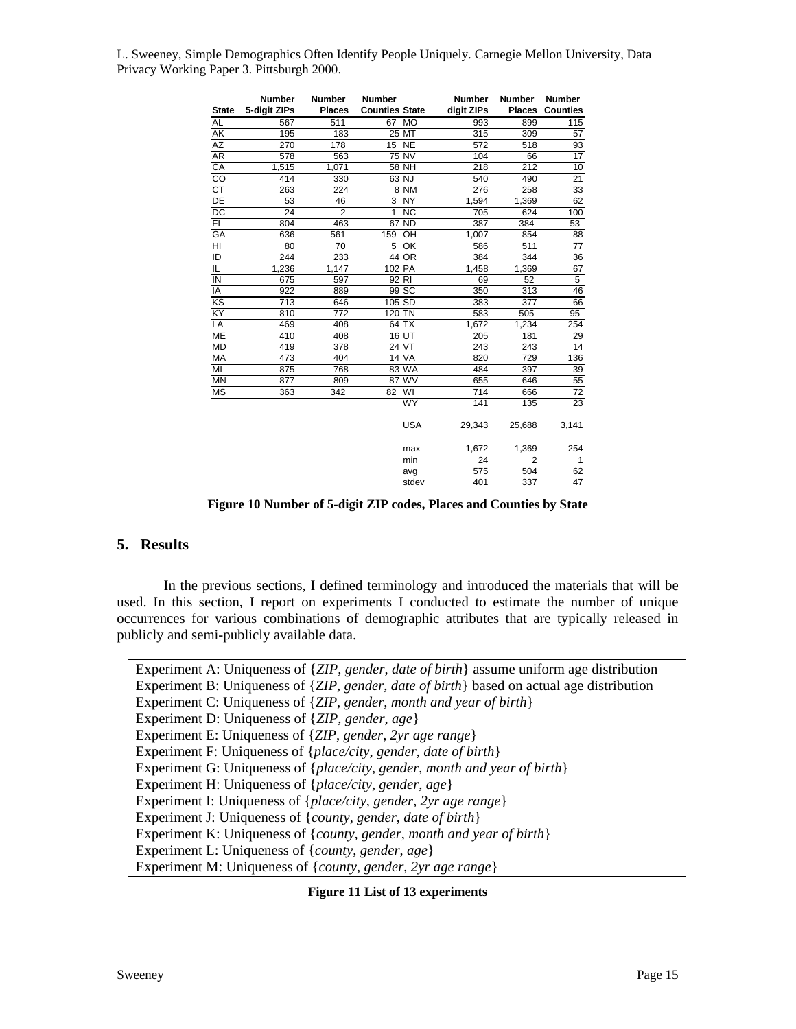L. Sweeney, Simple Demographics Often Identify People Uniquely. Carnegie Mellon University, Data Privacy Working Paper 3. Pittsburgh 2000.

| State | Number 5-digit ZIPs | Number Places | Number Counties | State | Number digit ZIPs | Number Places | Number Counties |
|---|---|---|---|---|---|---|---|
| AL | 567 | 511 | 67 | MO | 993 | 899 | 115 |
| AK | 195 | 183 | 25 | MT | 315 | 309 | 57 |
| AZ | 270 | 178 | 15 | NE | 572 | 518 | 93 |
| AR | 578 | 563 | 75 | NV | 104 | 66 | 17 |
| CA | 1,515 | 1,071 | 58 | NH | 218 | 212 | 10 |
| CO | 414 | 330 | 63 | NJ | 540 | 490 | 21 |
| CT | 263 | 224 | 8 | NM | 276 | 258 | 33 |
| DE | 53 | 46 | 3 | NY | 1,594 | 1,369 | 62 |
| DC | 24 | 2 | 1 | NC | 705 | 624 | 100 |
| FL | 804 | 463 | 67 | ND | 387 | 384 | 53 |
| GA | 636 | 561 | 159 | OH | 1,007 | 854 | 88 |
| HI | 80 | 70 | 5 | OK | 586 | 511 | 77 |
| ID | 244 | 233 | 44 | OR | 384 | 344 | 36 |
| IL | 1,236 | 1,147 | 102 | PA | 1,458 | 1,369 | 67 |
| IN | 675 | 597 | 92 | RI | 69 | 52 | 5 |
| IA | 922 | 889 | 99 | SC | 350 | 313 | 46 |
| KS | 713 | 646 | 105 | SD | 383 | 377 | 66 |
| KY | 810 | 772 | 120 | TN | 583 | 505 | 95 |
| LA | 469 | 408 | 64 | TX | 1,672 | 1,234 | 254 |
| ME | 410 | 408 | 16 | UT | 205 | 181 | 29 |
| MD | 419 | 378 | 24 | VT | 243 | 243 | 14 |
| MA | 473 | 404 | 14 | VA | 820 | 729 | 136 |
| MI | 875 | 768 | 83 | WA | 484 | 397 | 39 |
| MN | 877 | 809 | 87 | WV | 655 | 646 | 55 |
| MS | 363 | 342 | 82 | WI | 714 | 666 | 72 |
| | | | | WY | 141 | 135 | 23 |
| | | | | USA | 29,343 | 25,688 | 3,141 |
| | | | | max | 1,672 | 1,369 | 254 |
| | | | | min | 24 | 2 | 1 |
| | | | | avg | 575 | 504 | 62 |
| | | | | stdev | 401 | 337 | 47 |

**Figure 10 Number of 5-digit ZIP codes, Places and Counties by State**

## 5. Results

In the previous sections, I defined terminology and introduced the materials that will be used. In this section, I report on experiments I conducted to estimate the number of unique occurrences for various combinations of demographic attributes that are typically released in publicly and semi-publicly available data.

Experiment A: Uniqueness of {*ZIP*, *gender*, *date of birth*} assume uniform age distribution
Experiment B: Uniqueness of {*ZIP*, *gender*, *date of birth*} based on actual age distribution
Experiment C: Uniqueness of {*ZIP*, *gender*, *month and year of birth*}
Experiment D: Uniqueness of {*ZIP*, *gender*, *age*}
Experiment E: Uniqueness of {*ZIP*, *gender*, *2yr age range*}
Experiment F: Uniqueness of {*place/city*, *gender*, *date of birth*}
Experiment G: Uniqueness of {*place/city*, *gender*, *month and year of birth*}
Experiment H: Uniqueness of {*place/city*, *gender*, *age*}
Experiment I: Uniqueness of {*place/city*, *gender*, *2yr age range*}
Experiment J: Uniqueness of {*county*, *gender*, *date of birth*}
Experiment K: Uniqueness of {*county*, *gender*, *month and year of birth*}
Experiment L: Uniqueness of {*county*, *gender*, *age*}
Experiment M: Uniqueness of {*county*, *gender*, *2yr age range*}

**Figure 11 List of 13 experiments**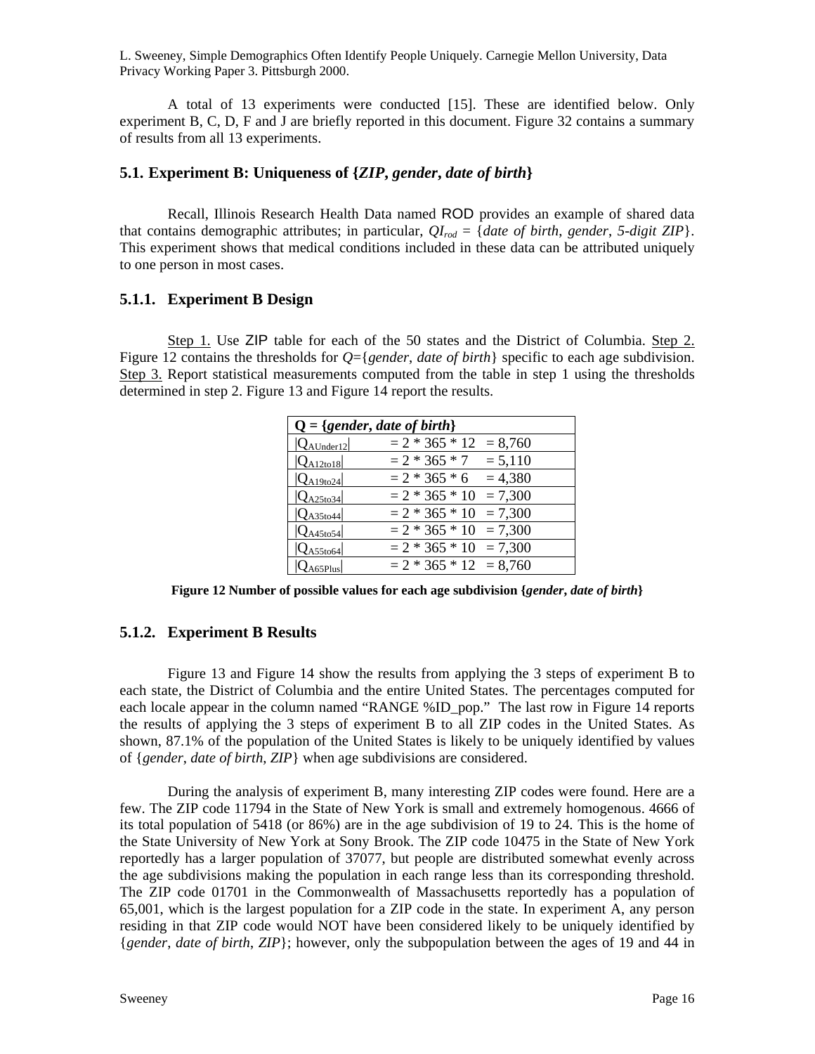A total of 13 experiments were conducted [15]. These are identified below. Only experiment B, C, D, F and J are briefly reported in this document. Figure 32 contains a summary of results from all 13 experiments.

### 5.1. Experiment B: Uniqueness of {*ZIP*, *gender*, *date of birth*}

Recall, Illinois Research Health Data named ROD provides an example of shared data that contains demographic attributes; in particular, $QI_{rod}$ = {*date of birth*, *gender*, *5-digit ZIP*}. This experiment shows that medical conditions included in these data can be attributed uniquely to one person in most cases.

#### 5.1.1. Experiment B Design

Step 1. Use ZIP table for each of the 50 states and the District of Columbia. Step 2. Figure 12 contains the thresholds for *Q*={*gender*, *date of birth*} specific to each age subdivision. Step 3. Report statistical measurements computed from the table in step 1 using the thresholds determined in step 2. Figure 13 and Figure 14 report the results.

| Q = {*gender*, *date of birth*} | | |
|---|---|---|
| $\lvert Q_{AUnder12} \rvert$ | = 2 * 365 * 12 | = 8,760 |
| $\lvert Q_{A12to18} \rvert$ | = 2 * 365 * 7 | = 5,110 |
| $\lvert Q_{A19to24} \rvert$ | = 2 * 365 * 6 | = 4,380 |
| $\lvert Q_{A25to34} \rvert$ | = 2 * 365 * 10 | = 7,300 |
| $\lvert Q_{A35to44} \rvert$ | = 2 * 365 * 10 | = 7,300 |
| $\lvert Q_{A45to54} \rvert$ | = 2 * 365 * 10 | = 7,300 |
| $\lvert Q_{A55to64} \rvert$ | = 2 * 365 * 10 | = 7,300 |
| $\lvert Q_{A65Plus} \rvert$ | = 2 * 365 * 12 | = 8,760 |

**Figure 12 Number of possible values for each age subdivision {*gender*, *date of birth*}**

#### 5.1.2. Experiment B Results

Figure 13 and Figure 14 show the results from applying the 3 steps of experiment B to each state, the District of Columbia and the entire United States. The percentages computed for each locale appear in the column named "RANGE %ID_pop." The last row in Figure 14 reports the results of applying the 3 steps of experiment B to all ZIP codes in the United States. As shown, 87.1% of the population of the United States is likely to be uniquely identified by values of {*gender*, *date of birth*, *ZIP*} when age subdivisions are considered.

During the analysis of experiment B, many interesting ZIP codes were found. Here are a few. The ZIP code 11794 in the State of New York is small and extremely homogenous. 4666 of its total population of 5418 (or 86%) are in the age subdivision of 19 to 24. This is the home of the State University of New York at Sony Brook. The ZIP code 10475 in the State of New York reportedly has a larger population of 37077, but people are distributed somewhat evenly across the age subdivisions making the population in each range less than its corresponding threshold. The ZIP code 01701 in the Commonwealth of Massachusetts reportedly has a population of 65,001, which is the largest population for a ZIP code in the state. In experiment A, any person residing in that ZIP code would NOT have been considered likely to be uniquely identified by {*gender*, *date of birth*, *ZIP*}; however, only the subpopulation between the ages of 19 and 44 in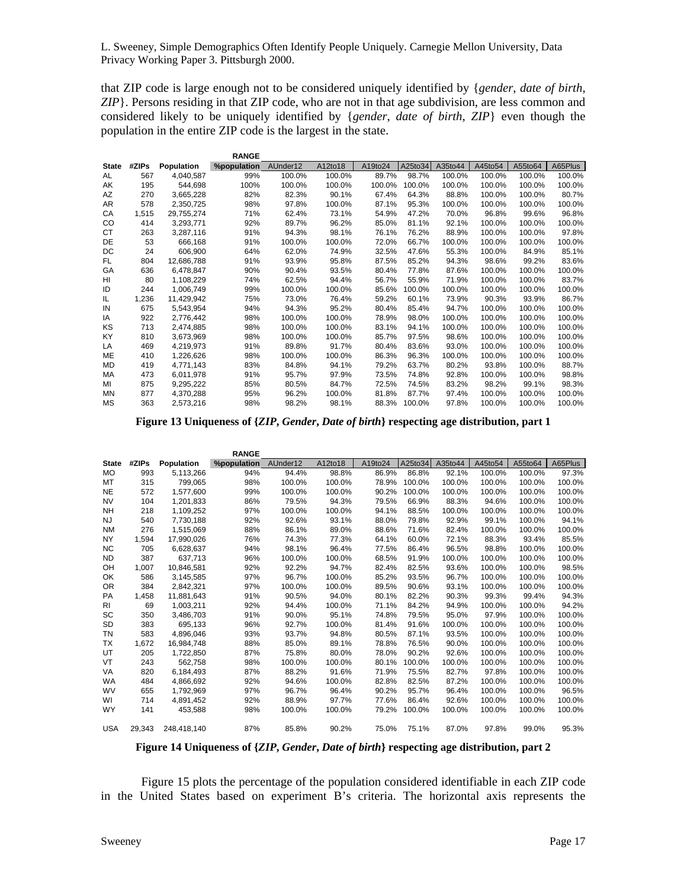that ZIP code is large enough not to be considered uniquely identified by {*gender*, *date of birth*, *ZIP*}. Persons residing in that ZIP code, who are not in that age subdivision, are less common and considered likely to be uniquely identified by {*gender*, *date of birth*, *ZIP*} even though the population in the entire ZIP code is the largest in the state.

| State | #ZIPs | Population | RANGE %population | AUnder12 | A12to18 | A19to24 | A25to34 | A35to44 | A45to54 | A55to64 | A65Plus |
|---|---|---|---|---|---|---|---|---|---|---|---|
| AL | 567 | 4,040,587 | 99% | 100.0% | 100.0% | 89.7% | 98.7% | 100.0% | 100.0% | 100.0% | 100.0% |
| AK | 195 | 544,698 | 100% | 100.0% | 100.0% | 100.0% | 100.0% | 100.0% | 100.0% | 100.0% | 100.0% |
| AZ | 270 | 3,665,228 | 82% | 82.3% | 90.1% | 67.4% | 64.3% | 88.8% | 100.0% | 100.0% | 80.7% |
| AR | 578 | 2,350,725 | 98% | 97.8% | 100.0% | 87.1% | 95.3% | 100.0% | 100.0% | 100.0% | 100.0% |
| CA | 1,515 | 29,755,274 | 71% | 62.4% | 73.1% | 54.9% | 47.2% | 70.0% | 96.8% | 99.6% | 96.8% |
| CO | 414 | 3,293,771 | 92% | 89.7% | 96.2% | 85.0% | 81.1% | 92.1% | 100.0% | 100.0% | 100.0% |
| CT | 263 | 3,287,116 | 91% | 94.3% | 98.1% | 76.1% | 76.2% | 88.9% | 100.0% | 100.0% | 97.8% |
| DE | 53 | 666,168 | 91% | 100.0% | 100.0% | 72.0% | 66.7% | 100.0% | 100.0% | 100.0% | 100.0% |
| DC | 24 | 606,900 | 64% | 62.0% | 74.9% | 32.5% | 47.6% | 55.3% | 100.0% | 84.9% | 85.1% |
| FL | 804 | 12,686,788 | 91% | 93.9% | 95.8% | 87.5% | 85.2% | 94.3% | 98.6% | 99.2% | 83.6% |
| GA | 636 | 6,478,847 | 90% | 90.4% | 93.5% | 80.4% | 77.8% | 87.6% | 100.0% | 100.0% | 100.0% |
| HI | 80 | 1,108,229 | 74% | 62.5% | 94.4% | 56.7% | 55.9% | 71.9% | 100.0% | 100.0% | 83.7% |
| ID | 244 | 1,006,749 | 99% | 100.0% | 100.0% | 85.6% | 100.0% | 100.0% | 100.0% | 100.0% | 100.0% |
| IL | 1,236 | 11,429,942 | 75% | 73.0% | 76.4% | 59.2% | 60.1% | 73.9% | 90.3% | 93.9% | 86.7% |
| IN | 675 | 5,543,954 | 94% | 94.3% | 95.2% | 80.4% | 85.4% | 94.7% | 100.0% | 100.0% | 100.0% |
| IA | 922 | 2,776,442 | 98% | 100.0% | 100.0% | 78.9% | 98.0% | 100.0% | 100.0% | 100.0% | 100.0% |
| KS | 713 | 2,474,885 | 98% | 100.0% | 100.0% | 83.1% | 94.1% | 100.0% | 100.0% | 100.0% | 100.0% |
| KY | 810 | 3,673,969 | 98% | 100.0% | 100.0% | 85.7% | 97.5% | 98.6% | 100.0% | 100.0% | 100.0% |
| LA | 469 | 4,219,973 | 91% | 89.8% | 91.7% | 80.4% | 83.6% | 93.0% | 100.0% | 100.0% | 100.0% |
| ME | 410 | 1,226,626 | 98% | 100.0% | 100.0% | 86.3% | 96.3% | 100.0% | 100.0% | 100.0% | 100.0% |
| MD | 419 | 4,771,143 | 83% | 84.8% | 94.1% | 79.2% | 63.7% | 80.2% | 93.8% | 100.0% | 88.7% |
| MA | 473 | 6,011,978 | 91% | 95.7% | 97.9% | 73.5% | 74.8% | 92.8% | 100.0% | 100.0% | 98.8% |
| MI | 875 | 9,295,222 | 85% | 80.5% | 84.7% | 72.5% | 74.5% | 83.2% | 98.2% | 99.1% | 98.3% |
| MN | 877 | 4,370,288 | 95% | 96.2% | 100.0% | 81.8% | 87.7% | 97.4% | 100.0% | 100.0% | 100.0% |
| MS | 363 | 2,573,216 | 98% | 98.2% | 98.1% | 88.3% | 100.0% | 97.8% | 100.0% | 100.0% | 100.0% |

**Figure 13 Uniqueness of {*ZIP*, *Gender*, *Date of birth*} respecting age distribution, part 1**

| State | #ZIPs | Population | RANGE %population | AUnder12 | A12to18 | A19to24 | A25to34 | A35to44 | A45to54 | A55to64 | A65Plus |
|---|---|---|---|---|---|---|---|---|---|---|---|
| MO | 993 | 5,113,266 | 94% | 94.4% | 98.8% | 86.9% | 86.8% | 92.1% | 100.0% | 100.0% | 97.3% |
| MT | 315 | 799,065 | 98% | 100.0% | 100.0% | 78.9% | 100.0% | 100.0% | 100.0% | 100.0% | 100.0% |
| NE | 572 | 1,577,600 | 99% | 100.0% | 100.0% | 90.2% | 100.0% | 100.0% | 100.0% | 100.0% | 100.0% |
| NV | 104 | 1,201,833 | 86% | 79.5% | 94.3% | 79.5% | 66.9% | 88.3% | 94.6% | 100.0% | 100.0% |
| NH | 218 | 1,109,252 | 97% | 100.0% | 100.0% | 94.1% | 88.5% | 100.0% | 100.0% | 100.0% | 100.0% |
| NJ | 540 | 7,730,188 | 92% | 92.6% | 93.1% | 88.0% | 79.8% | 92.9% | 99.1% | 100.0% | 94.1% |
| NM | 276 | 1,515,069 | 88% | 86.1% | 89.0% | 88.6% | 71.6% | 82.4% | 100.0% | 100.0% | 100.0% |
| NY | 1,594 | 17,990,026 | 76% | 74.3% | 77.3% | 64.1% | 60.0% | 72.1% | 88.3% | 93.4% | 85.5% |
| NC | 705 | 6,628,637 | 94% | 98.1% | 96.4% | 77.5% | 86.4% | 96.5% | 98.8% | 100.0% | 100.0% |
| ND | 387 | 637,713 | 96% | 100.0% | 100.0% | 68.5% | 91.9% | 100.0% | 100.0% | 100.0% | 100.0% |
| OH | 1,007 | 10,846,581 | 92% | 92.2% | 94.7% | 82.4% | 82.5% | 93.6% | 100.0% | 100.0% | 98.5% |
| OK | 586 | 3,145,585 | 97% | 96.7% | 100.0% | 85.2% | 93.5% | 96.7% | 100.0% | 100.0% | 100.0% |
| OR | 384 | 2,842,321 | 97% | 100.0% | 100.0% | 89.5% | 90.6% | 93.1% | 100.0% | 100.0% | 100.0% |
| PA | 1,458 | 11,881,643 | 91% | 90.5% | 94.0% | 80.1% | 82.2% | 90.3% | 99.3% | 99.4% | 94.3% |
| RI | 69 | 1,003,211 | 92% | 94.4% | 100.0% | 71.1% | 84.2% | 94.9% | 100.0% | 100.0% | 94.2% |
| SC | 350 | 3,486,703 | 91% | 90.0% | 95.1% | 74.8% | 79.5% | 95.0% | 97.9% | 100.0% | 100.0% |
| SD | 383 | 695,133 | 96% | 92.7% | 100.0% | 81.4% | 91.6% | 100.0% | 100.0% | 100.0% | 100.0% |
| TN | 583 | 4,896,046 | 93% | 93.7% | 94.8% | 80.5% | 87.1% | 93.5% | 100.0% | 100.0% | 100.0% |
| TX | 1,672 | 16,984,748 | 88% | 85.0% | 89.1% | 78.8% | 76.5% | 90.0% | 100.0% | 100.0% | 100.0% |
| UT | 205 | 1,722,850 | 87% | 75.8% | 80.0% | 78.0% | 90.2% | 92.6% | 100.0% | 100.0% | 100.0% |
| VT | 243 | 562,758 | 98% | 100.0% | 100.0% | 80.1% | 100.0% | 100.0% | 100.0% | 100.0% | 100.0% |
| VA | 820 | 6,184,493 | 87% | 88.2% | 91.6% | 71.9% | 75.5% | 82.7% | 97.8% | 100.0% | 100.0% |
| WA | 484 | 4,866,692 | 92% | 94.6% | 100.0% | 82.8% | 82.5% | 87.2% | 100.0% | 100.0% | 100.0% |
| WV | 655 | 1,792,969 | 97% | 96.7% | 96.4% | 90.2% | 95.7% | 96.4% | 100.0% | 100.0% | 96.5% |
| WI | 714 | 4,891,452 | 92% | 88.9% | 97.7% | 77.6% | 86.4% | 92.6% | 100.0% | 100.0% | 100.0% |
| WY | 141 | 453,588 | 98% | 100.0% | 100.0% | 79.2% | 100.0% | 100.0% | 100.0% | 100.0% | 100.0% |
| USA | 29,343 | 248,418,140 | 87% | 85.8% | 90.2% | 75.0% | 75.1% | 87.0% | 97.8% | 99.0% | 95.3% |

**Figure 14 Uniqueness of {*ZIP*, *Gender*, *Date of birth*} respecting age distribution, part 2**

Figure 15 plots the percentage of the population considered identifiable in each ZIP code in the United States based on experiment B's criteria. The horizontal axis represents the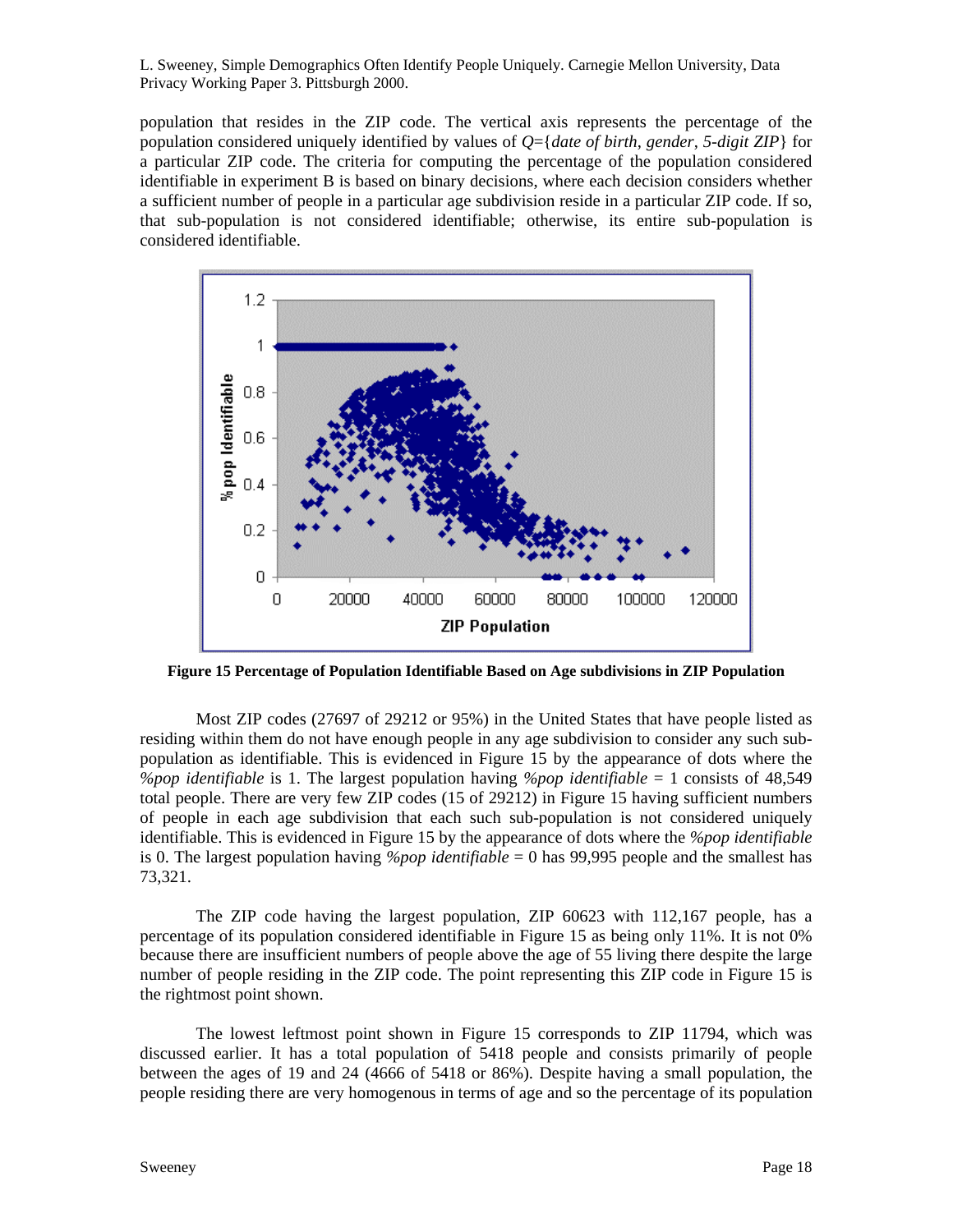population that resides in the ZIP code. The vertical axis represents the percentage of the population considered uniquely identified by values of *Q*={*date of birth*, *gender*, *5-digit ZIP*} for a particular ZIP code. The criteria for computing the percentage of the population considered identifiable in experiment B is based on binary decisions, where each decision considers whether a sufficient number of people in a particular age subdivision reside in a particular ZIP code. If so, that sub-population is not considered identifiable; otherwise, its entire sub-population is considered identifiable.

**Figure 15 Percentage of Population Identifiable Based on Age subdivisions in ZIP Population**

Most ZIP codes (27697 of 29212 or 95%) in the United States that have people listed as residing within them do not have enough people in any age subdivision to consider any such sub-population as identifiable. This is evidenced in Figure 15 by the appearance of dots where the *%pop identifiable* is 1. The largest population having *%pop identifiable* = 1 consists of 48,549 total people. There are very few ZIP codes (15 of 29212) in Figure 15 having sufficient numbers of people in each age subdivision that each such sub-population is not considered uniquely identifiable. This is evidenced in Figure 15 by the appearance of dots where the *%pop identifiable* is 0. The largest population having *%pop identifiable* = 0 has 99,995 people and the smallest has 73,321.

The ZIP code having the largest population, ZIP 60623 with 112,167 people, has a percentage of its population considered identifiable in Figure 15 as being only 11%. It is not 0% because there are insufficient numbers of people above the age of 55 living there despite the large number of people residing in the ZIP code. The point representing this ZIP code in Figure 15 is the rightmost point shown.

The lowest leftmost point shown in Figure 15 corresponds to ZIP 11794, which was discussed earlier. It has a total population of 5418 people and consists primarily of people between the ages of 19 and 24 (4666 of 5418 or 86%). Despite having a small population, the people residing there are very homogenous in terms of age and so the percentage of its population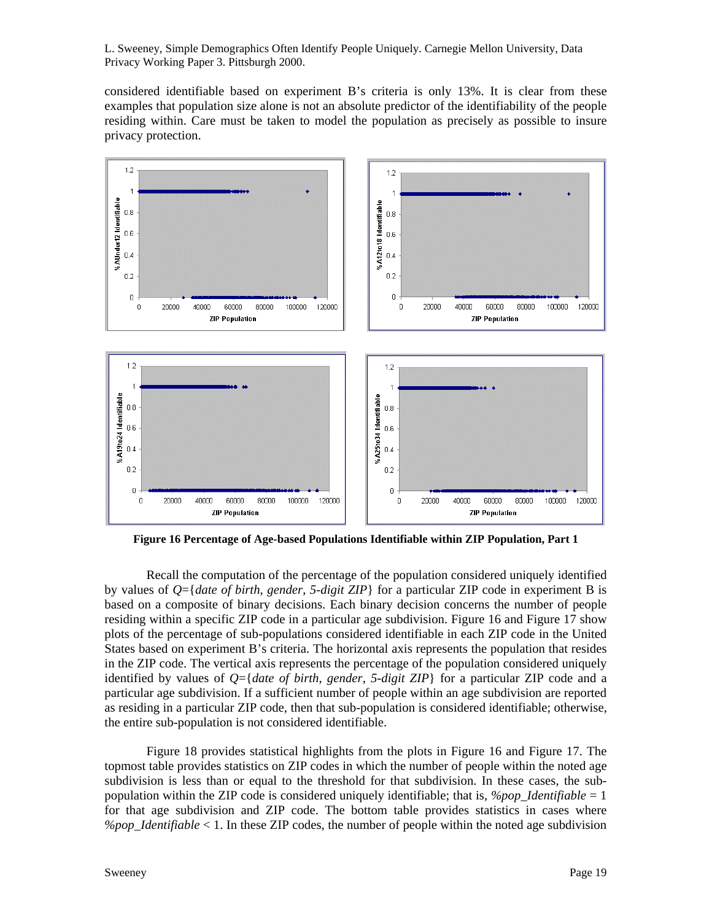considered identifiable based on experiment B's criteria is only 13%. It is clear from these examples that population size alone is not an absolute predictor of the identifiability of the people residing within. Care must be taken to model the population as precisely as possible to insure privacy protection.

**Figure 16 Percentage of Age-based Populations Identifiable within ZIP Population, Part 1**

Recall the computation of the percentage of the population considered uniquely identified by values of *Q*={*date of birth*, *gender*, *5-digit ZIP*} for a particular ZIP code in experiment B is based on a composite of binary decisions. Each binary decision concerns the number of people residing within a specific ZIP code in a particular age subdivision. Figure 16 and Figure 17 show plots of the percentage of sub-populations considered identifiable in each ZIP code in the United States based on experiment B's criteria. The horizontal axis represents the population that resides in the ZIP code. The vertical axis represents the percentage of the population considered uniquely identified by values of *Q*={*date of birth*, *gender*, *5-digit ZIP*} for a particular ZIP code and a particular age subdivision. If a sufficient number of people within an age subdivision are reported as residing in a particular ZIP code, then that sub-population is considered identifiable; otherwise, the entire sub-population is not considered identifiable.

Figure 18 provides statistical highlights from the plots in Figure 16 and Figure 17. The topmost table provides statistics on ZIP codes in which the number of people within the noted age subdivision is less than or equal to the threshold for that subdivision. In these cases, the sub-population within the ZIP code is considered uniquely identifiable; that is, *%pop_Identifiable* = 1 for that age subdivision and ZIP code. The bottom table provides statistics in cases where *%pop_Identifiable* < 1. In these ZIP codes, the number of people within the noted age subdivision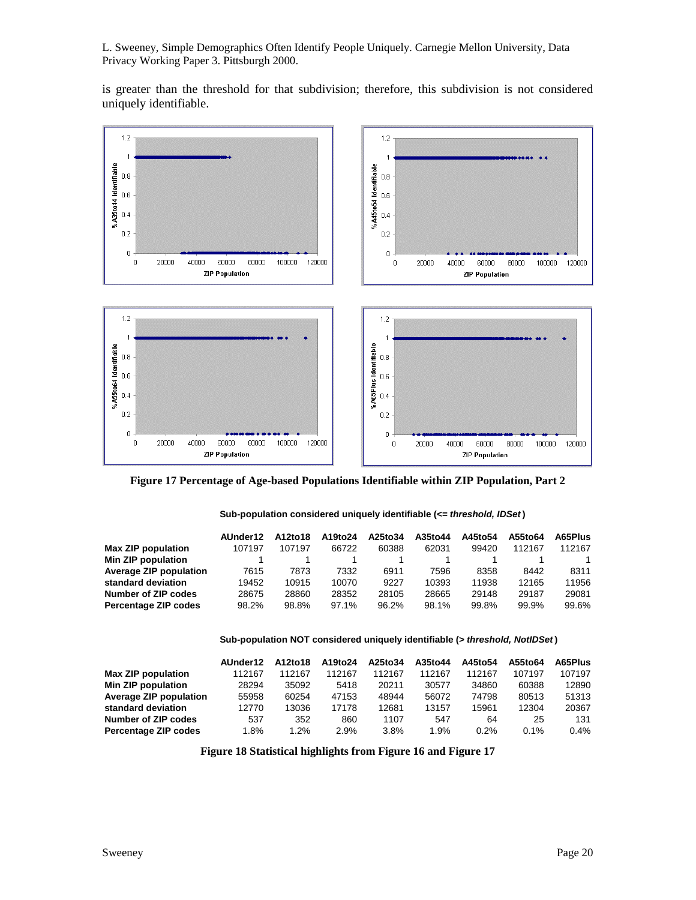is greater than the threshold for that subdivision; therefore, this subdivision is not considered uniquely identifiable.

**Figure 17 Percentage of Age-based Populations Identifiable within ZIP Population, Part 2**

**Sub-population considered uniquely identifiable (<= *threshold, IDSet*)**

| | AUnder12 | A12to18 | A19to24 | A25to34 | A35to44 | A45to54 | A55to64 | A65Plus |
|---|---|---|---|---|---|---|---|---|
| **Max ZIP population** | 107197 | 107197 | 66722 | 60388 | 62031 | 99420 | 112167 | 112167 |
| **Min ZIP population** | 1 | 1 | 1 | 1 | 1 | 1 | 1 | 1 |
| **Average ZIP population** | 7615 | 7873 | 7332 | 6911 | 7596 | 8358 | 8442 | 8311 |
| **standard deviation** | 19452 | 10915 | 10070 | 9227 | 10393 | 11938 | 12165 | 11956 |
| **Number of ZIP codes** | 28675 | 28860 | 28352 | 28105 | 28665 | 29148 | 29187 | 29081 |
| **Percentage ZIP codes** | 98.2% | 98.8% | 97.1% | 96.2% | 98.1% | 99.8% | 99.9% | 99.6% |

**Sub-population NOT considered uniquely identifiable (> *threshold, NotIDSet*)**

| | AUnder12 | A12to18 | A19to24 | A25to34 | A35to44 | A45to54 | A55to64 | A65Plus |
|---|---|---|---|---|---|---|---|---|
| **Max ZIP population** | 112167 | 112167 | 112167 | 112167 | 112167 | 112167 | 107197 | 107197 |
| **Min ZIP population** | 28294 | 35092 | 5418 | 20211 | 30577 | 34860 | 60388 | 12890 |
| **Average ZIP population** | 55958 | 60254 | 47153 | 48944 | 56072 | 74798 | 80513 | 51313 |
| **standard deviation** | 12770 | 13036 | 17178 | 12681 | 13157 | 15961 | 12304 | 20367 |
| **Number of ZIP codes** | 537 | 352 | 860 | 1107 | 547 | 64 | 25 | 131 |
| **Percentage ZIP codes** | 1.8% | 1.2% | 2.9% | 3.8% | 1.9% | 0.2% | 0.1% | 0.4% |

**Figure 18 Statistical highlights from Figure 16 and Figure 17**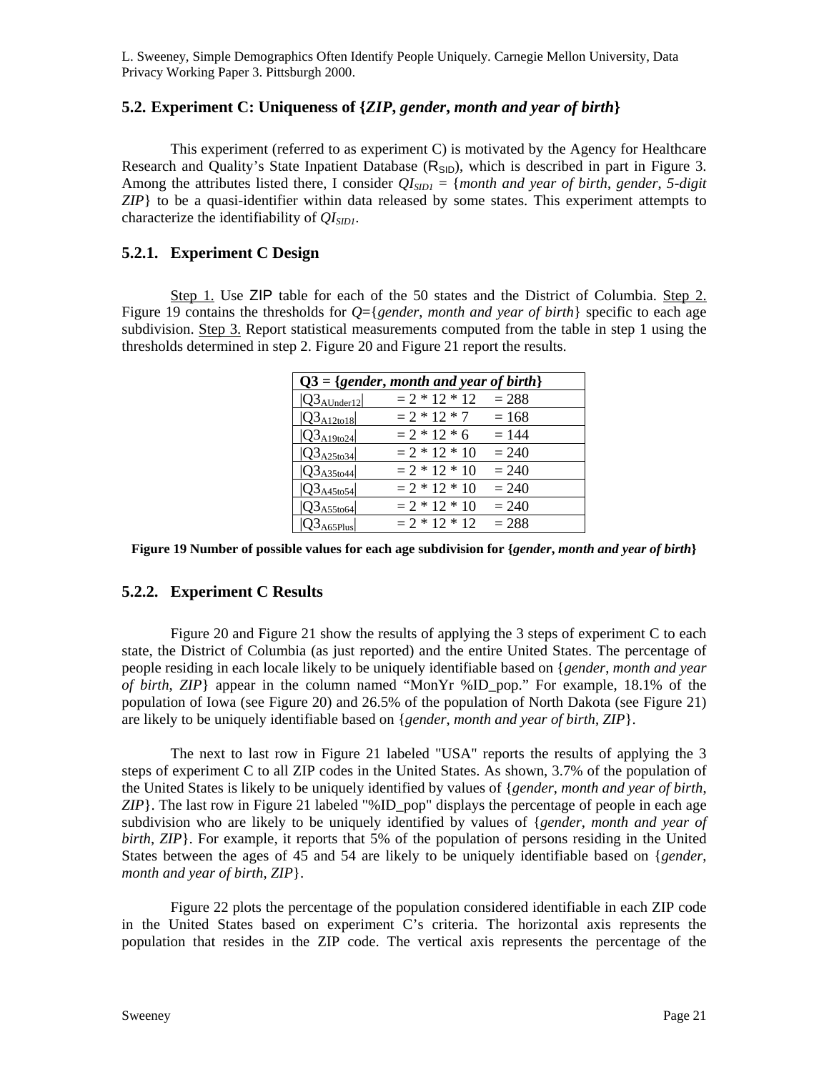## 5.2. Experiment C: Uniqueness of {*ZIP*, *gender*, *month and year of birth*}

This experiment (referred to as experiment C) is motivated by the Agency for Healthcare Research and Quality's State Inpatient Database ($R_{SID}$), which is described in part in Figure 3. Among the attributes listed there, I consider $QI_{SID1}$ = {*month and year of birth*, *gender*, *5-digit ZIP*} to be a quasi-identifier within data released by some states. This experiment attempts to characterize the identifiability of $QI_{SID1}$.

### 5.2.1. Experiment C Design

Step 1. Use ZIP table for each of the 50 states and the District of Columbia. Step 2. Figure 19 contains the thresholds for *Q*={*gender*, *month and year of birth*} specific to each age subdivision. Step 3. Report statistical measurements computed from the table in step 1 using the thresholds determined in step 2. Figure 20 and Figure 21 report the results.

| Q3 = {*gender*, *month and year of birth*} | | |
|---|---|---|
| $\lvert Q3_{AUnder12} \rvert$ | = 2 * 12 * 12 | = 288 |
| $\lvert Q3_{A12to18} \rvert$ | = 2 * 12 * 7 | = 168 |
| $\lvert Q3_{A19to24} \rvert$ | = 2 * 12 * 6 | = 144 |
| $\lvert Q3_{A25to34} \rvert$ | = 2 * 12 * 10 | = 240 |
| $\lvert Q3_{A35to44} \rvert$ | = 2 * 12 * 10 | = 240 |
| $\lvert Q3_{A45to54} \rvert$ | = 2 * 12 * 10 | = 240 |
| $\lvert Q3_{A55to64} \rvert$ | = 2 * 12 * 10 | = 240 |
| $\lvert Q3_{A65Plus} \rvert$ | = 2 * 12 * 12 | = 288 |

**Figure 19 Number of possible values for each age subdivision for {*gender*, *month and year of birth*}**

### 5.2.2. Experiment C Results

Figure 20 and Figure 21 show the results of applying the 3 steps of experiment C to each state, the District of Columbia (as just reported) and the entire United States. The percentage of people residing in each locale likely to be uniquely identifiable based on {*gender*, *month and year of birth*, *ZIP*} appear in the column named "MonYr %ID_pop." For example, 18.1% of the population of Iowa (see Figure 20) and 26.5% of the population of North Dakota (see Figure 21) are likely to be uniquely identifiable based on {*gender*, *month and year of birth*, *ZIP*}.

The next to last row in Figure 21 labeled "USA" reports the results of applying the 3 steps of experiment C to all ZIP codes in the United States. As shown, 3.7% of the population of the United States is likely to be uniquely identified by values of {*gender*, *month and year of birth*, *ZIP*}. The last row in Figure 21 labeled "%ID_pop" displays the percentage of people in each age subdivision who are likely to be uniquely identified by values of {*gender*, *month and year of birth*, *ZIP*}. For example, it reports that 5% of the population of persons residing in the United States between the ages of 45 and 54 are likely to be uniquely identifiable based on {*gender*, *month and year of birth*, *ZIP*}.

Figure 22 plots the percentage of the population considered identifiable in each ZIP code in the United States based on experiment C's criteria. The horizontal axis represents the population that resides in the ZIP code. The vertical axis represents the percentage of the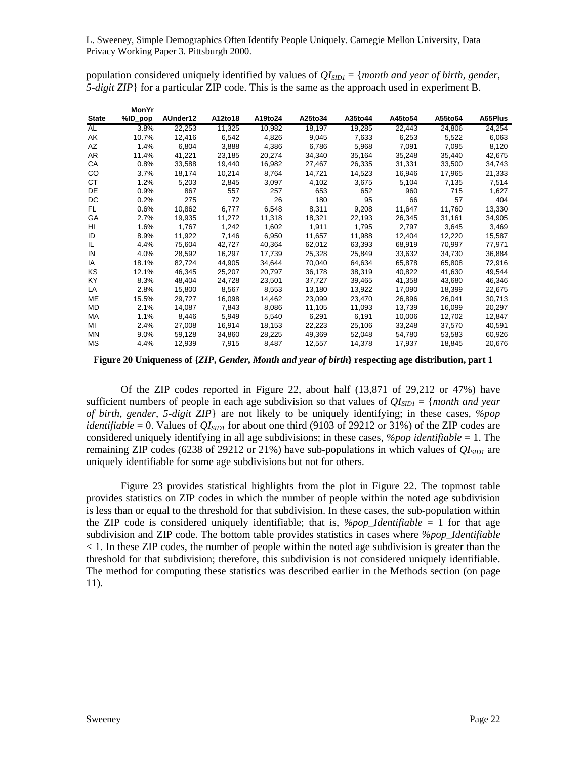population considered uniquely identified by values of $QI_{SID1}$ = {*month and year of birth*, *gender*, *5-digit ZIP*} for a particular ZIP code. This is the same as the approach used in experiment B.

| State | MonYr %ID_pop | AUnder12 | A12to18 | A19to24 | A25to34 | A35to44 | A45to54 | A55to64 | A65Plus |
|---|---|---|---|---|---|---|---|---|---|
| AL | 3.8% | 22,253 | 11,325 | 10,982 | 18,197 | 19,285 | 22,443 | 24,806 | 24,254 |
| AK | 10.7% | 12,416 | 6,542 | 4,826 | 9,045 | 7,633 | 6,253 | 5,522 | 6,063 |
| AZ | 1.4% | 6,804 | 3,888 | 4,386 | 6,786 | 5,968 | 7,091 | 7,095 | 8,120 |
| AR | 11.4% | 41,221 | 23,185 | 20,274 | 34,340 | 35,164 | 35,248 | 35,440 | 42,675 |
| CA | 0.8% | 33,588 | 19,440 | 16,982 | 27,467 | 26,335 | 31,331 | 33,500 | 34,743 |
| CO | 3.7% | 18,174 | 10,214 | 8,764 | 14,721 | 14,523 | 16,946 | 17,965 | 21,333 |
| CT | 1.2% | 5,203 | 2,845 | 3,097 | 4,102 | 3,675 | 5,104 | 7,135 | 7,514 |
| DE | 0.9% | 867 | 557 | 257 | 653 | 652 | 960 | 715 | 1,627 |
| DC | 0.2% | 275 | 72 | 26 | 180 | 95 | 66 | 57 | 404 |
| FL | 0.6% | 10,862 | 6,777 | 6,548 | 8,311 | 9,208 | 11,647 | 11,760 | 13,330 |
| GA | 2.7% | 19,935 | 11,272 | 11,318 | 18,321 | 22,193 | 26,345 | 31,161 | 34,905 |
| HI | 1.6% | 1,767 | 1,242 | 1,602 | 1,911 | 1,795 | 2,797 | 3,645 | 3,469 |
| ID | 8.9% | 11,922 | 7,146 | 6,950 | 11,657 | 11,988 | 12,404 | 12,220 | 15,587 |
| IL | 4.4% | 75,604 | 42,727 | 40,364 | 62,012 | 63,393 | 68,919 | 70,997 | 77,971 |
| IN | 4.0% | 28,592 | 16,297 | 17,739 | 25,328 | 25,849 | 33,632 | 34,730 | 36,884 |
| IA | 18.1% | 82,724 | 44,905 | 34,644 | 70,040 | 64,634 | 65,878 | 65,808 | 72,916 |
| KS | 12.1% | 46,345 | 25,207 | 20,797 | 36,178 | 38,319 | 40,822 | 41,630 | 49,544 |
| KY | 8.3% | 48,404 | 24,728 | 23,501 | 37,727 | 39,465 | 41,358 | 43,680 | 46,346 |
| LA | 2.8% | 15,800 | 8,567 | 8,553 | 13,180 | 13,922 | 17,090 | 18,399 | 22,675 |
| ME | 15.5% | 29,727 | 16,098 | 14,462 | 23,099 | 23,470 | 26,896 | 26,041 | 30,713 |
| MD | 2.1% | 14,087 | 7,843 | 8,086 | 11,105 | 11,093 | 13,739 | 16,099 | 20,297 |
| MA | 1.1% | 8,446 | 5,949 | 5,540 | 6,291 | 6,191 | 10,006 | 12,702 | 12,847 |
| MI | 2.4% | 27,008 | 16,914 | 18,153 | 22,223 | 25,106 | 33,248 | 37,570 | 40,591 |
| MN | 9.0% | 59,128 | 34,860 | 28,225 | 49,369 | 52,048 | 54,780 | 53,583 | 60,926 |
| MS | 4.4% | 12,939 | 7,915 | 8,487 | 12,557 | 14,378 | 17,937 | 18,845 | 20,676 |

**Figure 20 Uniqueness of {*ZIP*, *Gender*, *Month and year of birth*} respecting age distribution, part 1**

Of the ZIP codes reported in Figure 22, about half (13,871 of 29,212 or 47%) have sufficient numbers of people in each age subdivision so that values of $QI_{SID1}$ = {*month and year of birth*, *gender*, *5-digit ZIP*} are not likely to be uniquely identifying; in these cases, *%pop identifiable* = 0. Values of $QI_{SID1}$ for about one third (9103 of 29212 or 31%) of the ZIP codes are considered uniquely identifying in all age subdivisions; in these cases, *%pop identifiable* = 1. The remaining ZIP codes (6238 of 29212 or 21%) have sub-populations in which values of $QI_{SID1}$ are uniquely identifiable for some age subdivisions but not for others.

Figure 23 provides statistical highlights from the plot in Figure 22. The topmost table provides statistics on ZIP codes in which the number of people within the noted age subdivision is less than or equal to the threshold for that subdivision. In these cases, the sub-population within the ZIP code is considered uniquely identifiable; that is, *%pop_Identifiable* = 1 for that age subdivision and ZIP code. The bottom table provides statistics in cases where *%pop_Identifiable* < 1. In these ZIP codes, the number of people within the noted age subdivision is greater than the threshold for that subdivision; therefore, this subdivision is not considered uniquely identifiable. The method for computing these statistics was described earlier in the Methods section (on page 11).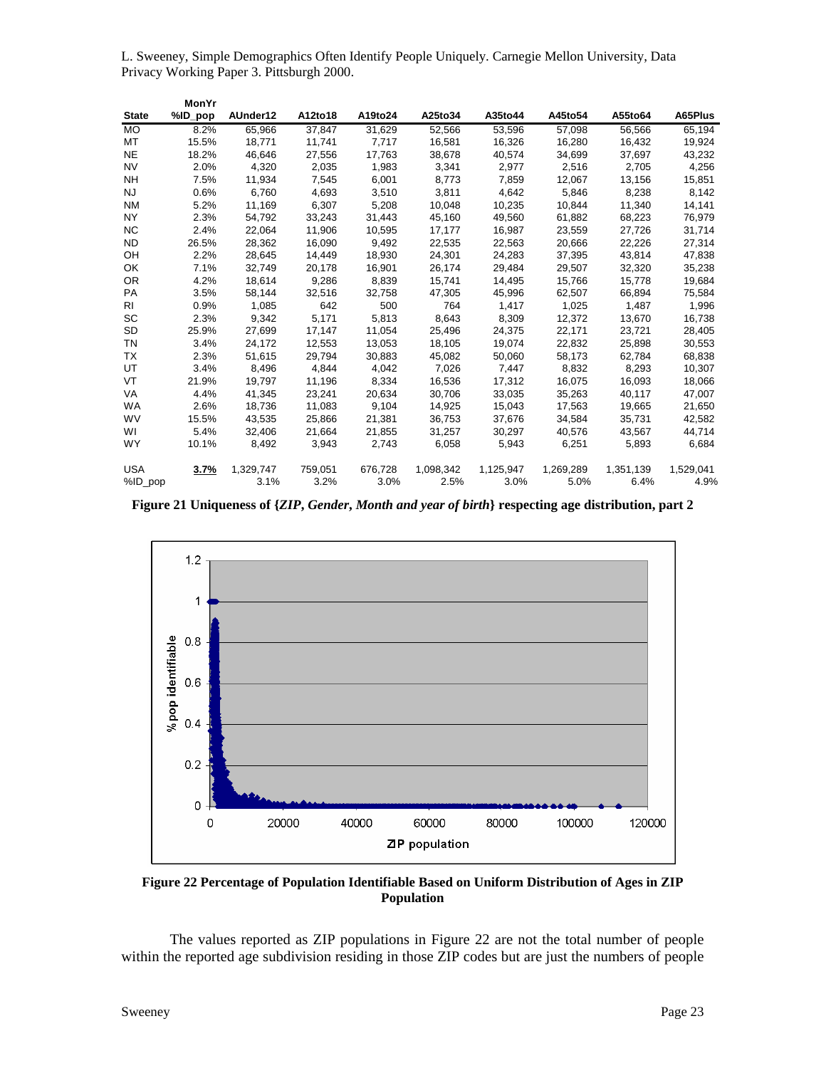| State | MonYr %ID_pop | AUnder12 | A12to18 | A19to24 | A25to34 | A35to44 | A45to54 | A55to64 | A65Plus |
|---|---|---|---|---|---|---|---|---|---|
| MO | 8.2% | 65,966 | 37,847 | 31,629 | 52,566 | 53,596 | 57,098 | 56,566 | 65,194 |
| MT | 15.5% | 18,771 | 11,741 | 7,717 | 16,581 | 16,326 | 16,280 | 16,432 | 19,924 |
| NE | 18.2% | 46,646 | 27,556 | 17,763 | 38,678 | 40,574 | 34,699 | 37,697 | 43,232 |
| NV | 2.0% | 4,320 | 2,035 | 1,983 | 3,341 | 2,977 | 2,516 | 2,705 | 4,256 |
| NH | 7.5% | 11,934 | 7,545 | 6,001 | 8,773 | 7,859 | 12,067 | 13,156 | 15,851 |
| NJ | 0.6% | 6,760 | 4,693 | 3,510 | 3,811 | 4,642 | 5,846 | 8,238 | 8,142 |
| NM | 5.2% | 11,169 | 6,307 | 5,208 | 10,048 | 10,235 | 10,844 | 11,340 | 14,141 |
| NY | 2.3% | 54,792 | 33,243 | 31,443 | 45,160 | 49,560 | 61,882 | 68,223 | 76,979 |
| NC | 2.4% | 22,064 | 11,906 | 10,595 | 17,177 | 16,987 | 23,559 | 27,726 | 31,714 |
| ND | 26.5% | 28,362 | 16,090 | 9,492 | 22,535 | 22,563 | 20,666 | 22,226 | 27,314 |
| OH | 2.2% | 28,645 | 14,449 | 18,930 | 24,301 | 24,283 | 37,395 | 43,814 | 47,838 |
| OK | 7.1% | 32,749 | 20,178 | 16,901 | 26,174 | 29,484 | 29,507 | 32,320 | 35,238 |
| OR | 4.2% | 18,614 | 9,286 | 8,839 | 15,741 | 14,495 | 15,766 | 15,778 | 19,684 |
| PA | 3.5% | 58,144 | 32,516 | 32,758 | 47,305 | 45,996 | 62,507 | 66,894 | 75,584 |
| RI | 0.9% | 1,085 | 642 | 500 | 764 | 1,417 | 1,025 | 1,487 | 1,996 |
| SC | 2.3% | 9,342 | 5,171 | 5,813 | 8,643 | 8,309 | 12,372 | 13,670 | 16,738 |
| SD | 25.9% | 27,699 | 17,147 | 11,054 | 25,496 | 24,375 | 22,171 | 23,721 | 28,405 |
| TN | 3.4% | 24,172 | 12,553 | 13,053 | 18,105 | 19,074 | 22,832 | 25,898 | 30,553 |
| TX | 2.3% | 51,615 | 29,794 | 30,883 | 45,082 | 50,060 | 58,173 | 62,784 | 68,838 |
| UT | 3.4% | 8,496 | 4,844 | 4,042 | 7,026 | 7,447 | 8,832 | 8,293 | 10,307 |
| VT | 21.9% | 19,797 | 11,196 | 8,334 | 16,536 | 17,312 | 16,075 | 16,093 | 18,066 |
| VA | 4.4% | 41,345 | 23,241 | 20,634 | 30,706 | 33,035 | 35,263 | 40,117 | 47,007 |
| WA | 2.6% | 18,736 | 11,083 | 9,104 | 14,925 | 15,043 | 17,563 | 19,665 | 21,650 |
| WV | 15.5% | 43,535 | 25,866 | 21,381 | 36,753 | 37,676 | 34,584 | 35,731 | 42,582 |
| WI | 5.4% | 32,406 | 21,664 | 21,855 | 31,257 | 30,297 | 40,576 | 43,567 | 44,714 |
| WY | 10.1% | 8,492 | 3,943 | 2,743 | 6,058 | 5,943 | 6,251 | 5,893 | 6,684 |
| USA | **3.7%** | 1,329,747 | 759,051 | 676,728 | 1,098,342 | 1,125,947 | 1,269,289 | 1,351,139 | 1,529,041 |
| %ID_pop | | 3.1% | 3.2% | 3.0% | 2.5% | 3.0% | 5.0% | 6.4% | 4.9% |

**Figure 21 Uniqueness of {*ZIP*, *Gender*, *Month and year of birth*} respecting age distribution, part 2**

**Figure 22 Percentage of Population Identifiable Based on Uniform Distribution of Ages in ZIP Population**

The values reported as ZIP populations in Figure 22 are not the total number of people within the reported age subdivision residing in those ZIP codes but are just the numbers of people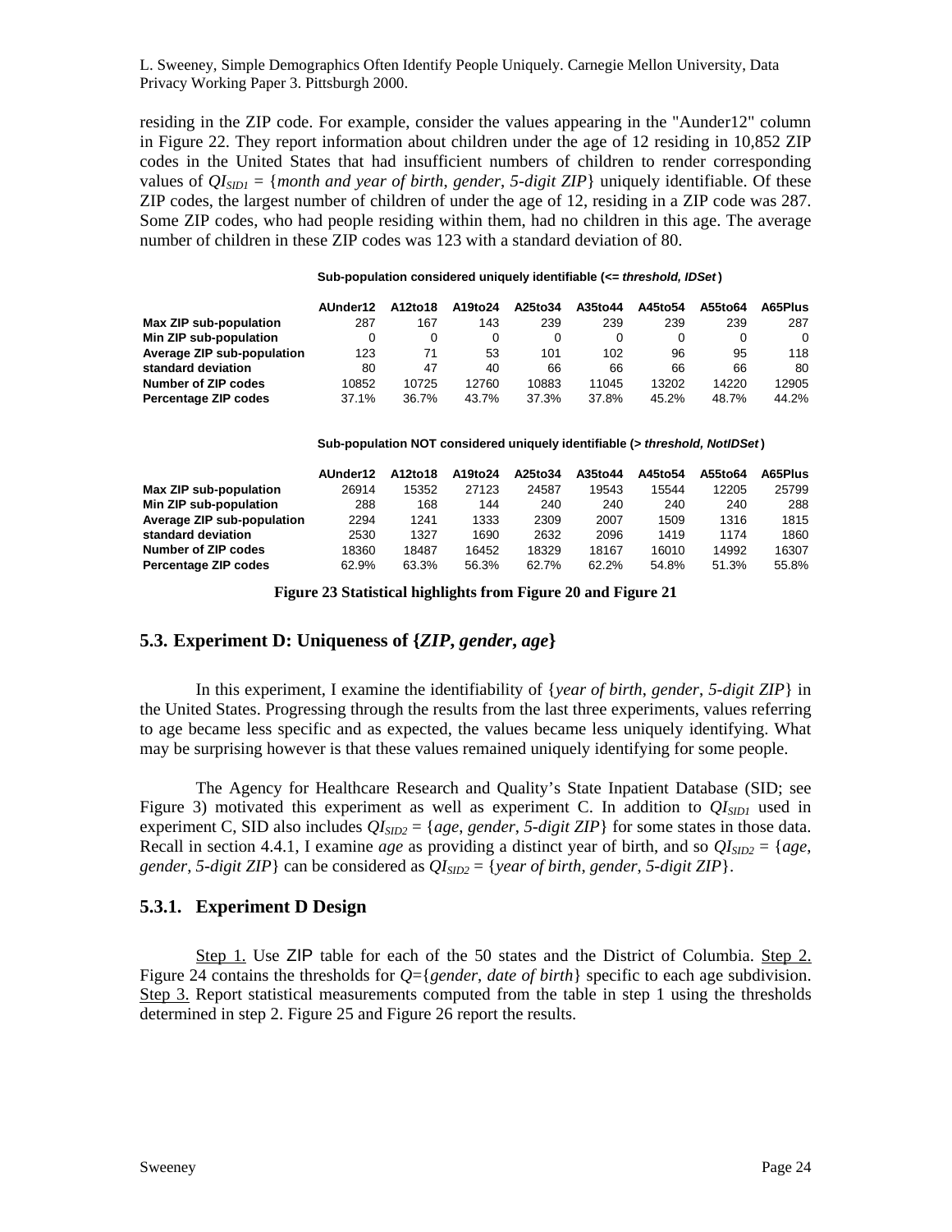residing in the ZIP code. For example, consider the values appearing in the "Aunder12" column in Figure 22. They report information about children under the age of 12 residing in 10,852 ZIP codes in the United States that had insufficient numbers of children to render corresponding values of $QI_{SID1}$ = {*month and year of birth*, *gender*, *5-digit ZIP*} uniquely identifiable. Of these ZIP codes, the largest number of children of under the age of 12, residing in a ZIP code was 287. Some ZIP codes, who had people residing within them, had no children in this age. The average number of children in these ZIP codes was 123 with a standard deviation of 80.

**Sub-population considered uniquely identifiable (<= *threshold, IDSet*)**

| | AUnder12 | A12to18 | A19to24 | A25to34 | A35to44 | A45to54 | A55to64 | A65Plus |
|---|---|---|---|---|---|---|---|---|
| **Max ZIP sub-population** | 287 | 167 | 143 | 239 | 239 | 239 | 239 | 287 |
| **Min ZIP sub-population** | 0 | 0 | 0 | 0 | 0 | 0 | 0 | 0 |
| **Average ZIP sub-population** | 123 | 71 | 53 | 101 | 102 | 96 | 95 | 118 |
| **standard deviation** | 80 | 47 | 40 | 66 | 66 | 66 | 66 | 80 |
| **Number of ZIP codes** | 10852 | 10725 | 12760 | 10883 | 11045 | 13202 | 14220 | 12905 |
| **Percentage ZIP codes** | 37.1% | 36.7% | 43.7% | 37.3% | 37.8% | 45.2% | 48.7% | 44.2% |

**Sub-population NOT considered uniquely identifiable (> *threshold, NotIDSet*)**

| | AUnder12 | A12to18 | A19to24 | A25to34 | A35to44 | A45to54 | A55to64 | A65Plus |
|---|---|---|---|---|---|---|---|---|
| **Max ZIP sub-population** | 26914 | 15352 | 27123 | 24587 | 19543 | 15544 | 12205 | 25799 |
| **Min ZIP sub-population** | 288 | 168 | 144 | 240 | 240 | 240 | 240 | 288 |
| **Average ZIP sub-population** | 2294 | 1241 | 1333 | 2309 | 2007 | 1509 | 1316 | 1815 |
| **standard deviation** | 2530 | 1327 | 1690 | 2632 | 2096 | 1419 | 1174 | 1860 |
| **Number of ZIP codes** | 18360 | 18487 | 16452 | 18329 | 18167 | 16010 | 14992 | 16307 |
| **Percentage ZIP codes** | 62.9% | 63.3% | 56.3% | 62.7% | 62.2% | 54.8% | 51.3% | 55.8% |

**Figure 23 Statistical highlights from Figure 20 and Figure 21**

## 5.3. Experiment D: Uniqueness of {*ZIP*, *gender*, *age*}

In this experiment, I examine the identifiability of {*year of birth*, *gender*, *5-digit ZIP*} in the United States. Progressing through the results from the last three experiments, values referring to age became less specific and as expected, the values became less uniquely identifying. What may be surprising however is that these values remained uniquely identifying for some people.

The Agency for Healthcare Research and Quality's State Inpatient Database (SID; see Figure 3) motivated this experiment as well as experiment C. In addition to $QI_{SID1}$ used in experiment C, SID also includes $QI_{SID2}$ = {*age*, *gender*, *5-digit ZIP*} for some states in those data. Recall in section 4.4.1, I examine *age* as providing a distinct year of birth, and so $QI_{SID2}$ = {*age*, *gender*, *5-digit ZIP*} can be considered as $QI_{SID2}$ = {*year of birth*, *gender*, *5-digit ZIP*}.

### 5.3.1. Experiment D Design

Step 1. Use ZIP table for each of the 50 states and the District of Columbia. Step 2. Figure 24 contains the thresholds for $Q$={*gender*, *date of birth*} specific to each age subdivision. Step 3. Report statistical measurements computed from the table in step 1 using the thresholds determined in step 2. Figure 25 and Figure 26 report the results.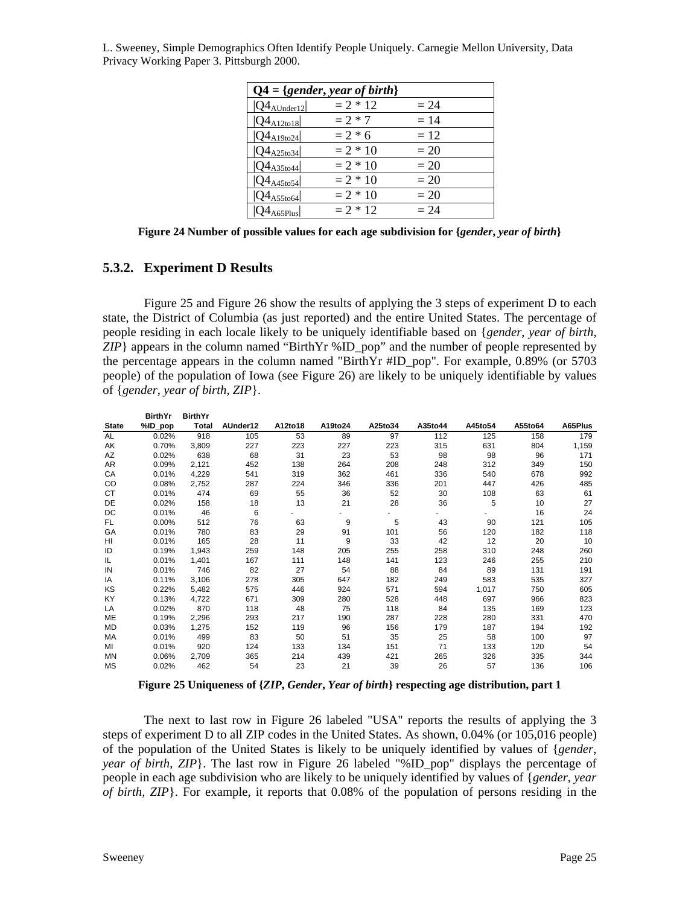| $Q4 = \{$*gender*, *year of birth*$\}$ | | |
|---|---|---|
| $\lvert Q4_{AUnder12} \rvert$ | $= 2 * 12$ | $= 24$ |
| $\lvert Q4_{A12to18} \rvert$ | $= 2 * 7$ | $= 14$ |
| $\lvert Q4_{A19to24} \rvert$ | $= 2 * 6$ | $= 12$ |
| $\lvert Q4_{A25to34} \rvert$ | $= 2 * 10$ | $= 20$ |
| $\lvert Q4_{A35to44} \rvert$ | $= 2 * 10$ | $= 20$ |
| $\lvert Q4_{A45to54} \rvert$ | $= 2 * 10$ | $= 20$ |
| $\lvert Q4_{A55to64} \rvert$ | $= 2 * 10$ | $= 20$ |
| $\lvert Q4_{A65Plus} \rvert$ | $= 2 * 12$ | $= 24$ |

**Figure 24 Number of possible values for each age subdivision for {*gender*, *year of birth*}**

### 5.3.2. Experiment D Results

Figure 25 and Figure 26 show the results of applying the 3 steps of experiment D to each state, the District of Columbia (as just reported) and the entire United States. The percentage of people residing in each locale likely to be uniquely identifiable based on {*gender*, *year of birth*, *ZIP*} appears in the column named "BirthYr %ID_pop" and the number of people represented by the percentage appears in the column named "BirthYr #ID_pop". For example, 0.89% (or 5703 people) of the population of Iowa (see Figure 26) are likely to be uniquely identifiable by values of {*gender*, *year of birth*, *ZIP*}.

| State | BirthYr %ID_pop | BirthYr Total | AUnder12 | A12to18 | A19to24 | A25to34 | A35to44 | A45to54 | A55to64 | A65Plus |
|---|---|---|---|---|---|---|---|---|---|---|
| AL | 0.02% | 918 | 105 | 53 | 89 | 97 | 112 | 125 | 158 | 179 |
| AK | 0.70% | 3,809 | 227 | 223 | 227 | 223 | 315 | 631 | 804 | 1,159 |
| AZ | 0.02% | 638 | 68 | 31 | 23 | 53 | 98 | 98 | 96 | 171 |
| AR | 0.09% | 2,121 | 452 | 138 | 264 | 208 | 248 | 312 | 349 | 150 |
| CA | 0.01% | 4,229 | 541 | 319 | 362 | 461 | 336 | 540 | 678 | 992 |
| CO | 0.08% | 2,752 | 287 | 224 | 346 | 336 | 201 | 447 | 426 | 485 |
| CT | 0.01% | 474 | 69 | 55 | 36 | 52 | 30 | 108 | 63 | 61 |
| DE | 0.02% | 158 | 18 | 13 | 21 | 28 | 36 | 5 | 10 | 27 |
| DC | 0.01% | 46 | 6 | - | - | - | - | - | 16 | 24 |
| FL | 0.00% | 512 | 76 | 63 | 9 | 5 | 43 | 90 | 121 | 105 |
| GA | 0.01% | 780 | 83 | 29 | 91 | 101 | 56 | 120 | 182 | 118 |
| HI | 0.01% | 165 | 28 | 11 | 9 | 33 | 42 | 12 | 20 | 10 |
| ID | 0.19% | 1,943 | 259 | 148 | 205 | 255 | 258 | 310 | 248 | 260 |
| IL | 0.01% | 1,401 | 167 | 111 | 148 | 141 | 123 | 246 | 255 | 210 |
| IN | 0.01% | 746 | 82 | 27 | 54 | 88 | 84 | 89 | 131 | 191 |
| IA | 0.11% | 3,106 | 278 | 305 | 647 | 182 | 249 | 583 | 535 | 327 |
| KS | 0.22% | 5,482 | 575 | 446 | 924 | 571 | 594 | 1,017 | 750 | 605 |
| KY | 0.13% | 4,722 | 671 | 309 | 280 | 528 | 448 | 697 | 966 | 823 |
| LA | 0.02% | 870 | 118 | 48 | 75 | 118 | 84 | 135 | 169 | 123 |
| ME | 0.19% | 2,296 | 293 | 217 | 190 | 287 | 228 | 280 | 331 | 470 |
| MD | 0.03% | 1,275 | 152 | 119 | 96 | 156 | 179 | 187 | 194 | 192 |
| MA | 0.01% | 499 | 83 | 50 | 51 | 35 | 25 | 58 | 100 | 97 |
| MI | 0.01% | 920 | 124 | 133 | 134 | 151 | 71 | 133 | 120 | 54 |
| MN | 0.06% | 2,709 | 365 | 214 | 439 | 421 | 265 | 326 | 335 | 344 |
| MS | 0.02% | 462 | 54 | 23 | 21 | 39 | 26 | 57 | 136 | 106 |

**Figure 25 Uniqueness of {*ZIP*, *Gender*, *Year of birth*} respecting age distribution, part 1**

The next to last row in Figure 26 labeled "USA" reports the results of applying the 3 steps of experiment D to all ZIP codes in the United States. As shown, 0.04% (or 105,016 people) of the population of the United States is likely to be uniquely identified by values of {*gender*, *year of birth*, *ZIP*}. The last row in Figure 26 labeled "%ID_pop" displays the percentage of people in each age subdivision who are likely to be uniquely identified by values of {*gender*, *year of birth*, *ZIP*}. For example, it reports that 0.08% of the population of persons residing in the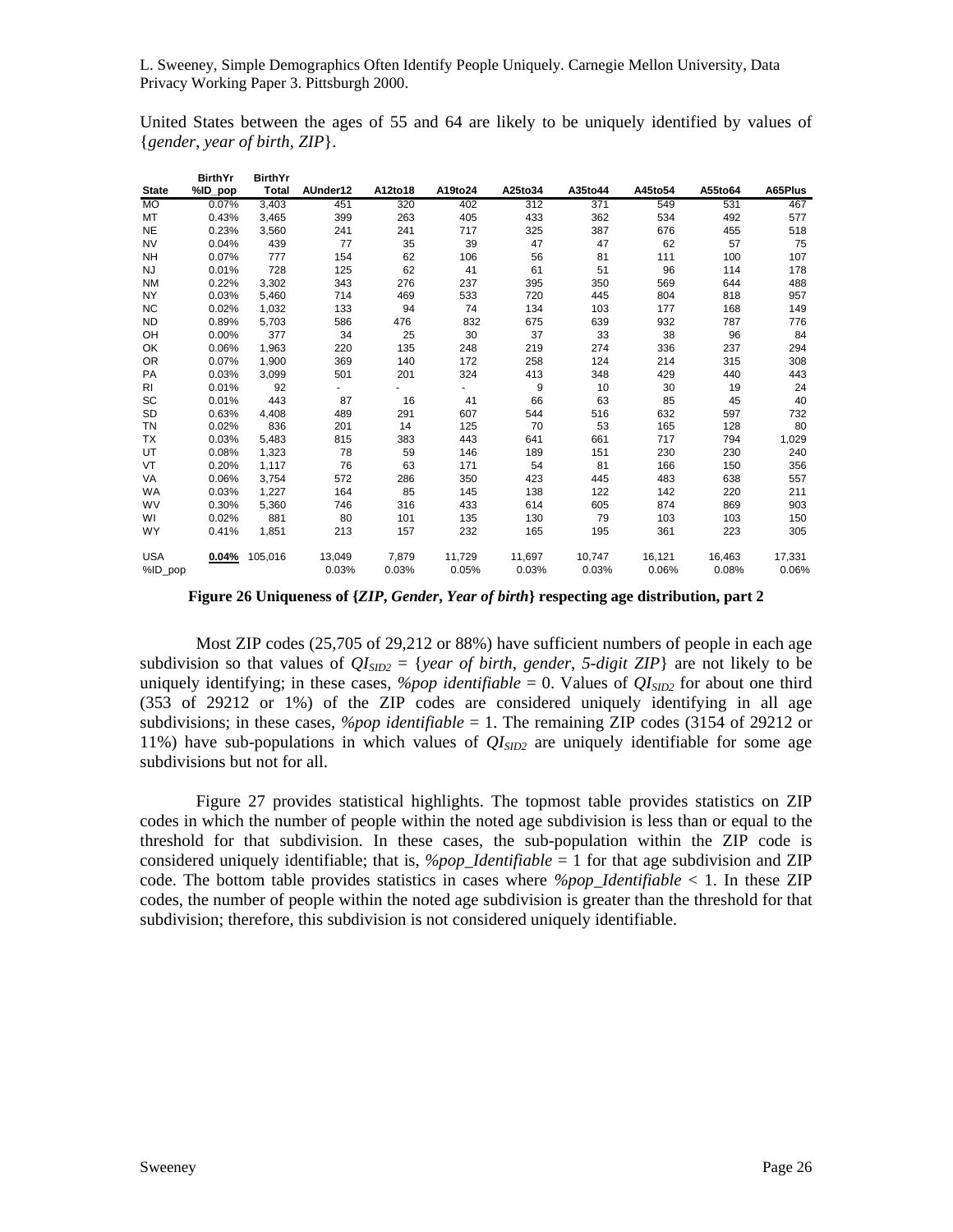United States between the ages of 55 and 64 are likely to be uniquely identified by values of {*gender*, *year of birth*, *ZIP*}.

| State | BirthYr %ID_pop | BirthYr Total | AUnder12 | A12to18 | A19to24 | A25to34 | A35to44 | A45to54 | A55to64 | A65Plus |
|---|---|---|---|---|---|---|---|---|---|---|
| MO | 0.07% | 3,403 | 451 | 320 | 402 | 312 | 371 | 549 | 531 | 467 |
| MT | 0.43% | 3,465 | 399 | 263 | 405 | 433 | 362 | 534 | 492 | 577 |
| NE | 0.23% | 3,560 | 241 | 241 | 717 | 325 | 387 | 676 | 455 | 518 |
| NV | 0.04% | 439 | 77 | 35 | 39 | 47 | 47 | 62 | 57 | 75 |
| NH | 0.07% | 777 | 154 | 62 | 106 | 56 | 81 | 111 | 100 | 107 |
| NJ | 0.01% | 728 | 125 | 62 | 41 | 61 | 51 | 96 | 114 | 178 |
| NM | 0.22% | 3,302 | 343 | 276 | 237 | 395 | 350 | 569 | 644 | 488 |
| NY | 0.03% | 5,460 | 714 | 469 | 533 | 720 | 445 | 804 | 818 | 957 |
| NC | 0.02% | 1,032 | 133 | 94 | 74 | 134 | 103 | 177 | 168 | 149 |
| ND | 0.89% | 5,703 | 586 | 476 | 832 | 675 | 639 | 932 | 787 | 776 |
| OH | 0.00% | 377 | 34 | 25 | 30 | 37 | 33 | 38 | 96 | 84 |
| OK | 0.06% | 1,963 | 220 | 135 | 248 | 219 | 274 | 336 | 237 | 294 |
| OR | 0.07% | 1,900 | 369 | 140 | 172 | 258 | 124 | 214 | 315 | 308 |
| PA | 0.03% | 3,099 | 501 | 201 | 324 | 413 | 348 | 429 | 440 | 443 |
| RI | 0.01% | 92 | - | - | - | 9 | 10 | 30 | 19 | 24 |
| SC | 0.01% | 443 | 87 | 16 | 41 | 66 | 63 | 85 | 45 | 40 |
| SD | 0.63% | 4,408 | 489 | 291 | 607 | 544 | 516 | 632 | 597 | 732 |
| TN | 0.02% | 836 | 201 | 14 | 125 | 70 | 53 | 165 | 128 | 80 |
| TX | 0.03% | 5,483 | 815 | 383 | 443 | 641 | 661 | 717 | 794 | 1,029 |
| UT | 0.08% | 1,323 | 78 | 59 | 146 | 189 | 151 | 230 | 230 | 240 |
| VT | 0.20% | 1,117 | 76 | 63 | 171 | 54 | 81 | 166 | 150 | 356 |
| VA | 0.06% | 3,754 | 572 | 286 | 350 | 423 | 445 | 483 | 638 | 557 |
| WA | 0.03% | 1,227 | 164 | 85 | 145 | 138 | 122 | 142 | 220 | 211 |
| WV | 0.30% | 5,360 | 746 | 316 | 433 | 614 | 605 | 874 | 869 | 903 |
| WI | 0.02% | 881 | 80 | 101 | 135 | 130 | 79 | 103 | 103 | 150 |
| WY | 0.41% | 1,851 | 213 | 157 | 232 | 165 | 195 | 361 | 223 | 305 |
| USA | **0.04%** | 105,016 | 13,049 | 7,879 | 11,729 | 11,697 | 10,747 | 16,121 | 16,463 | 17,331 |
| %ID_pop | | | 0.03% | 0.03% | 0.05% | 0.03% | 0.03% | 0.06% | 0.08% | 0.06% |

**Figure 26 Uniqueness of {*ZIP*, *Gender*, *Year of birth*} respecting age distribution, part 2**

Most ZIP codes (25,705 of 29,212 or 88%) have sufficient numbers of people in each age subdivision so that values of $QI_{SID2}$ = {*year of birth*, *gender*, *5-digit ZIP*} are not likely to be uniquely identifying; in these cases, *%pop identifiable* = 0. Values of $QI_{SID2}$ for about one third (353 of 29212 or 1%) of the ZIP codes are considered uniquely identifying in all age subdivisions; in these cases, *%pop identifiable* = 1. The remaining ZIP codes (3154 of 29212 or 11%) have sub-populations in which values of $QI_{SID2}$ are uniquely identifiable for some age subdivisions but not for all.

Figure 27 provides statistical highlights. The topmost table provides statistics on ZIP codes in which the number of people within the noted age subdivision is less than or equal to the threshold for that subdivision. In these cases, the sub-population within the ZIP code is considered uniquely identifiable; that is, *%pop_Identifiable* = 1 for that age subdivision and ZIP code. The bottom table provides statistics in cases where *%pop_Identifiable* < 1. In these ZIP codes, the number of people within the noted age subdivision is greater than the threshold for that subdivision; therefore, this subdivision is not considered uniquely identifiable.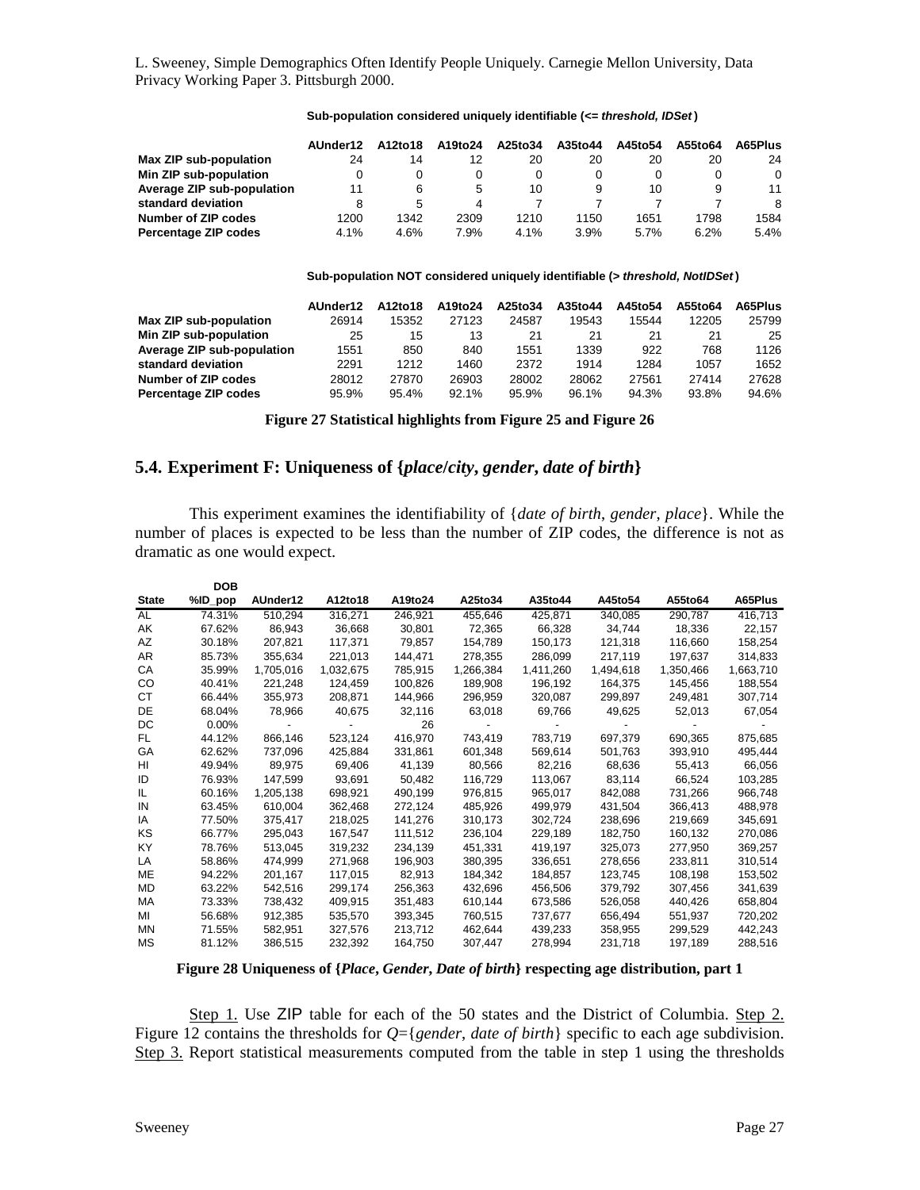L. Sweeney, Simple Demographics Often Identify People Uniquely. Carnegie Mellon University, Data Privacy Working Paper 3. Pittsburgh 2000.

**Sub-population considered uniquely identifiable (<= *threshold, IDSet*)**

| | AUnder12 | A12to18 | A19to24 | A25to34 | A35to44 | A45to54 | A55to64 | A65Plus |
|---|---|---|---|---|---|---|---|---|
| **Max ZIP sub-population** | 24 | 14 | 12 | 20 | 20 | 20 | 20 | 24 |
| **Min ZIP sub-population** | 0 | 0 | 0 | 0 | 0 | 0 | 0 | 0 |
| **Average ZIP sub-population** | 11 | 6 | 5 | 10 | 9 | 10 | 9 | 11 |
| **standard deviation** | 8 | 5 | 4 | 7 | 7 | 7 | 7 | 8 |
| **Number of ZIP codes** | 1200 | 1342 | 2309 | 1210 | 1150 | 1651 | 1798 | 1584 |
| **Percentage ZIP codes** | 4.1% | 4.6% | 7.9% | 4.1% | 3.9% | 5.7% | 6.2% | 5.4% |

**Sub-population NOT considered uniquely identifiable (> *threshold, NotIDSet*)**

| | AUnder12 | A12to18 | A19to24 | A25to34 | A35to44 | A45to54 | A55to64 | A65Plus |
|---|---|---|---|---|---|---|---|---|
| **Max ZIP sub-population** | 26914 | 15352 | 27123 | 24587 | 19543 | 15544 | 12205 | 25799 |
| **Min ZIP sub-population** | 25 | 15 | 13 | 21 | 21 | 21 | 21 | 25 |
| **Average ZIP sub-population** | 1551 | 850 | 840 | 1551 | 1339 | 922 | 768 | 1126 |
| **standard deviation** | 2291 | 1212 | 1460 | 2372 | 1914 | 1284 | 1057 | 1652 |
| **Number of ZIP codes** | 28012 | 27870 | 26903 | 28002 | 28062 | 27561 | 27414 | 27628 |
| **Percentage ZIP codes** | 95.9% | 95.4% | 92.1% | 95.9% | 96.1% | 94.3% | 93.8% | 94.6% |

**Figure 27 Statistical highlights from Figure 25 and Figure 26**

## 5.4. Experiment F: Uniqueness of {*place/city*, *gender*, *date of birth*}

This experiment examines the identifiability of {*date of birth*, *gender*, *place*}. While the number of places is expected to be less than the number of ZIP codes, the difference is not as dramatic as one would expect.

| State | DOB %ID_pop | AUnder12 | A12to18 | A19to24 | A25to34 | A35to44 | A45to54 | A55to64 | A65Plus |
|---|---|---|---|---|---|---|---|---|---|
| AL | 74.31% | 510,294 | 316,271 | 246,921 | 455,646 | 425,871 | 340,085 | 290,787 | 416,713 |
| AK | 67.62% | 86,943 | 36,668 | 30,801 | 72,365 | 66,328 | 34,744 | 18,336 | 22,157 |
| AZ | 30.18% | 207,821 | 117,371 | 79,857 | 154,789 | 150,173 | 121,318 | 116,660 | 158,254 |
| AR | 85.73% | 355,634 | 221,013 | 144,471 | 278,355 | 286,099 | 217,119 | 197,637 | 314,833 |
| CA | 35.99% | 1,705,016 | 1,032,675 | 785,915 | 1,266,384 | 1,411,260 | 1,494,618 | 1,350,466 | 1,663,710 |
| CO | 40.41% | 221,248 | 124,459 | 100,826 | 189,908 | 196,192 | 164,375 | 145,456 | 188,554 |
| CT | 66.44% | 355,973 | 208,871 | 144,966 | 296,959 | 320,087 | 299,897 | 249,481 | 307,714 |
| DE | 68.04% | 78,966 | 40,675 | 32,116 | 63,018 | 69,766 | 49,625 | 52,013 | 67,054 |
| DC | 0.00% | - | - | 26 | - | - | - | - | - |
| FL | 44.12% | 866,146 | 523,124 | 416,970 | 743,419 | 783,719 | 697,379 | 690,365 | 875,685 |
| GA | 62.62% | 737,096 | 425,884 | 331,861 | 601,348 | 569,614 | 501,763 | 393,910 | 495,444 |
| HI | 49.94% | 89,975 | 69,406 | 41,139 | 80,566 | 82,216 | 68,636 | 55,413 | 66,056 |
| ID | 76.93% | 147,599 | 93,691 | 50,482 | 116,729 | 113,067 | 83,114 | 66,524 | 103,285 |
| IL | 60.16% | 1,205,138 | 698,921 | 490,199 | 976,815 | 965,017 | 842,088 | 731,266 | 966,748 |
| IN | 63.45% | 610,004 | 362,468 | 272,124 | 485,926 | 499,979 | 431,504 | 366,413 | 488,978 |
| IA | 77.50% | 375,417 | 218,025 | 141,276 | 310,173 | 302,724 | 238,696 | 219,669 | 345,691 |
| KS | 66.77% | 295,043 | 167,547 | 111,512 | 236,104 | 229,189 | 182,750 | 160,132 | 270,086 |
| KY | 78.76% | 513,045 | 319,232 | 234,139 | 451,331 | 419,197 | 325,073 | 277,950 | 369,257 |
| LA | 58.86% | 474,999 | 271,968 | 196,903 | 380,395 | 336,651 | 278,656 | 233,811 | 310,514 |
| ME | 94.22% | 201,167 | 117,015 | 82,913 | 184,342 | 184,857 | 123,745 | 108,198 | 153,502 |
| MD | 63.22% | 542,516 | 299,174 | 256,363 | 432,696 | 456,506 | 379,792 | 307,456 | 341,639 |
| MA | 73.33% | 738,432 | 409,915 | 351,483 | 610,144 | 673,586 | 526,058 | 440,426 | 658,804 |
| MI | 56.68% | 912,385 | 535,570 | 393,345 | 760,515 | 737,677 | 656,494 | 551,937 | 720,202 |
| MN | 71.55% | 582,951 | 327,576 | 213,712 | 462,644 | 439,233 | 358,955 | 299,529 | 442,243 |
| MS | 81.12% | 386,515 | 232,392 | 164,750 | 307,447 | 278,994 | 231,718 | 197,189 | 288,516 |

**Figure 28 Uniqueness of {*Place*, *Gender*, *Date of birth*} respecting age distribution, part 1**

Step 1. Use ZIP table for each of the 50 states and the District of Columbia. Step 2. Figure 12 contains the thresholds for *Q*={*gender*, *date of birth*} specific to each age subdivision. Step 3. Report statistical measurements computed from the table in step 1 using the thresholds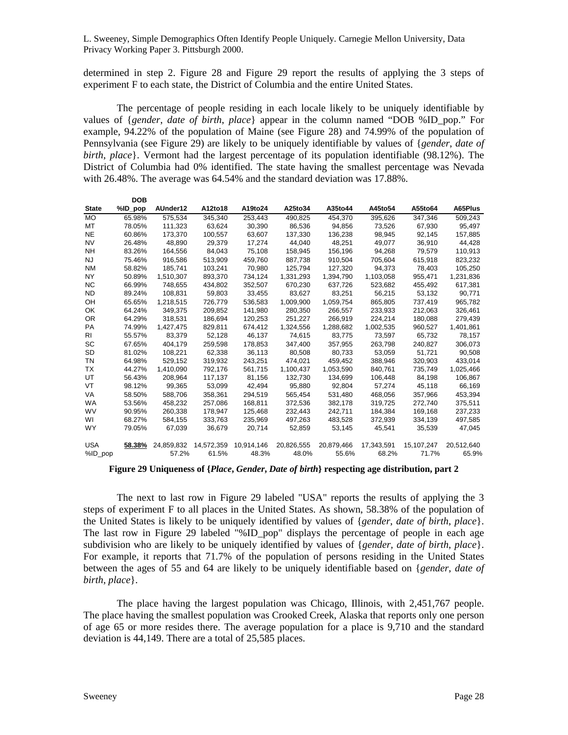determined in step 2. Figure 28 and Figure 29 report the results of applying the 3 steps of experiment F to each state, the District of Columbia and the entire United States.

The percentage of people residing in each locale likely to be uniquely identifiable by values of {*gender*, *date of birth*, *place*} appear in the column named "DOB %ID_pop." For example, 94.22% of the population of Maine (see Figure 28) and 74.99% of the population of Pennsylvania (see Figure 29) are likely to be uniquely identifiable by values of {*gender*, *date of birth*, *place*}. Vermont had the largest percentage of its population identifiable (98.12%). The District of Columbia had 0% identified. The state having the smallest percentage was Nevada with 26.48%. The average was 64.54% and the standard deviation was 17.88%.

| State | DOB %ID_pop | AUnder12 | A12to18 | A19to24 | A25to34 | A35to44 | A45to54 | A55to64 | A65Plus |
|---|---|---|---|---|---|---|---|---|---|
| MO | 65.98% | 575,534 | 345,340 | 253,443 | 490,825 | 454,370 | 395,626 | 347,346 | 509,243 |
| MT | 78.05% | 111,323 | 63,624 | 30,390 | 86,536 | 94,856 | 73,526 | 67,930 | 95,497 |
| NE | 60.86% | 173,370 | 100,557 | 63,607 | 137,330 | 136,238 | 98,945 | 92,145 | 157,885 |
| NV | 26.48% | 48,890 | 29,379 | 17,274 | 44,040 | 48,251 | 49,077 | 36,910 | 44,428 |
| NH | 83.26% | 164,556 | 84,043 | 75,108 | 158,945 | 156,196 | 94,268 | 79,579 | 110,913 |
| NJ | 75.46% | 916,586 | 513,909 | 459,760 | 887,738 | 910,504 | 705,604 | 615,918 | 823,232 |
| NM | 58.82% | 185,741 | 103,241 | 70,980 | 125,794 | 127,320 | 94,373 | 78,403 | 105,250 |
| NY | 50.89% | 1,510,307 | 893,370 | 734,124 | 1,331,293 | 1,394,790 | 1,103,058 | 955,471 | 1,231,836 |
| NC | 66.99% | 748,655 | 434,802 | 352,507 | 670,230 | 637,726 | 523,682 | 455,492 | 617,381 |
| ND | 89.24% | 108,831 | 59,803 | 33,455 | 83,627 | 83,251 | 56,215 | 53,132 | 90,771 |
| OH | 65.65% | 1,218,515 | 726,779 | 536,583 | 1,009,900 | 1,059,754 | 865,805 | 737,419 | 965,782 |
| OK | 64.24% | 349,375 | 209,852 | 141,980 | 280,350 | 266,557 | 233,933 | 212,063 | 326,461 |
| OR | 64.29% | 318,531 | 186,694 | 120,253 | 251,227 | 266,919 | 224,214 | 180,088 | 279,439 |
| PA | 74.99% | 1,427,475 | 829,811 | 674,412 | 1,324,556 | 1,288,682 | 1,002,535 | 960,527 | 1,401,861 |
| RI | 55.57% | 83,379 | 52,128 | 46,137 | 74,615 | 83,775 | 73,597 | 65,732 | 78,157 |
| SC | 67.65% | 404,179 | 259,598 | 178,853 | 347,400 | 357,955 | 263,798 | 240,827 | 306,073 |
| SD | 81.02% | 108,221 | 62,338 | 36,113 | 80,508 | 80,733 | 53,059 | 51,721 | 90,508 |
| TN | 64.98% | 529,152 | 319,932 | 243,251 | 474,021 | 459,452 | 388,946 | 320,903 | 433,014 |
| TX | 44.27% | 1,410,090 | 792,176 | 561,715 | 1,100,437 | 1,053,590 | 840,761 | 735,749 | 1,025,466 |
| UT | 56.43% | 208,964 | 117,137 | 81,156 | 132,730 | 134,699 | 106,448 | 84,198 | 106,867 |
| VT | 98.12% | 99,365 | 53,099 | 42,494 | 95,880 | 92,804 | 57,274 | 45,118 | 66,169 |
| VA | 58.50% | 588,706 | 358,361 | 294,519 | 565,454 | 531,480 | 468,056 | 357,966 | 453,394 |
| WA | 53.56% | 458,232 | 257,086 | 168,811 | 372,536 | 382,178 | 319,725 | 272,740 | 375,511 |
| WV | 90.95% | 260,338 | 178,947 | 125,468 | 232,443 | 242,711 | 184,384 | 169,168 | 237,233 |
| WI | 68.27% | 584,155 | 333,763 | 235,969 | 497,263 | 483,528 | 372,939 | 334,139 | 497,585 |
| WY | 79.05% | 67,039 | 36,679 | 20,714 | 52,859 | 53,145 | 45,541 | 35,539 | 47,045 |
| USA | **58.38%** | 24,859,832 | 14,572,359 | 10,914,146 | 20,826,555 | 20,879,466 | 17,343,591 | 15,107,247 | 20,512,640 |
| %ID_pop | | 57.2% | 61.5% | 48.3% | 48.0% | 55.6% | 68.2% | 71.7% | 65.9% |

**Figure 29 Uniqueness of {*Place*, *Gender*, *Date of birth*} respecting age distribution, part 2**

The next to last row in Figure 29 labeled "USA" reports the results of applying the 3 steps of experiment F to all places in the United States. As shown, 58.38% of the population of the United States is likely to be uniquely identified by values of {*gender*, *date of birth*, *place*}. The last row in Figure 29 labeled "%ID_pop" displays the percentage of people in each age subdivision who are likely to be uniquely identified by values of {*gender*, *date of birth*, *place*}. For example, it reports that 71.7% of the population of persons residing in the United States between the ages of 55 and 64 are likely to be uniquely identifiable based on {*gender*, *date of birth*, *place*}.

The place having the largest population was Chicago, Illinois, with 2,451,767 people. The place having the smallest population was Crooked Creek, Alaska that reports only one person of age 65 or more resides there. The average population for a place is 9,710 and the standard deviation is 44,149. There are a total of 25,585 places.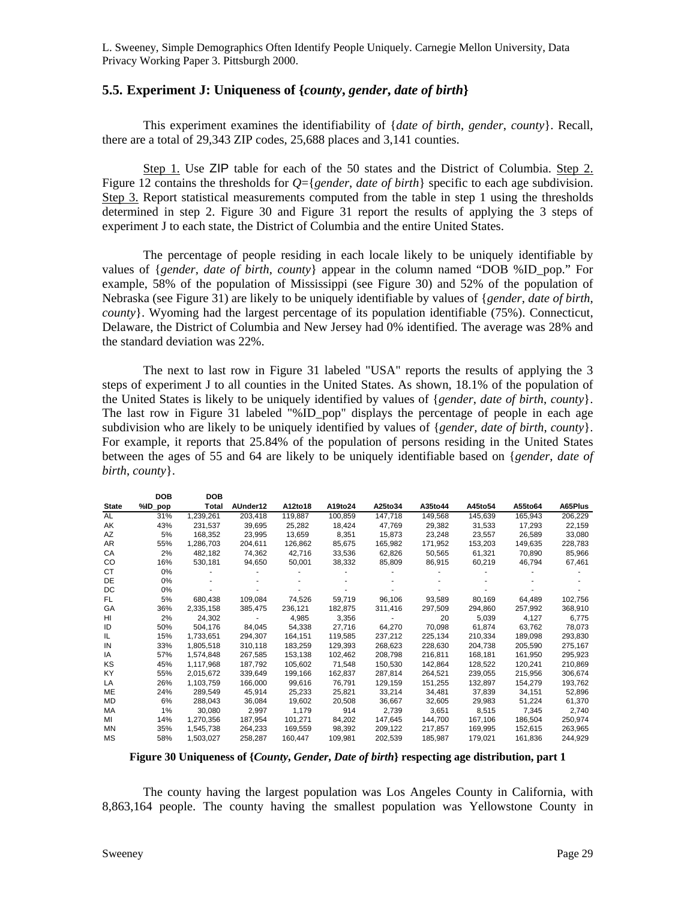L. Sweeney, Simple Demographics Often Identify People Uniquely. Carnegie Mellon University, Data Privacy Working Paper 3. Pittsburgh 2000.

### 5.5. Experiment J: Uniqueness of {*county*, *gender*, *date of birth*}

This experiment examines the identifiability of {*date of birth*, *gender*, *county*}. Recall, there are a total of 29,343 ZIP codes, 25,688 places and 3,141 counties.

Step 1. Use ZIP table for each of the 50 states and the District of Columbia. Step 2. Figure 12 contains the thresholds for *Q*={*gender*, *date of birth*} specific to each age subdivision. Step 3. Report statistical measurements computed from the table in step 1 using the thresholds determined in step 2. Figure 30 and Figure 31 report the results of applying the 3 steps of experiment J to each state, the District of Columbia and the entire United States.

The percentage of people residing in each locale likely to be uniquely identifiable by values of {*gender*, *date of birth*, *county*} appear in the column named "DOB %ID_pop." For example, 58% of the population of Mississippi (see Figure 30) and 52% of the population of Nebraska (see Figure 31) are likely to be uniquely identifiable by values of {*gender*, *date of birth*, *county*}. Wyoming had the largest percentage of its population identifiable (75%). Connecticut, Delaware, the District of Columbia and New Jersey had 0% identified. The average was 28% and the standard deviation was 22%.

The next to last row in Figure 31 labeled "USA" reports the results of applying the 3 steps of experiment J to all counties in the United States. As shown, 18.1% of the population of the United States is likely to be uniquely identified by values of {*gender*, *date of birth*, *county*}. The last row in Figure 31 labeled "%ID_pop" displays the percentage of people in each age subdivision who are likely to be uniquely identified by values of {*gender, date of birth*, *county*}. For example, it reports that 25.84% of the population of persons residing in the United States between the ages of 55 and 64 are likely to be uniquely identifiable based on {*gender*, *date of birth*, *county*}.

| State | DOB %ID_pop | DOB Total | AUnder12 | A12to18 | A19to24 | A25to34 | A35to44 | A45to54 | A55to64 | A65Plus |
|---|---|---|---|---|---|---|---|---|---|---|
| AL | 31% | 1,239,261 | 203,418 | 119,887 | 100,859 | 147,718 | 149,568 | 145,639 | 165,943 | 206,229 |
| AK | 43% | 231,537 | 39,695 | 25,282 | 18,424 | 47,769 | 29,382 | 31,533 | 17,293 | 22,159 |
| AZ | 5% | 168,352 | 23,995 | 13,659 | 8,351 | 15,873 | 23,248 | 23,557 | 26,589 | 33,080 |
| AR | 55% | 1,286,703 | 204,611 | 126,862 | 85,675 | 165,982 | 171,952 | 153,203 | 149,635 | 228,783 |
| CA | 2% | 482,182 | 74,362 | 42,716 | 33,536 | 62,826 | 50,565 | 61,321 | 70,890 | 85,966 |
| CO | 16% | 530,181 | 94,650 | 50,001 | 38,332 | 85,809 | 86,915 | 60,219 | 46,794 | 67,461 |
| CT | 0% | - | - | - | - | - | - | - | - | - |
| DE | 0% | - | - | - | - | - | - | - | - | - |
| DC | 0% | - | - | - | - | - | - | - | - | - |
| FL | 5% | 680,438 | 109,084 | 74,526 | 59,719 | 96,106 | 93,589 | 80,169 | 64,489 | 102,756 |
| GA | 36% | 2,335,158 | 385,475 | 236,121 | 182,875 | 311,416 | 297,509 | 294,860 | 257,992 | 368,910 |
| HI | 2% | 24,302 | - | 4,985 | 3,356 | - | 20 | 5,039 | 4,127 | 6,775 |
| ID | 50% | 504,176 | 84,045 | 54,338 | 27,716 | 64,270 | 70,098 | 61,874 | 63,762 | 78,073 |
| IL | 15% | 1,733,651 | 294,307 | 164,151 | 119,585 | 237,212 | 225,134 | 210,334 | 189,098 | 293,830 |
| IN | 33% | 1,805,518 | 310,118 | 183,259 | 129,393 | 268,623 | 228,630 | 204,738 | 205,590 | 275,167 |
| IA | 57% | 1,574,848 | 267,585 | 153,138 | 102,462 | 208,798 | 216,811 | 168,181 | 161,950 | 295,923 |
| KS | 45% | 1,117,968 | 187,792 | 105,602 | 71,548 | 150,530 | 142,864 | 128,522 | 120,241 | 210,869 |
| KY | 55% | 2,015,672 | 339,649 | 199,166 | 162,837 | 287,814 | 264,521 | 239,055 | 215,956 | 306,674 |
| LA | 26% | 1,103,759 | 166,000 | 99,616 | 76,791 | 129,159 | 151,255 | 132,897 | 154,279 | 193,762 |
| ME | 24% | 289,549 | 45,914 | 25,233 | 25,821 | 33,214 | 34,481 | 37,839 | 34,151 | 52,896 |
| MD | 6% | 288,043 | 36,084 | 19,602 | 20,508 | 36,667 | 32,605 | 29,983 | 51,224 | 61,370 |
| MA | 1% | 30,080 | 2,997 | 1,179 | 914 | 2,739 | 3,651 | 8,515 | 7,345 | 2,740 |
| MI | 14% | 1,270,356 | 187,954 | 101,271 | 84,202 | 147,645 | 144,700 | 167,106 | 186,504 | 250,974 |
| MN | 35% | 1,545,738 | 264,233 | 169,559 | 98,392 | 209,122 | 217,857 | 169,995 | 152,615 | 263,965 |
| MS | 58% | 1,503,027 | 258,287 | 160,447 | 109,981 | 202,539 | 185,987 | 179,021 | 161,836 | 244,929 |

**Figure 30 Uniqueness of {*County*, *Gender*, *Date of birth*} respecting age distribution, part 1**

The county having the largest population was Los Angeles County in California, with 8,863,164 people. The county having the smallest population was Yellowstone County in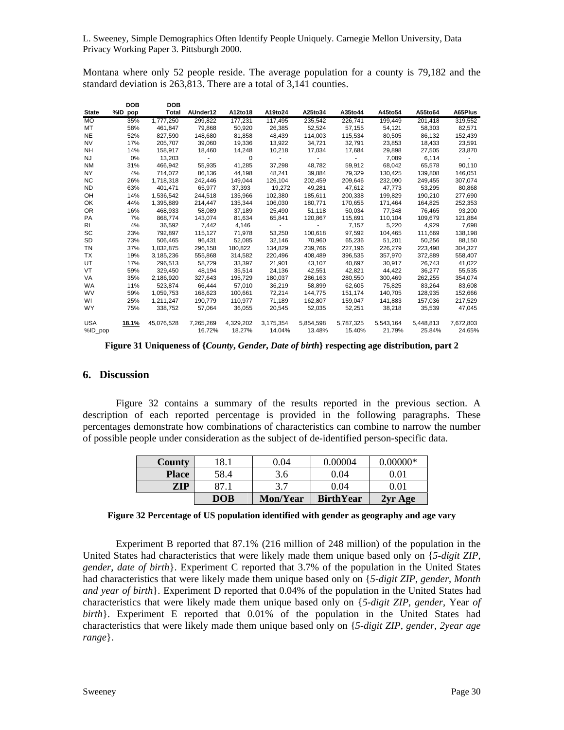Montana where only 52 people reside. The average population for a county is 79,182 and the standard deviation is 263,813. There are a total of 3,141 counties.

| State | DOB %ID_pop | DOB Total | AUnder12 | A12to18 | A19to24 | A25to34 | A35to44 | A45to54 | A55to64 | A65Plus |
|---|---|---|---|---|---|---|---|---|---|---|
| MO | 35% | 1,777,250 | 299,822 | 177,231 | 117,495 | 235,542 | 226,741 | 199,449 | 201,418 | 319,552 |
| MT | 58% | 461,847 | 79,868 | 50,920 | 26,385 | 52,524 | 57,155 | 54,121 | 58,303 | 82,571 |
| NE | 52% | 827,590 | 148,680 | 81,858 | 48,439 | 114,003 | 115,534 | 80,505 | 86,132 | 152,439 |
| NV | 17% | 205,707 | 39,060 | 19,336 | 13,922 | 34,721 | 32,791 | 23,853 | 18,433 | 23,591 |
| NH | 14% | 158,917 | 18,460 | 14,248 | 10,218 | 17,034 | 17,684 | 29,898 | 27,505 | 23,870 |
| NJ | 0% | 13,203 | - | 0 | - | - | - | 7,089 | 6,114 | - |
| NM | 31% | 466,942 | 55,935 | 41,285 | 37,298 | 48,782 | 59,912 | 68,042 | 65,578 | 90,110 |
| NY | 4% | 714,072 | 86,136 | 44,198 | 48,241 | 39,884 | 79,329 | 130,425 | 139,808 | 146,051 |
| NC | 26% | 1,718,318 | 242,446 | 149,044 | 126,104 | 202,459 | 209,646 | 232,090 | 249,455 | 307,074 |
| ND | 63% | 401,471 | 65,977 | 37,393 | 19,272 | 49,281 | 47,612 | 47,773 | 53,295 | 80,868 |
| OH | 14% | 1,536,542 | 244,518 | 135,966 | 102,380 | 185,611 | 200,338 | 199,829 | 190,210 | 277,690 |
| OK | 44% | 1,395,889 | 214,447 | 135,344 | 106,030 | 180,771 | 170,655 | 171,464 | 164,825 | 252,353 |
| OR | 16% | 468,933 | 58,089 | 37,189 | 25,490 | 51,118 | 50,034 | 77,348 | 76,465 | 93,200 |
| PA | 7% | 868,774 | 143,074 | 81,634 | 65,841 | 120,867 | 115,691 | 110,104 | 109,679 | 121,884 |
| RI | 4% | 36,592 | 7,442 | 4,146 | - | - | 7,157 | 5,220 | 4,929 | 7,698 |
| SC | 23% | 792,897 | 115,127 | 71,978 | 53,250 | 100,618 | 97,592 | 104,465 | 111,669 | 138,198 |
| SD | 73% | 506,465 | 96,431 | 52,085 | 32,146 | 70,960 | 65,236 | 51,201 | 50,256 | 88,150 |
| TN | 37% | 1,832,875 | 296,158 | 180,822 | 134,829 | 239,766 | 227,196 | 226,279 | 223,498 | 304,327 |
| TX | 19% | 3,185,236 | 555,868 | 314,582 | 220,496 | 408,489 | 396,535 | 357,970 | 372,889 | 558,407 |
| UT | 17% | 296,513 | 58,729 | 33,397 | 21,901 | 43,107 | 40,697 | 30,917 | 26,743 | 41,022 |
| VT | 59% | 329,450 | 48,194 | 35,514 | 24,136 | 42,551 | 42,821 | 44,422 | 36,277 | 55,535 |
| VA | 35% | 2,186,920 | 327,643 | 195,729 | 180,037 | 286,163 | 280,550 | 300,469 | 262,255 | 354,074 |
| WA | 11% | 523,874 | 66,444 | 57,010 | 36,219 | 58,899 | 62,605 | 75,825 | 83,264 | 83,608 |
| WV | 59% | 1,059,753 | 168,623 | 100,661 | 72,214 | 144,775 | 151,174 | 140,705 | 128,935 | 152,666 |
| WI | 25% | 1,211,247 | 190,779 | 110,977 | 71,189 | 162,807 | 159,047 | 141,883 | 157,036 | 217,529 |
| WY | 75% | 338,752 | 57,064 | 36,055 | 20,545 | 52,035 | 52,251 | 38,218 | 35,539 | 47,045 |
| USA | **18.1%** | 45,076,528 | 7,265,269 | 4,329,202 | 3,175,354 | 5,854,598 | 5,787,325 | 5,543,164 | 5,448,813 | 7,672,803 |
| %ID_pop | | | 16.72% | 18.27% | 14.04% | 13.48% | 15.40% | 21.79% | 25.84% | 24.65% |

**Figure 31 Uniqueness of {*County*, *Gender*, *Date of birth*} respecting age distribution, part 2**

## 6. Discussion

Figure 32 contains a summary of the results reported in the previous section. A description of each reported percentage is provided in the following paragraphs. These percentages demonstrate how combinations of characteristics can combine to narrow the number of possible people under consideration as the subject of de-identified person-specific data.

| | | | | |
|---|---|---|---|---|
| **County** | 18.1 | 0.04 | 0.00004 | 0.00000* |
| **Place** | 58.4 | 3.6 | 0.04 | 0.01 |
| **ZIP** | 87.1 | 3.7 | 0.04 | 0.01 |
| | **DOB** | **Mon/Year** | **BirthYear** | **2yr Age** |

**Figure 32 Percentage of US population identified with gender as geography and age vary**

Experiment B reported that 87.1% (216 million of 248 million) of the population in the United States had characteristics that were likely made them unique based only on {*5-digit ZIP*, *gender*, *date of birth*}. Experiment C reported that 3.7% of the population in the United States had characteristics that were likely made them unique based only on {*5-digit ZIP*, *gender*, *Month and year of birth*}. Experiment D reported that 0.04% of the population in the United States had characteristics that were likely made them unique based only on {*5-digit ZIP*, *gender*, Year *of birth*}. Experiment E reported that 0.01% of the population in the United States had characteristics that were likely made them unique based only on {*5-digit ZIP*, *gender*, *2year age range*}.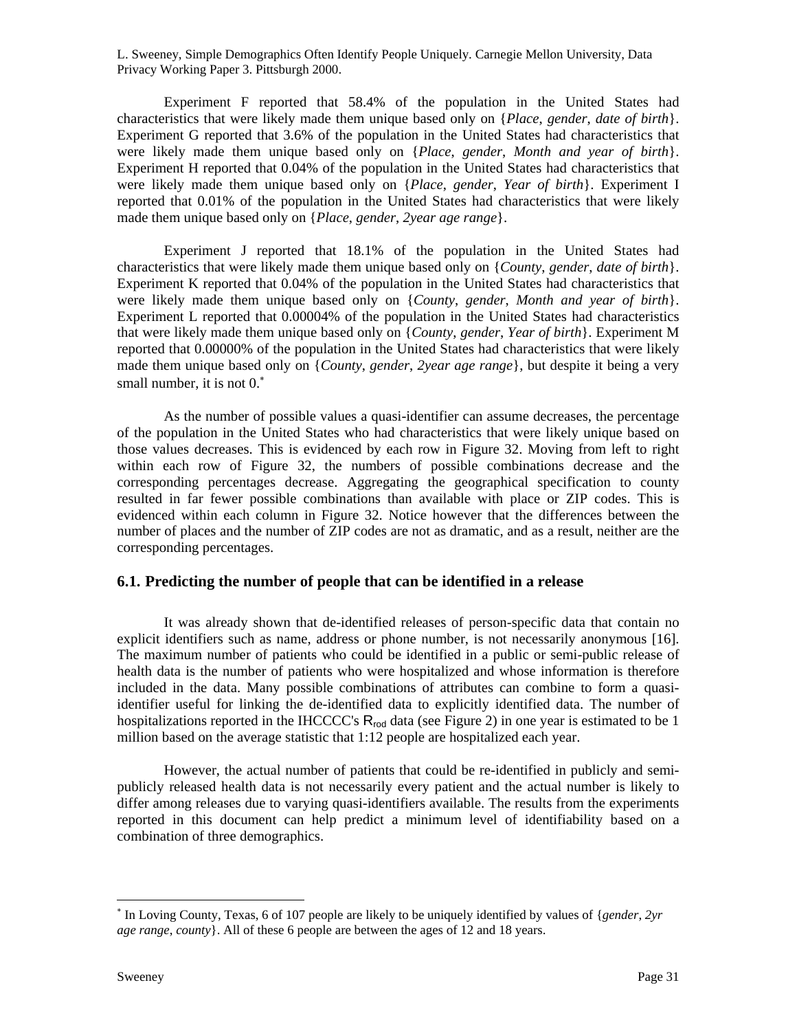Experiment F reported that 58.4% of the population in the United States had characteristics that were likely made them unique based only on {*Place*, *gender*, *date of birth*}. Experiment G reported that 3.6% of the population in the United States had characteristics that were likely made them unique based only on {*Place*, *gender*, *Month and year of birth*}. Experiment H reported that 0.04% of the population in the United States had characteristics that were likely made them unique based only on {*Place*, *gender*, *Year of birth*}. Experiment I reported that 0.01% of the population in the United States had characteristics that were likely made them unique based only on {*Place*, *gender*, *2year age range*}.

Experiment J reported that 18.1% of the population in the United States had characteristics that were likely made them unique based only on {*County*, *gender*, *date of birth*}. Experiment K reported that 0.04% of the population in the United States had characteristics that were likely made them unique based only on {*County*, *gender*, *Month and year of birth*}. Experiment L reported that 0.00004% of the population in the United States had characteristics that were likely made them unique based only on {*County*, *gender*, *Year of birth*}. Experiment M reported that 0.00000% of the population in the United States had characteristics that were likely made them unique based only on {*County*, *gender*, *2year age range*}, but despite it being a very small number, it is not 0.*

As the number of possible values a quasi-identifier can assume decreases, the percentage of the population in the United States who had characteristics that were likely unique based on those values decreases. This is evidenced by each row in Figure 32. Moving from left to right within each row of Figure 32, the numbers of possible combinations decrease and the corresponding percentages decrease. Aggregating the geographical specification to county resulted in far fewer possible combinations than available with place or ZIP codes. This is evidenced within each column in Figure 32. Notice however that the differences between the number of places and the number of ZIP codes are not as dramatic, and as a result, neither are the corresponding percentages.

## 6.1. Predicting the number of people that can be identified in a release

It was already shown that de-identified releases of person-specific data that contain no explicit identifiers such as name, address or phone number, is not necessarily anonymous [16]. The maximum number of patients who could be identified in a public or semi-public release of health data is the number of patients who were hospitalized and whose information is therefore included in the data. Many possible combinations of attributes can combine to form a quasi-identifier useful for linking the de-identified data to explicitly identified data. The number of hospitalizations reported in the IHCCCC's $R_{rod}$ data (see Figure 2) in one year is estimated to be 1 million based on the average statistic that 1:12 people are hospitalized each year.

However, the actual number of patients that could be re-identified in publicly and semi-publicly released health data is not necessarily every patient and the actual number is likely to differ among releases due to varying quasi-identifiers available. The results from the experiments reported in this document can help predict a minimum level of identifiability based on a combination of three demographics.

---

* In Loving County, Texas, 6 of 107 people are likely to be uniquely identified by values of {*gender*, *2yr age range*, *county*}. All of these 6 people are between the ages of 12 and 18 years.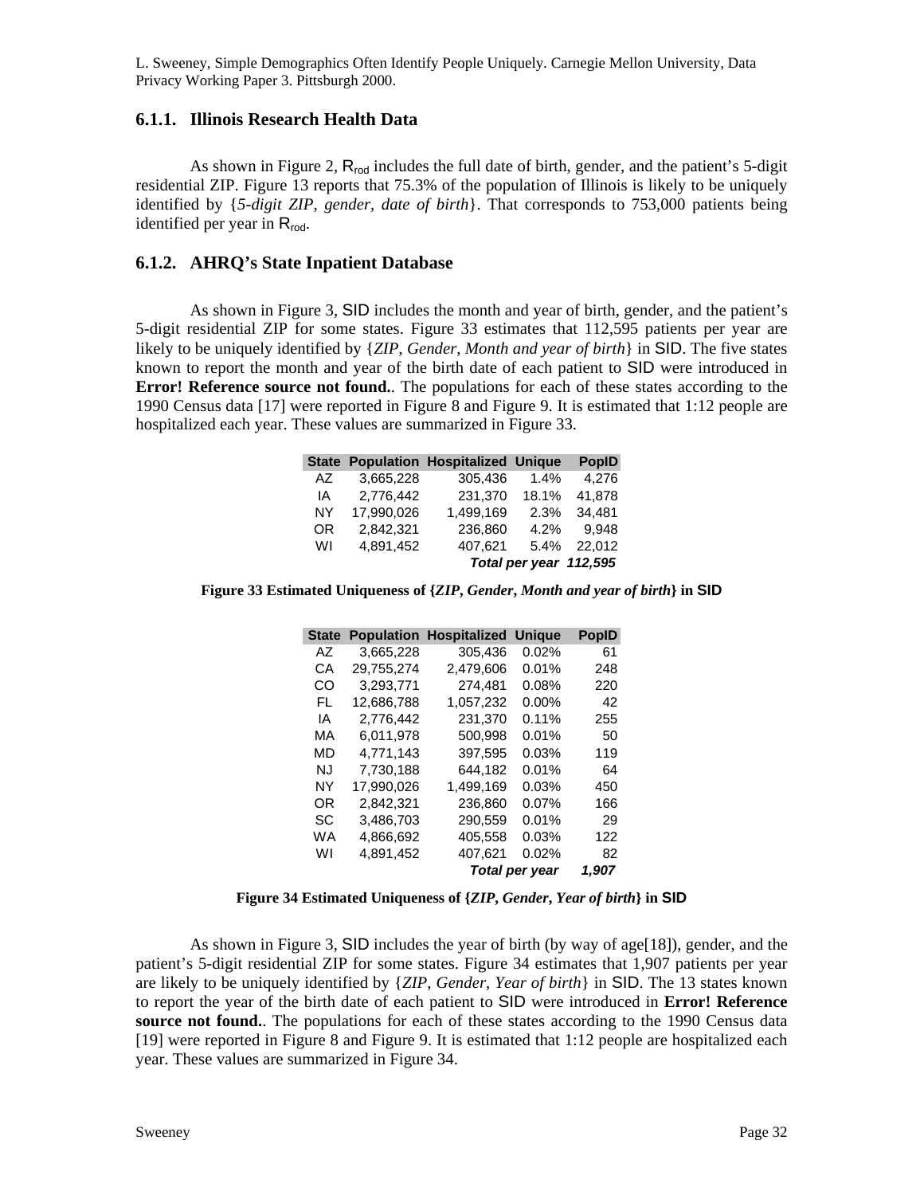L. Sweeney, Simple Demographics Often Identify People Uniquely. Carnegie Mellon University, Data Privacy Working Paper 3. Pittsburgh 2000.

### 6.1.1. Illinois Research Health Data

As shown in Figure 2, $R_{rod}$ includes the full date of birth, gender, and the patient's 5-digit residential ZIP. Figure 13 reports that 75.3% of the population of Illinois is likely to be uniquely identified by {*5-digit ZIP*, *gender*, *date of birth*}. That corresponds to 753,000 patients being identified per year in $R_{rod}$.

### 6.1.2. AHRQ's State Inpatient Database

As shown in Figure 3, SID includes the month and year of birth, gender, and the patient's 5-digit residential ZIP for some states. Figure 33 estimates that 112,595 patients per year are likely to be uniquely identified by {*ZIP*, *Gender*, *Month and year of birth*} in SID. The five states known to report the month and year of the birth date of each patient to SID were introduced in **Error! Reference source not found.**. The populations for each of these states according to the 1990 Census data [17] were reported in Figure 8 and Figure 9. It is estimated that 1:12 people are hospitalized each year. These values are summarized in Figure 33.

| State | Population | Hospitalized | Unique | PopID |
|---|---|---|---|---|
| AZ | 3,665,228 | 305,436 | 1.4% | 4,276 |
| IA | 2,776,442 | 231,370 | 18.1% | 41,878 |
| NY | 17,990,026 | 1,499,169 | 2.3% | 34,481 |
| OR | 2,842,321 | 236,860 | 4.2% | 9,948 |
| WI | 4,891,452 | 407,621 | 5.4% | 22,012 |
| | | *Total per year* | | *112,595* |

**Figure 33 Estimated Uniqueness of {*ZIP*, *Gender*, *Month and year of birth*} in SID**

| State | Population | Hospitalized | Unique | PopID |
|---|---|---|---|---|
| AZ | 3,665,228 | 305,436 | 0.02% | 61 |
| CA | 29,755,274 | 2,479,606 | 0.01% | 248 |
| CO | 3,293,771 | 274,481 | 0.08% | 220 |
| FL | 12,686,788 | 1,057,232 | 0.00% | 42 |
| IA | 2,776,442 | 231,370 | 0.11% | 255 |
| MA | 6,011,978 | 500,998 | 0.01% | 50 |
| MD | 4,771,143 | 397,595 | 0.03% | 119 |
| NJ | 7,730,188 | 644,182 | 0.01% | 64 |
| NY | 17,990,026 | 1,499,169 | 0.03% | 450 |
| OR | 2,842,321 | 236,860 | 0.07% | 166 |
| SC | 3,486,703 | 290,559 | 0.01% | 29 |
| WA | 4,866,692 | 405,558 | 0.03% | 122 |
| WI | 4,891,452 | 407,621 | 0.02% | 82 |
| | | *Total per year* | | *1,907* |

**Figure 34 Estimated Uniqueness of {*ZIP*, *Gender*, *Year of birth*} in SID**

As shown in Figure 3, SID includes the year of birth (by way of age[18]), gender, and the patient's 5-digit residential ZIP for some states. Figure 34 estimates that 1,907 patients per year are likely to be uniquely identified by {*ZIP*, *Gender*, *Year of birth*} in SID. The 13 states known to report the year of the birth date of each patient to SID were introduced in **Error! Reference source not found.**. The populations for each of these states according to the 1990 Census data [19] were reported in Figure 8 and Figure 9. It is estimated that 1:12 people are hospitalized each year. These values are summarized in Figure 34.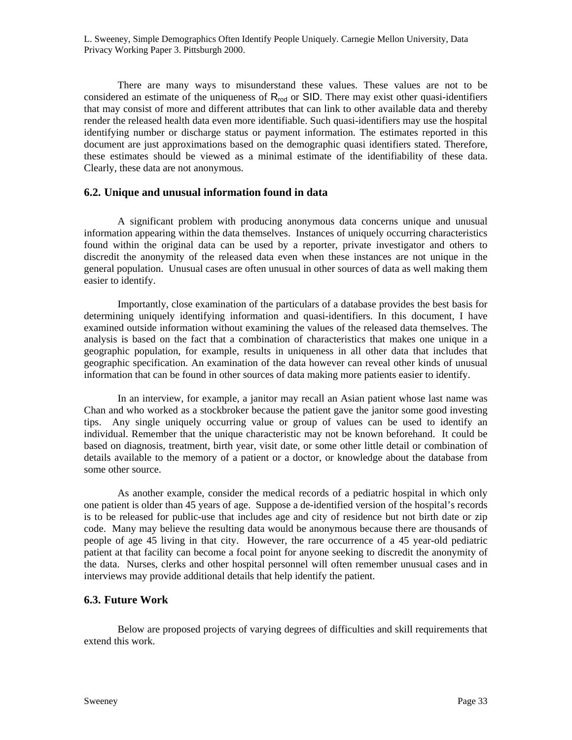There are many ways to misunderstand these values. These values are not to be considered an estimate of the uniqueness of $R_{rod}$ or SID. There may exist other quasi-identifiers that may consist of more and different attributes that can link to other available data and thereby render the released health data even more identifiable. Such quasi-identifiers may use the hospital identifying number or discharge status or payment information. The estimates reported in this document are just approximations based on the demographic quasi identifiers stated. Therefore, these estimates should be viewed as a minimal estimate of the identifiability of these data. Clearly, these data are not anonymous.

### 6.2. Unique and unusual information found in data

A significant problem with producing anonymous data concerns unique and unusual information appearing within the data themselves. Instances of uniquely occurring characteristics found within the original data can be used by a reporter, private investigator and others to discredit the anonymity of the released data even when these instances are not unique in the general population. Unusual cases are often unusual in other sources of data as well making them easier to identify.

Importantly, close examination of the particulars of a database provides the best basis for determining uniquely identifying information and quasi-identifiers. In this document, I have examined outside information without examining the values of the released data themselves. The analysis is based on the fact that a combination of characteristics that makes one unique in a geographic population, for example, results in uniqueness in all other data that includes that geographic specification. An examination of the data however can reveal other kinds of unusual information that can be found in other sources of data making more patients easier to identify.

In an interview, for example, a janitor may recall an Asian patient whose last name was Chan and who worked as a stockbroker because the patient gave the janitor some good investing tips. Any single uniquely occurring value or group of values can be used to identify an individual. Remember that the unique characteristic may not be known beforehand. It could be based on diagnosis, treatment, birth year, visit date, or some other little detail or combination of details available to the memory of a patient or a doctor, or knowledge about the database from some other source.

As another example, consider the medical records of a pediatric hospital in which only one patient is older than 45 years of age. Suppose a de-identified version of the hospital's records is to be released for public-use that includes age and city of residence but not birth date or zip code. Many may believe the resulting data would be anonymous because there are thousands of people of age 45 living in that city. However, the rare occurrence of a 45 year-old pediatric patient at that facility can become a focal point for anyone seeking to discredit the anonymity of the data. Nurses, clerks and other hospital personnel will often remember unusual cases and in interviews may provide additional details that help identify the patient.

### 6.3. Future Work

Below are proposed projects of varying degrees of difficulties and skill requirements that extend this work.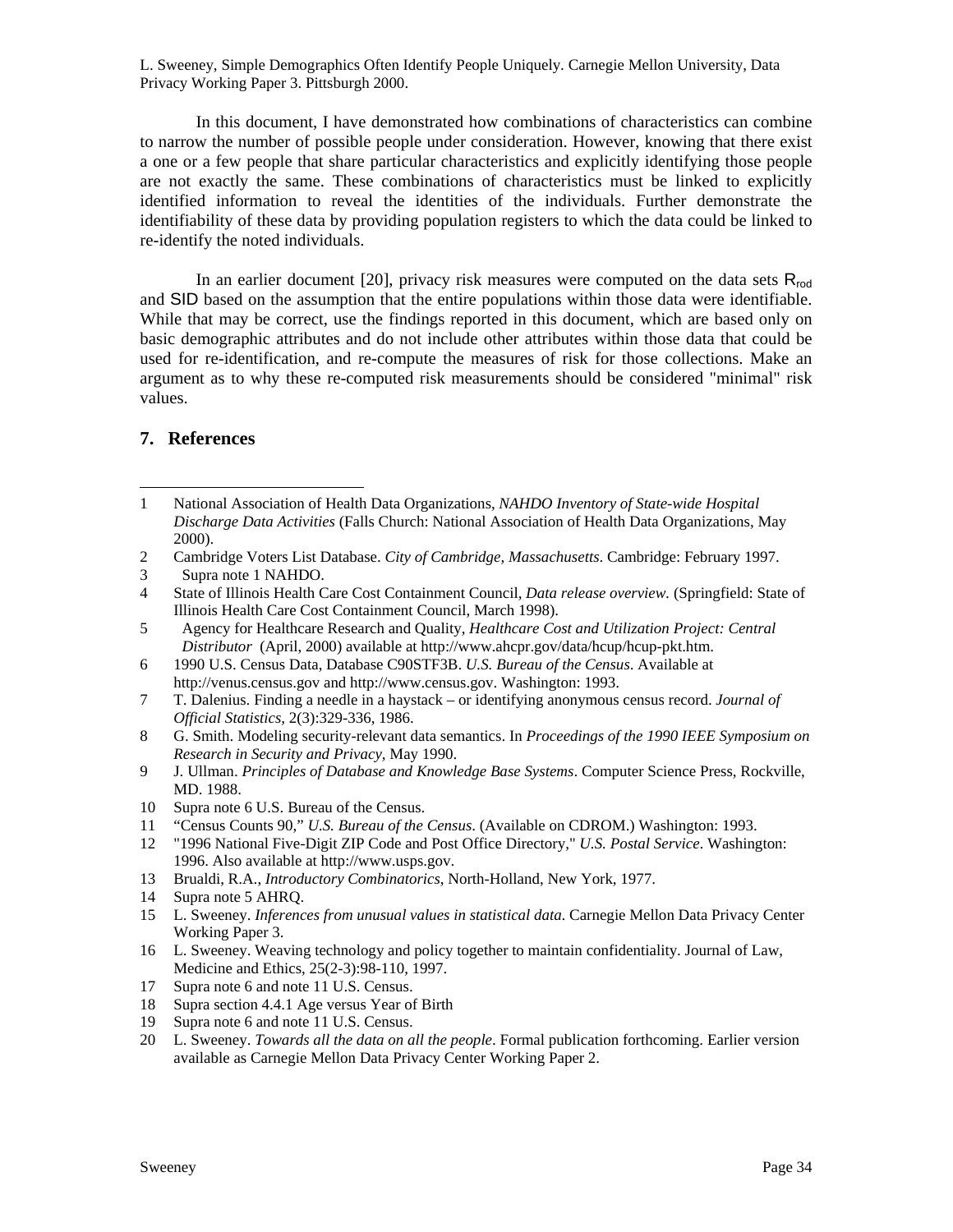In this document, I have demonstrated how combinations of characteristics can combine to narrow the number of possible people under consideration. However, knowing that there exist a one or a few people that share particular characteristics and explicitly identifying those people are not exactly the same. These combinations of characteristics must be linked to explicitly identified information to reveal the identities of the individuals. Further demonstrate the identifiability of these data by providing population registers to which the data could be linked to re-identify the noted individuals.

In an earlier document [20], privacy risk measures were computed on the data sets $R_{rod}$ and SID based on the assumption that the entire populations within those data were identifiable. While that may be correct, use the findings reported in this document, which are based only on basic demographic attributes and do not include other attributes within those data that could be used for re-identification, and re-compute the measures of risk for those collections. Make an argument as to why these re-computed risk measurements should be considered "minimal" risk values.

## 7. References

1 National Association of Health Data Organizations, *NAHDO Inventory of State-wide Hospital Discharge Data Activities* (Falls Church: National Association of Health Data Organizations, May 2000).

2 Cambridge Voters List Database. *City of Cambridge, Massachusetts*. Cambridge: February 1997.

3 Supra note 1 NAHDO.

4 State of Illinois Health Care Cost Containment Council, *Data release overview.* (Springfield: State of Illinois Health Care Cost Containment Council, March 1998).

5 Agency for Healthcare Research and Quality, *Healthcare Cost and Utilization Project: Central Distributor* (April, 2000) available at http://www.ahcpr.gov/data/hcup/hcup-pkt.htm.

6 1990 U.S. Census Data, Database C90STF3B. *U.S. Bureau of the Census*. Available at http://venus.census.gov and http://www.census.gov. Washington: 1993.

7 T. Dalenius. Finding a needle in a haystack – or identifying anonymous census record. *Journal of Official Statistics,* 2(3):329-336, 1986.

8 G. Smith. Modeling security-relevant data semantics. In *Proceedings of the 1990 IEEE Symposium on Research in Security and Privacy,* May 1990.

9 J. Ullman. *Principles of Database and Knowledge Base Systems*. Computer Science Press, Rockville, MD. 1988.

10 Supra note 6 U.S. Bureau of the Census.

11 "Census Counts 90," *U.S. Bureau of the Census*. (Available on CDROM.) Washington: 1993.

12 "1996 National Five-Digit ZIP Code and Post Office Directory," *U.S. Postal Service*. Washington: 1996. Also available at http://www.usps.gov.

13 Brualdi, R.A., *Introductory Combinatorics*, North-Holland, New York, 1977.

14 Supra note 5 AHRQ.

15 L. Sweeney. *Inferences from unusual values in statistical data.* Carnegie Mellon Data Privacy Center Working Paper 3.

16 L. Sweeney. Weaving technology and policy together to maintain confidentiality. Journal of Law, Medicine and Ethics, 25(2-3):98-110, 1997.

17 Supra note 6 and note 11 U.S. Census.

18 Supra section 4.4.1 Age versus Year of Birth

19 Supra note 6 and note 11 U.S. Census.

20 L. Sweeney. *Towards all the data on all the people*. Formal publication forthcoming. Earlier version available as Carnegie Mellon Data Privacy Center Working Paper 2.